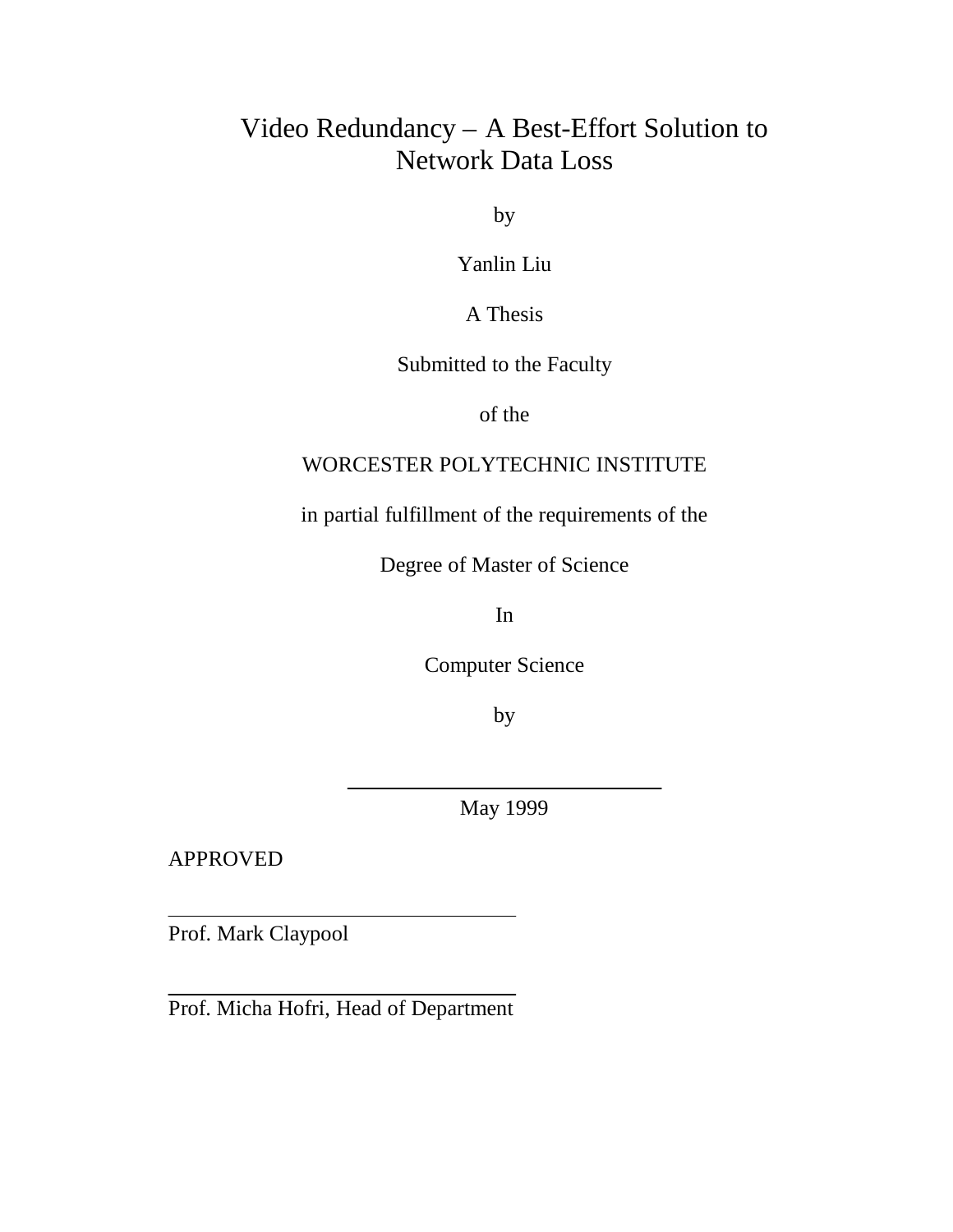# Video Redundancy – A Best-Effort Solution to Network Data Loss

by

Yanlin Liu

A Thesis

Submitted to the Faculty

of the

WORCESTER POLYTECHNIC INSTITUTE

in partial fulfillment of the requirements of the

Degree of Master of Science

In

Computer Science

by

\_\_\_\_\_\_\_\_\_\_\_\_\_\_\_\_\_\_\_\_\_\_\_\_\_\_\_\_\_\_

May 1999

APPROVED

\_\_\_\_\_\_\_\_\_\_\_\_\_\_\_\_\_\_\_\_\_\_\_\_\_\_\_\_\_\_

Prof. Mark Claypool

\_\_\_\_\_\_\_\_\_\_\_\_\_\_\_\_\_\_\_\_\_\_\_\_\_\_\_\_\_\_

Prof. Micha Hofri, Head of Department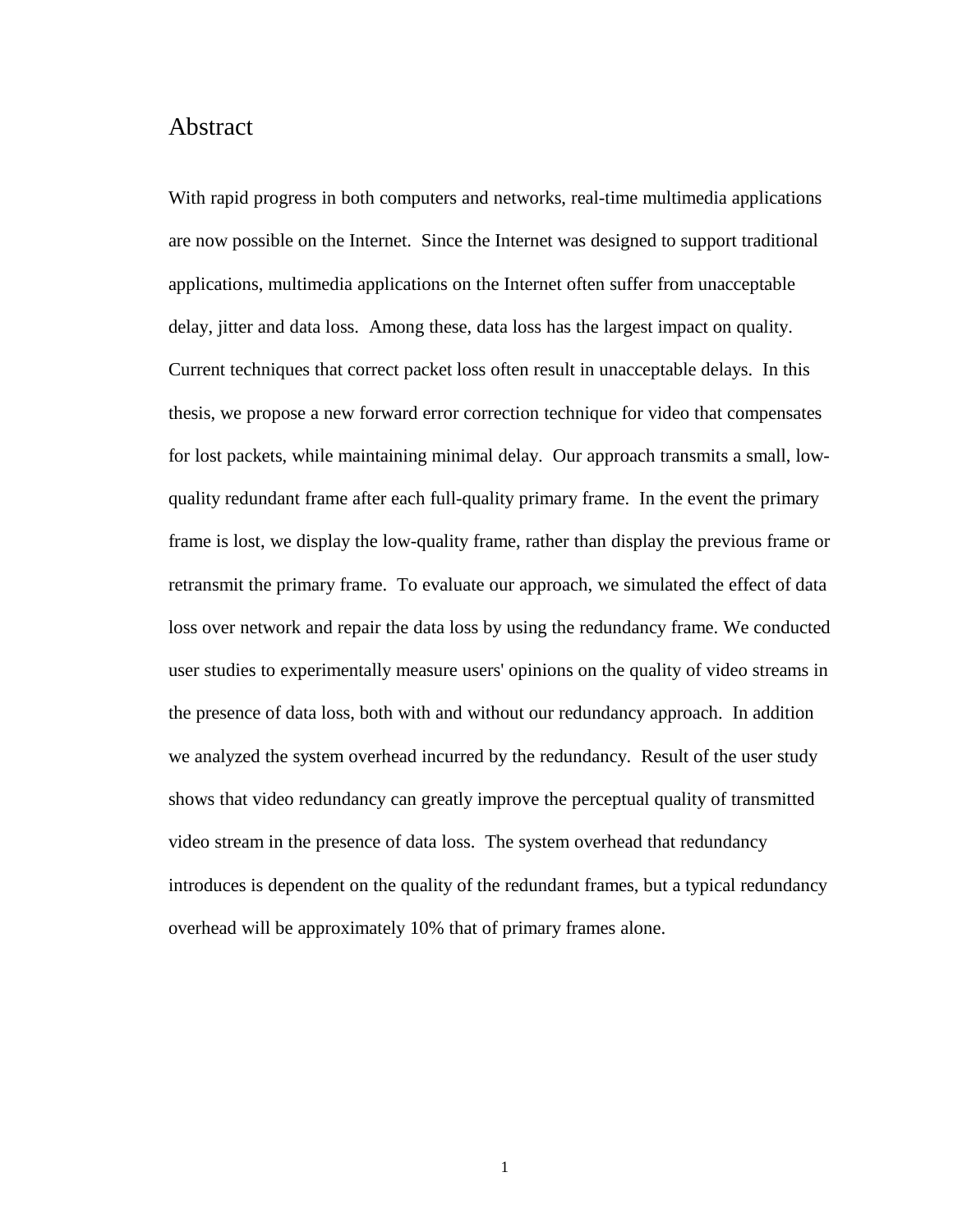# Abstract

With rapid progress in both computers and networks, real-time multimedia applications are now possible on the Internet. Since the Internet was designed to support traditional applications, multimedia applications on the Internet often suffer from unacceptable delay, jitter and data loss. Among these, data loss has the largest impact on quality. Current techniques that correct packet loss often result in unacceptable delays. In this thesis, we propose a new forward error correction technique for video that compensates for lost packets, while maintaining minimal delay. Our approach transmits a small, low-quality redundant frame after each full-quality primary frame. In the event the primary frame is lost, we display the low-quality frame, rather than display the previous frame or retransmit the primary frame. To evaluate our approach, we simulated the effect of data loss over network and repair the data loss by using the redundancy frame. We conducted user studies to experimentally measure users' opinions on the quality of video streams in the presence of data loss, both with and without our redundancy approach. In addition we analyzed the system overhead incurred by the redundancy. Result of the user study shows that video redundancy can greatly improve the perceptual quality of transmitted video stream in the presence of data loss. The system overhead that redundancy introduces is dependent on the quality of the redundant frames, but a typical redundancy overhead will be approximately 10% that of primary frames alone.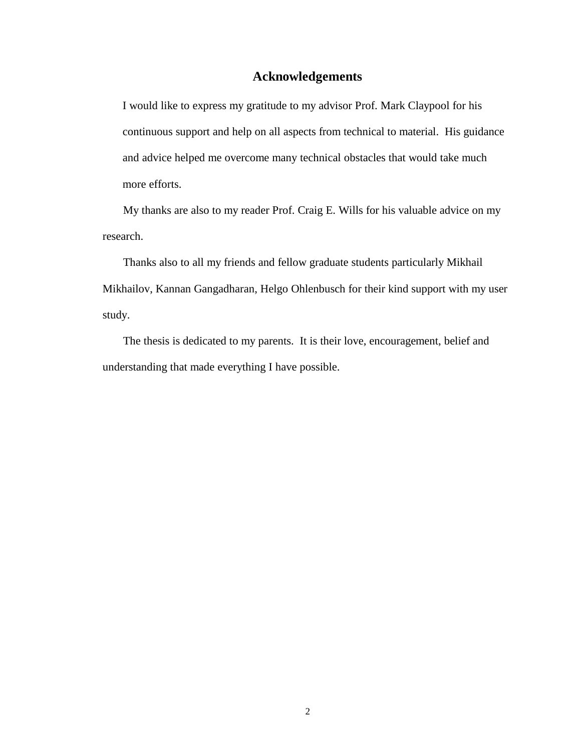# Acknowledgements

I would like to express my gratitude to my advisor Prof. Mark Claypool for his continuous support and help on all aspects from technical to material. His guidance and advice helped me overcome many technical obstacles that would take much more efforts.

My thanks are also to my reader Prof. Craig E. Wills for his valuable advice on my research.

Thanks also to all my friends and fellow graduate students particularly Mikhail Mikhailov, Kannan Gangadharan, Helgo Ohlenbusch for their kind support with my user study.

The thesis is dedicated to my parents. It is their love, encouragement, belief and understanding that made everything I have possible.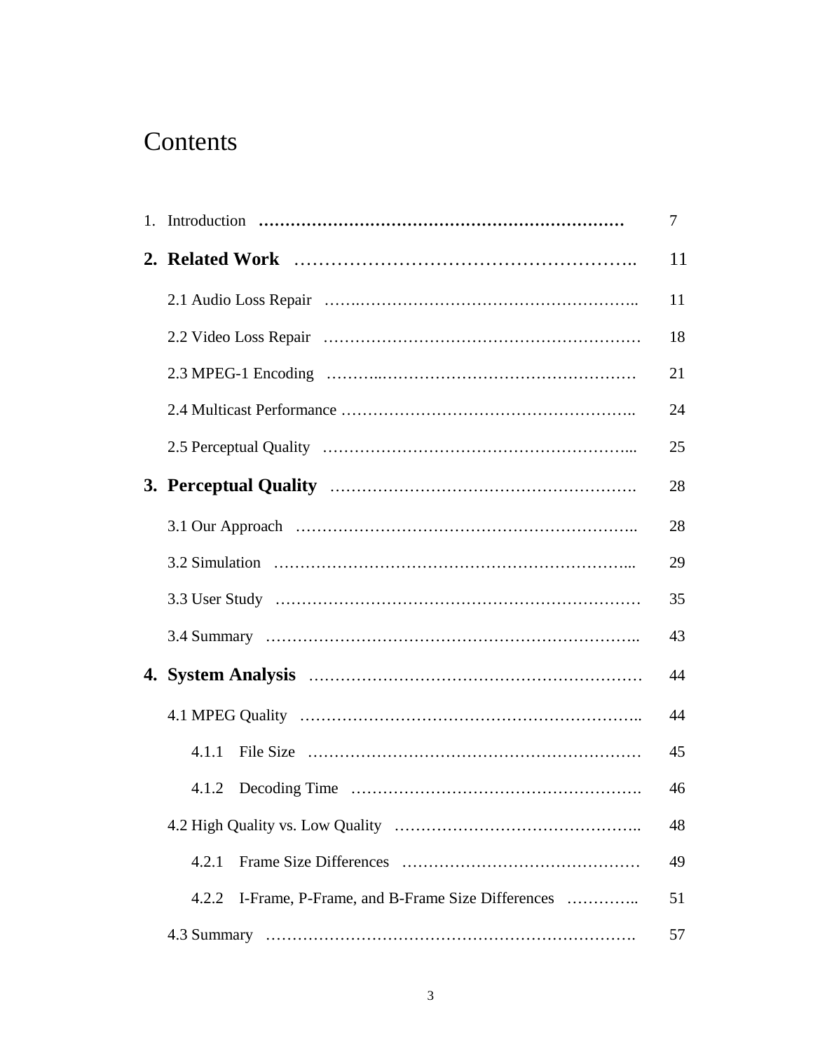# Contents

1. Introduction ……………………………………………………………… 7

**2. Related Work** ………………………………………………….. 11

- 2.1 Audio Loss Repair ……………………………………………….. 11
- 2.2 Video Loss Repair …………………………………………………… 18
- 2.3 MPEG-1 Encoding ……………………………………………… 21
- 2.4 Multicast Performance ……………………………………………….. 24
- 2.5 Perceptual Quality …………………………………………………... 25

**3. Perceptual Quality** …………………………………………………. 28

- 3.1 Our Approach …………………………………………………….. 28
- 3.2 Simulation …………………………………………………………... 29
- 3.3 User Study …………………………………………………………… 35
- 3.4 Summary …………………………………………………………….. 43

**4. System Analysis** …………………………………………………… 44

- 4.1 MPEG Quality …………………………………………………….. 44
  - 4.1.1 File Size …………………………………………………… 45
  - 4.1.2 Decoding Time ………………………………………………. 46
- 4.2 High Quality vs. Low Quality …………………………………….. 48
  - 4.2.1 Frame Size Differences ……………………………………… 49
  - 4.2.2 I-Frame, P-Frame, and B-Frame Size Differences ………….. 51
- 4.3 Summary ……………………………………………………………. 57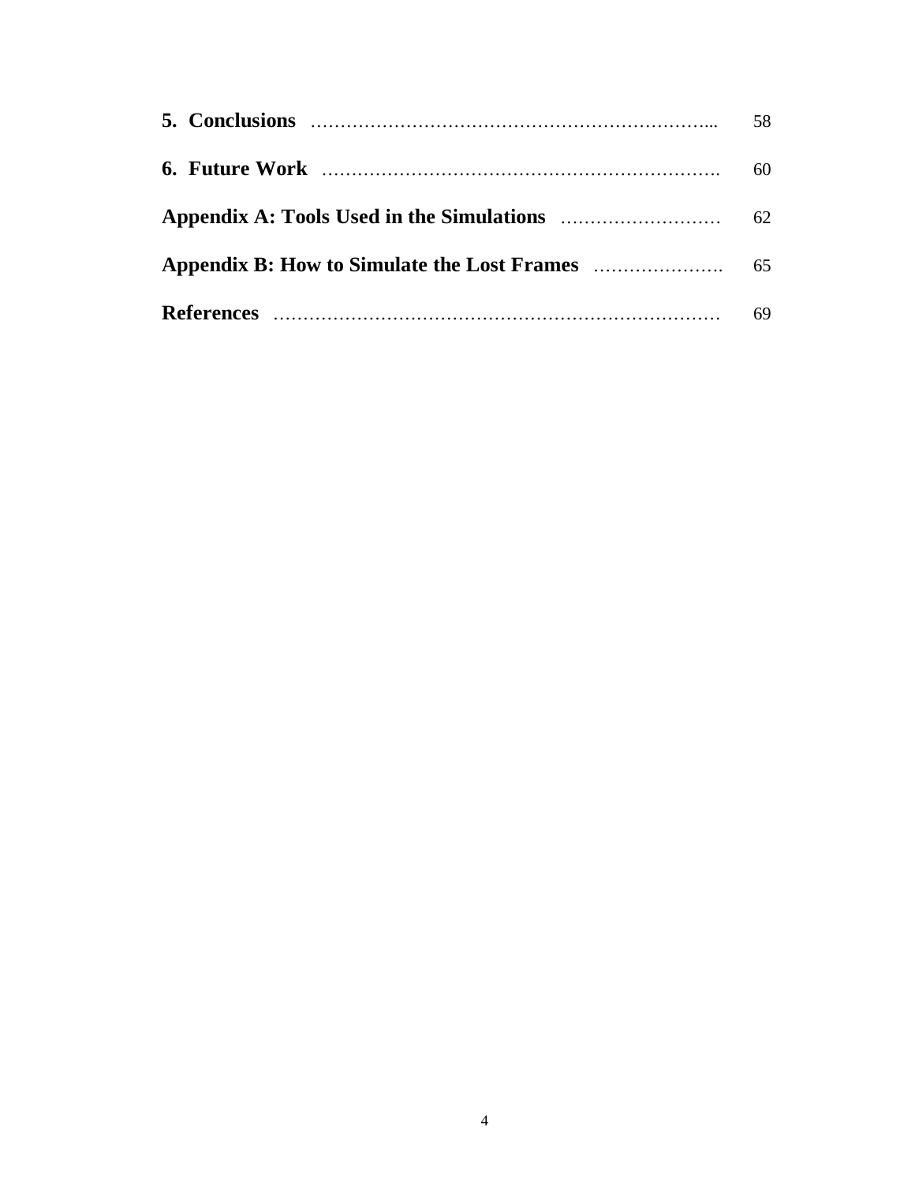**5. Conclusions** ………………………………………………………………... 58

**6. Future Work** ………………………………………………………………. 60

**Appendix A: Tools Used in the Simulations** ……………………… 62

**Appendix B: How to Simulate the Lost Frames** …………………. 65

**References** ………………………………………………………………… 69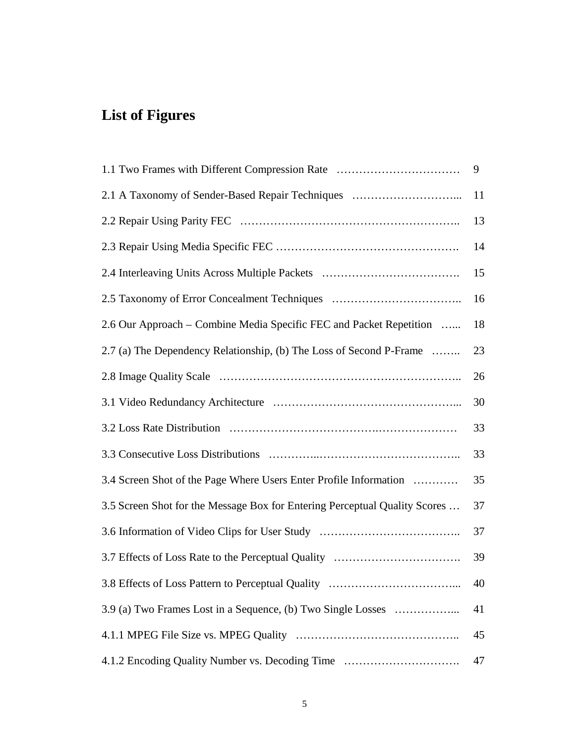# List of Figures

| | |
|---|---|
| 1.1 Two Frames with Different Compression Rate | 9 |
| 2.1 A Taxonomy of Sender-Based Repair Techniques | 11 |
| 2.2 Repair Using Parity FEC | 13 |
| 2.3 Repair Using Media Specific FEC | 14 |
| 2.4 Interleaving Units Across Multiple Packets | 15 |
| 2.5 Taxonomy of Error Concealment Techniques | 16 |
| 2.6 Our Approach – Combine Media Specific FEC and Packet Repetition | 18 |
| 2.7 (a) The Dependency Relationship, (b) The Loss of Second P-Frame | 23 |
| 2.8 Image Quality Scale | 26 |
| 3.1 Video Redundancy Architecture | 30 |
| 3.2 Loss Rate Distribution | 33 |
| 3.3 Consecutive Loss Distributions | 33 |
| 3.4 Screen Shot of the Page Where Users Enter Profile Information | 35 |
| 3.5 Screen Shot for the Message Box for Entering Perceptual Quality Scores | 37 |
| 3.6 Information of Video Clips for User Study | 37 |
| 3.7 Effects of Loss Rate to the Perceptual Quality | 39 |
| 3.8 Effects of Loss Pattern to Perceptual Quality | 40 |
| 3.9 (a) Two Frames Lost in a Sequence, (b) Two Single Losses | 41 |
| 4.1.1 MPEG File Size vs. MPEG Quality | 45 |
| 4.1.2 Encoding Quality Number vs. Decoding Time | 47 |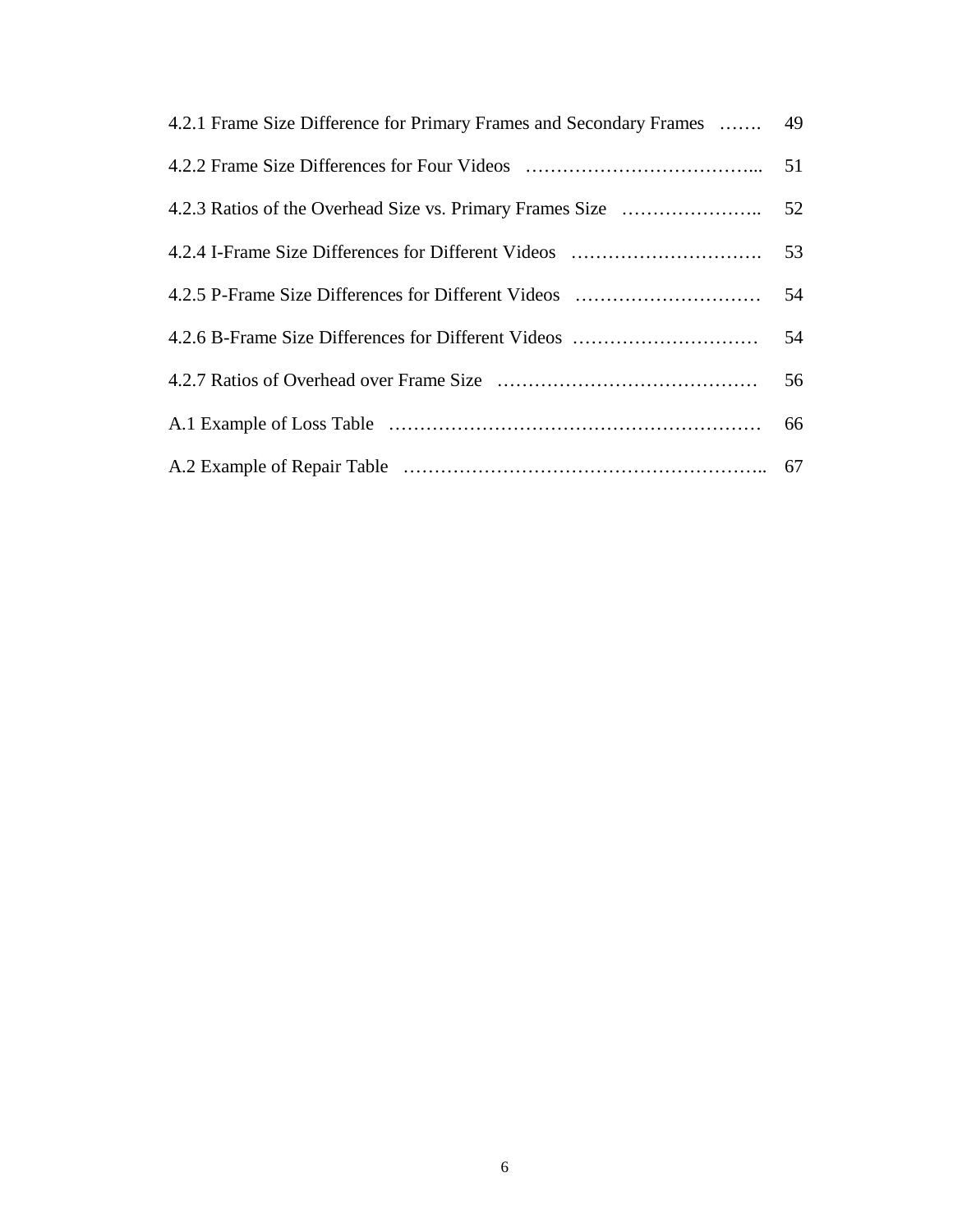4.2.1 Frame Size Difference for Primary Frames and Secondary Frames ....... 49

4.2.2 Frame Size Differences for Four Videos ..................................... 51

4.2.3 Ratios of the Overhead Size vs. Primary Frames Size ...................... 52

4.2.4 I-Frame Size Differences for Different Videos ............................... 53

4.2.5 P-Frame Size Differences for Different Videos .............................. 54

4.2.6 B-Frame Size Differences for Different Videos .............................. 54

4.2.7 Ratios of Overhead over Frame Size ......................................... 56

A.1 Example of Loss Table ..................................................... 66

A.2 Example of Repair Table ................................................... 67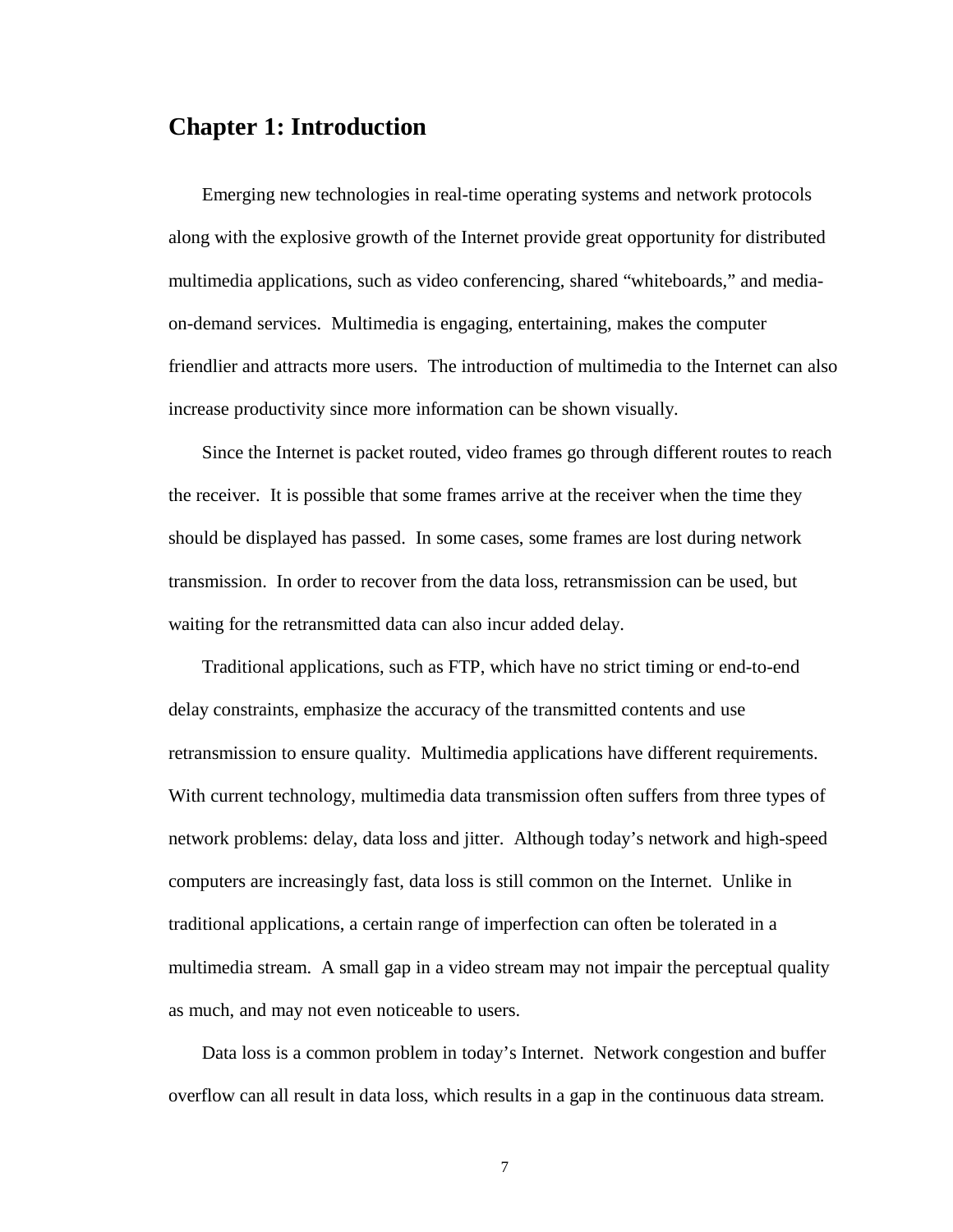# Chapter 1: Introduction

Emerging new technologies in real-time operating systems and network protocols along with the explosive growth of the Internet provide great opportunity for distributed multimedia applications, such as video conferencing, shared "whiteboards," and media-on-demand services. Multimedia is engaging, entertaining, makes the computer friendlier and attracts more users. The introduction of multimedia to the Internet can also increase productivity since more information can be shown visually.

Since the Internet is packet routed, video frames go through different routes to reach the receiver. It is possible that some frames arrive at the receiver when the time they should be displayed has passed. In some cases, some frames are lost during network transmission. In order to recover from the data loss, retransmission can be used, but waiting for the retransmitted data can also incur added delay.

Traditional applications, such as FTP, which have no strict timing or end-to-end delay constraints, emphasize the accuracy of the transmitted contents and use retransmission to ensure quality. Multimedia applications have different requirements. With current technology, multimedia data transmission often suffers from three types of network problems: delay, data loss and jitter. Although today's network and high-speed computers are increasingly fast, data loss is still common on the Internet. Unlike in traditional applications, a certain range of imperfection can often be tolerated in a multimedia stream. A small gap in a video stream may not impair the perceptual quality as much, and may not even noticeable to users.

Data loss is a common problem in today's Internet. Network congestion and buffer overflow can all result in data loss, which results in a gap in the continuous data stream.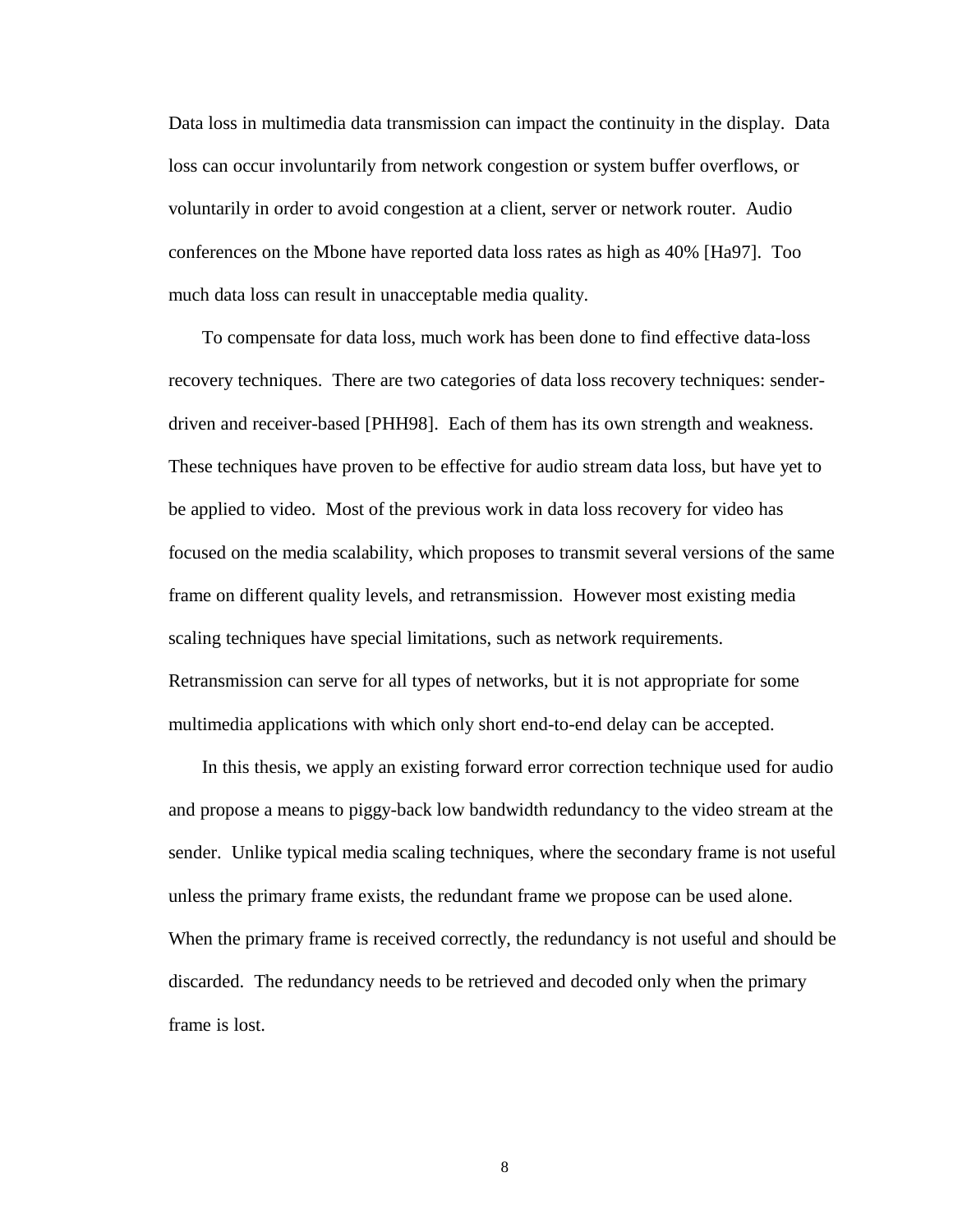Data loss in multimedia data transmission can impact the continuity in the display. Data loss can occur involuntarily from network congestion or system buffer overflows, or voluntarily in order to avoid congestion at a client, server or network router. Audio conferences on the Mbone have reported data loss rates as high as 40% [Ha97]. Too much data loss can result in unacceptable media quality.

To compensate for data loss, much work has been done to find effective data-loss recovery techniques. There are two categories of data loss recovery techniques: sender-driven and receiver-based [PHH98]. Each of them has its own strength and weakness. These techniques have proven to be effective for audio stream data loss, but have yet to be applied to video. Most of the previous work in data loss recovery for video has focused on the media scalability, which proposes to transmit several versions of the same frame on different quality levels, and retransmission. However most existing media scaling techniques have special limitations, such as network requirements. Retransmission can serve for all types of networks, but it is not appropriate for some multimedia applications with which only short end-to-end delay can be accepted.

In this thesis, we apply an existing forward error correction technique used for audio and propose a means to piggy-back low bandwidth redundancy to the video stream at the sender. Unlike typical media scaling techniques, where the secondary frame is not useful unless the primary frame exists, the redundant frame we propose can be used alone. When the primary frame is received correctly, the redundancy is not useful and should be discarded. The redundancy needs to be retrieved and decoded only when the primary frame is lost.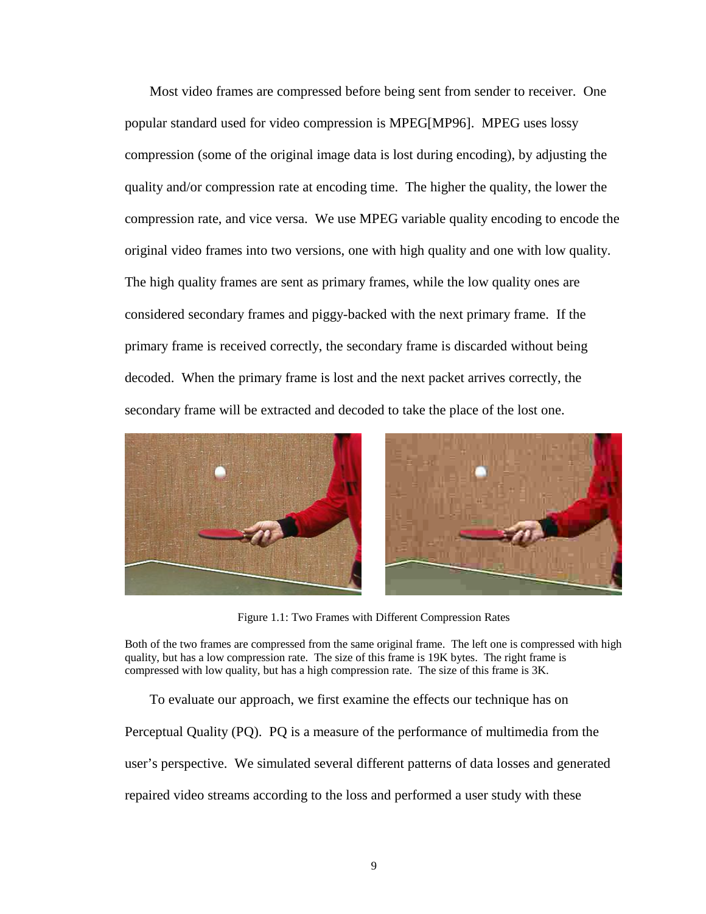Most video frames are compressed before being sent from sender to receiver. One popular standard used for video compression is MPEG[MP96]. MPEG uses lossy compression (some of the original image data is lost during encoding), by adjusting the quality and/or compression rate at encoding time. The higher the quality, the lower the compression rate, and vice versa. We use MPEG variable quality encoding to encode the original video frames into two versions, one with high quality and one with low quality. The high quality frames are sent as primary frames, while the low quality ones are considered secondary frames and piggy-backed with the next primary frame. If the primary frame is received correctly, the secondary frame is discarded without being decoded. When the primary frame is lost and the next packet arrives correctly, the secondary frame will be extracted and decoded to take the place of the lost one.

Figure 1.1: Two Frames with Different Compression Rates

Both of the two frames are compressed from the same original frame. The left one is compressed with high quality, but has a low compression rate. The size of this frame is 19K bytes. The right frame is compressed with low quality, but has a high compression rate. The size of this frame is 3K.

To evaluate our approach, we first examine the effects our technique has on Perceptual Quality (PQ). PQ is a measure of the performance of multimedia from the user's perspective. We simulated several different patterns of data losses and generated repaired video streams according to the loss and performed a user study with these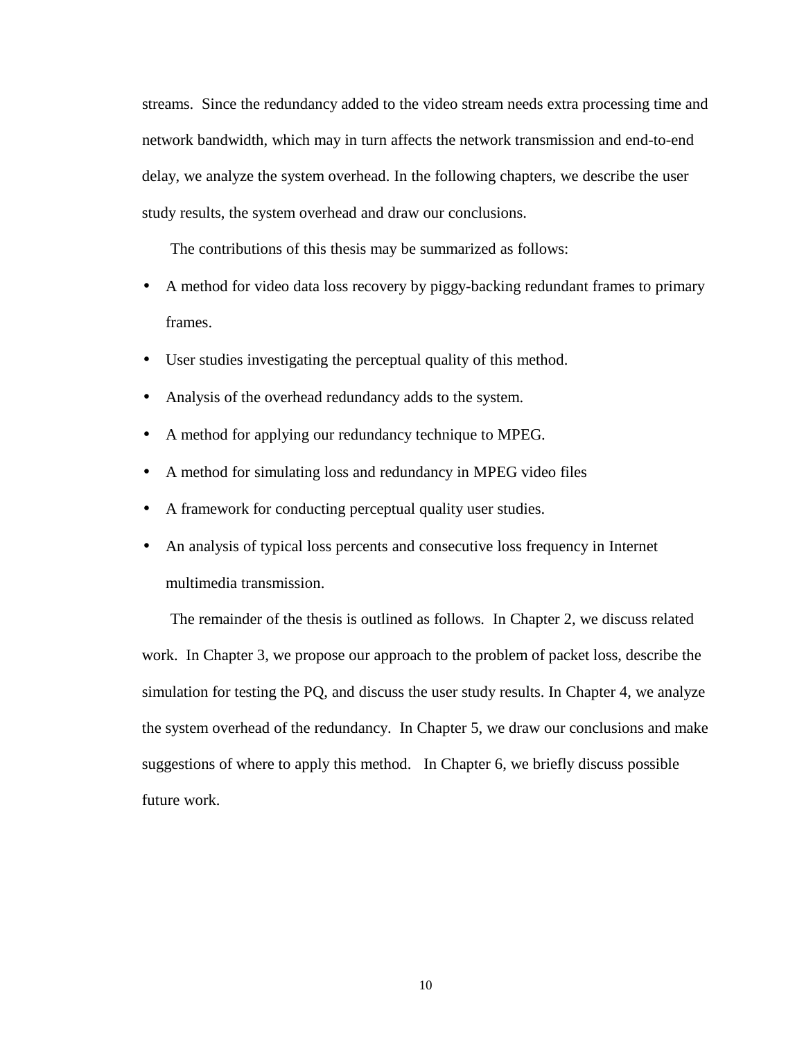streams. Since the redundancy added to the video stream needs extra processing time and network bandwidth, which may in turn affects the network transmission and end-to-end delay, we analyze the system overhead. In the following chapters, we describe the user study results, the system overhead and draw our conclusions.

The contributions of this thesis may be summarized as follows:

- A method for video data loss recovery by piggy-backing redundant frames to primary frames.
- User studies investigating the perceptual quality of this method.
- Analysis of the overhead redundancy adds to the system.
- A method for applying our redundancy technique to MPEG.
- A method for simulating loss and redundancy in MPEG video files
- A framework for conducting perceptual quality user studies.
- An analysis of typical loss percents and consecutive loss frequency in Internet multimedia transmission.

The remainder of the thesis is outlined as follows. In Chapter 2, we discuss related work. In Chapter 3, we propose our approach to the problem of packet loss, describe the simulation for testing the PQ, and discuss the user study results. In Chapter 4, we analyze the system overhead of the redundancy. In Chapter 5, we draw our conclusions and make suggestions of where to apply this method. In Chapter 6, we briefly discuss possible future work.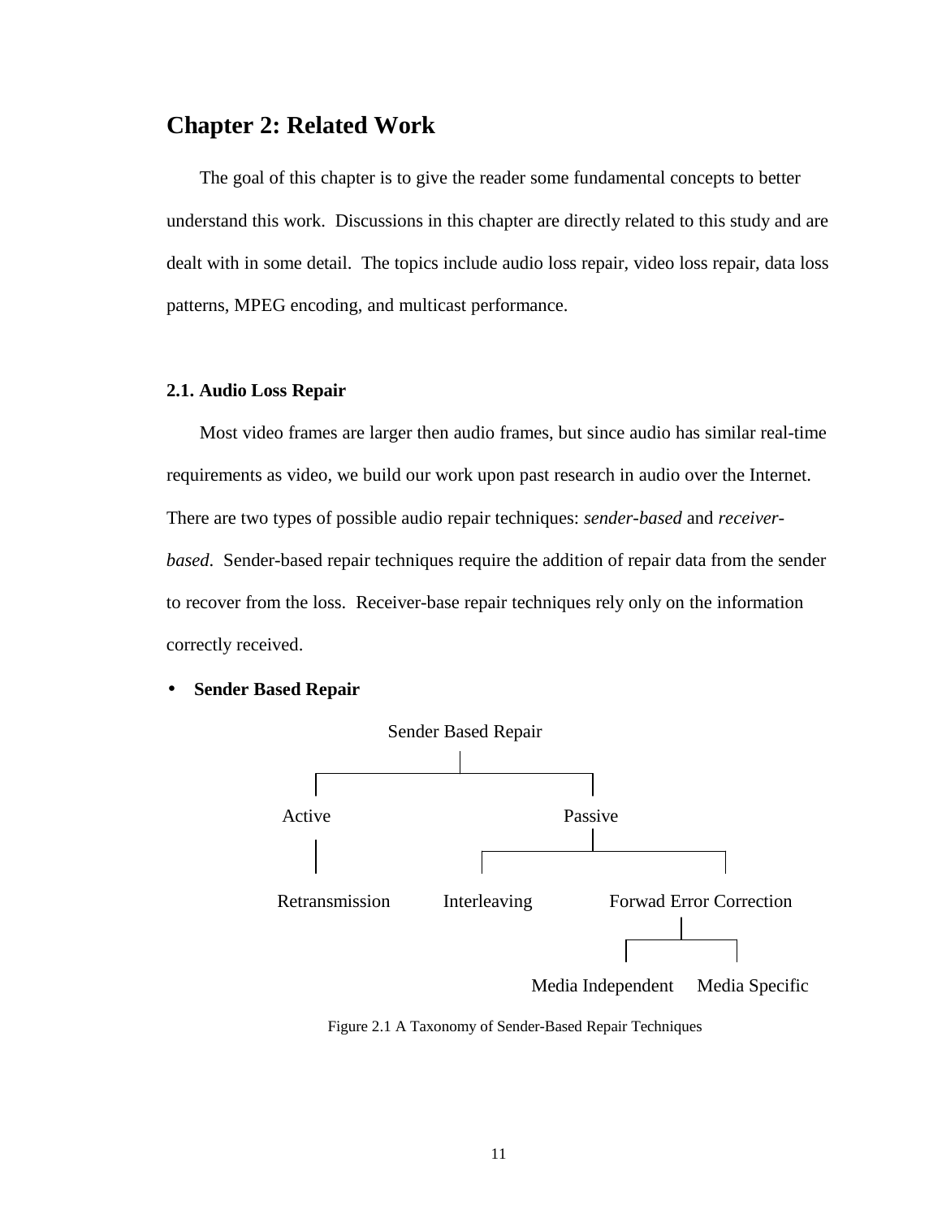# Chapter 2: Related Work

The goal of this chapter is to give the reader some fundamental concepts to better understand this work. Discussions in this chapter are directly related to this study and are dealt with in some detail. The topics include audio loss repair, video loss repair, data loss patterns, MPEG encoding, and multicast performance.

### 2.1. Audio Loss Repair

Most video frames are larger then audio frames, but since audio has similar real-time requirements as video, we build our work upon past research in audio over the Internet. There are two types of possible audio repair techniques: *sender-based* and *receiver-based*. Sender-based repair techniques require the addition of repair data from the sender to recover from the loss. Receiver-base repair techniques rely only on the information correctly received.

- **Sender Based Repair**

Sender Based Repair
- Active
  - Retransmission
- Passive
  - Interleaving
  - Forwad Error Correction
    - Media Independent
    - Media Specific

Figure 2.1 A Taxonomy of Sender-Based Repair Techniques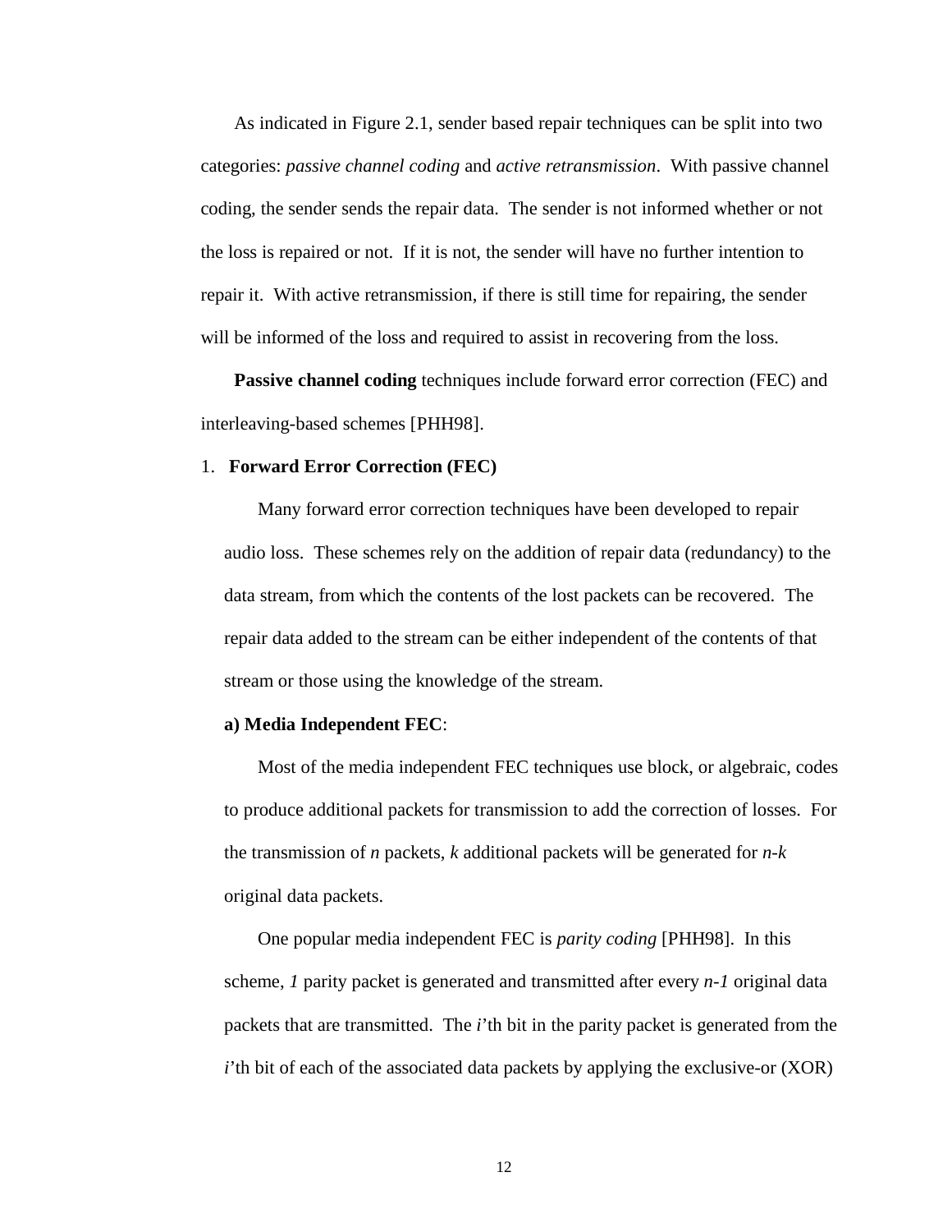As indicated in Figure 2.1, sender based repair techniques can be split into two categories: *passive channel coding* and *active retransmission*. With passive channel coding, the sender sends the repair data. The sender is not informed whether or not the loss is repaired or not. If it is not, the sender will have no further intention to repair it. With active retransmission, if there is still time for repairing, the sender will be informed of the loss and required to assist in recovering from the loss.

**Passive channel coding** techniques include forward error correction (FEC) and interleaving-based schemes [PHH98].

1. **Forward Error Correction (FEC)**

   Many forward error correction techniques have been developed to repair audio loss. These schemes rely on the addition of repair data (redundancy) to the data stream, from which the contents of the lost packets can be recovered. The repair data added to the stream can be either independent of the contents of that stream or those using the knowledge of the stream.

   **a) Media Independent FEC**:

   Most of the media independent FEC techniques use block, or algebraic, codes to produce additional packets for transmission to add the correction of losses. For the transmission of *n* packets, *k* additional packets will be generated for *n-k* original data packets.

   One popular media independent FEC is *parity coding* [PHH98]. In this scheme, *1* parity packet is generated and transmitted after every *n-1* original data packets that are transmitted. The *i*'th bit in the parity packet is generated from the *i*'th bit of each of the associated data packets by applying the exclusive-or (XOR)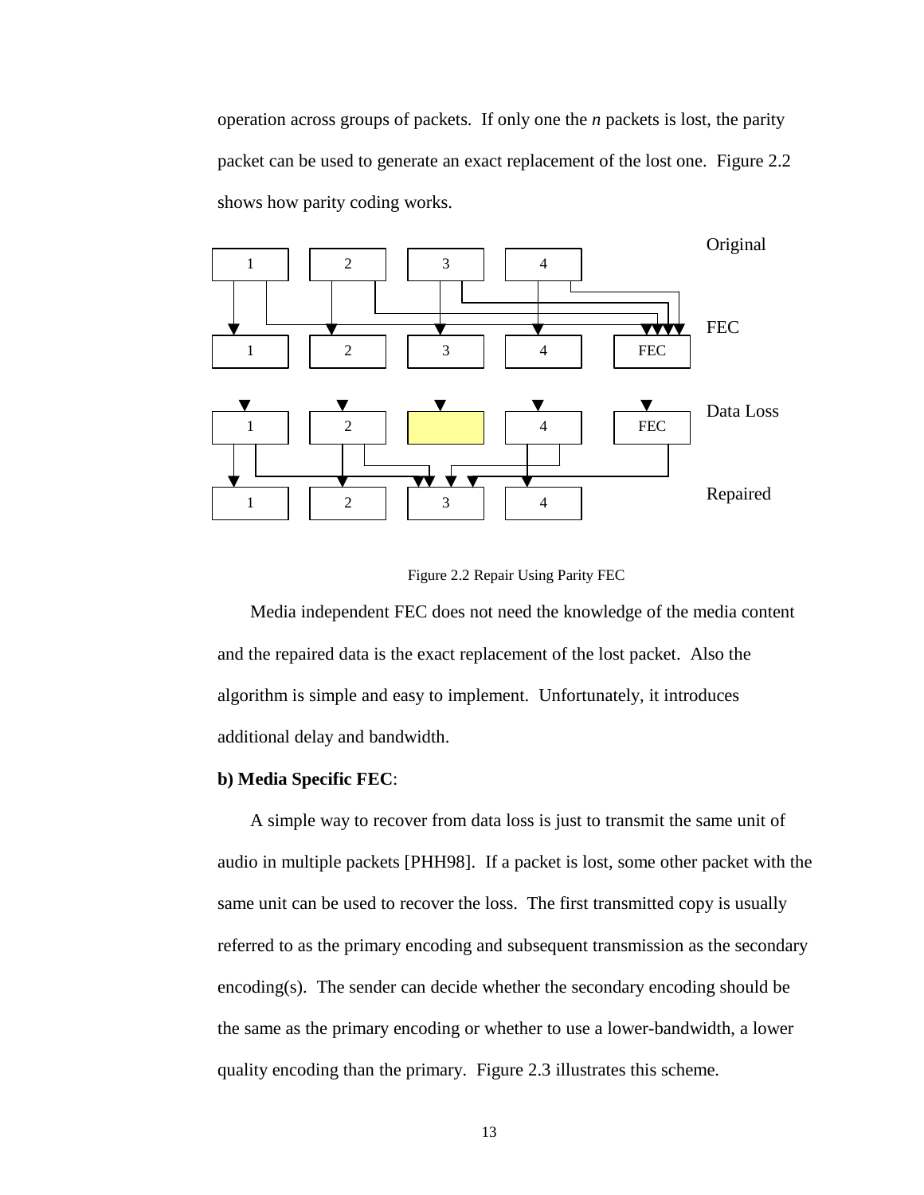operation across groups of packets. If only one the *n* packets is lost, the parity packet can be used to generate an exact replacement of the lost one. Figure 2.2 shows how parity coding works.

Figure 2.2 Repair Using Parity FEC

Media independent FEC does not need the knowledge of the media content and the repaired data is the exact replacement of the lost packet. Also the algorithm is simple and easy to implement. Unfortunately, it introduces additional delay and bandwidth.

**b) Media Specific FEC**:

A simple way to recover from data loss is just to transmit the same unit of audio in multiple packets [PHH98]. If a packet is lost, some other packet with the same unit can be used to recover the loss. The first transmitted copy is usually referred to as the primary encoding and subsequent transmission as the secondary encoding(s). The sender can decide whether the secondary encoding should be the same as the primary encoding or whether to use a lower-bandwidth, a lower quality encoding than the primary. Figure 2.3 illustrates this scheme.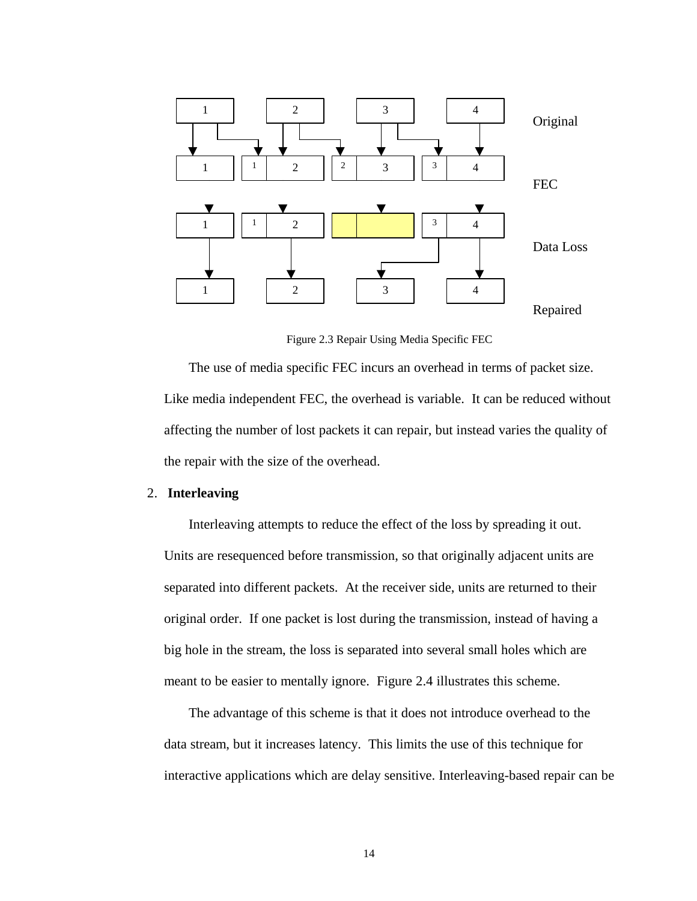Figure 2.3 Repair Using Media Specific FEC

The use of media specific FEC incurs an overhead in terms of packet size. Like media independent FEC, the overhead is variable. It can be reduced without affecting the number of lost packets it can repair, but instead varies the quality of the repair with the size of the overhead.

2. **Interleaving**

Interleaving attempts to reduce the effect of the loss by spreading it out. Units are resequenced before transmission, so that originally adjacent units are separated into different packets. At the receiver side, units are returned to their original order. If one packet is lost during the transmission, instead of having a big hole in the stream, the loss is separated into several small holes which are meant to be easier to mentally ignore. Figure 2.4 illustrates this scheme.

The advantage of this scheme is that it does not introduce overhead to the data stream, but it increases latency. This limits the use of this technique for interactive applications which are delay sensitive. Interleaving-based repair can be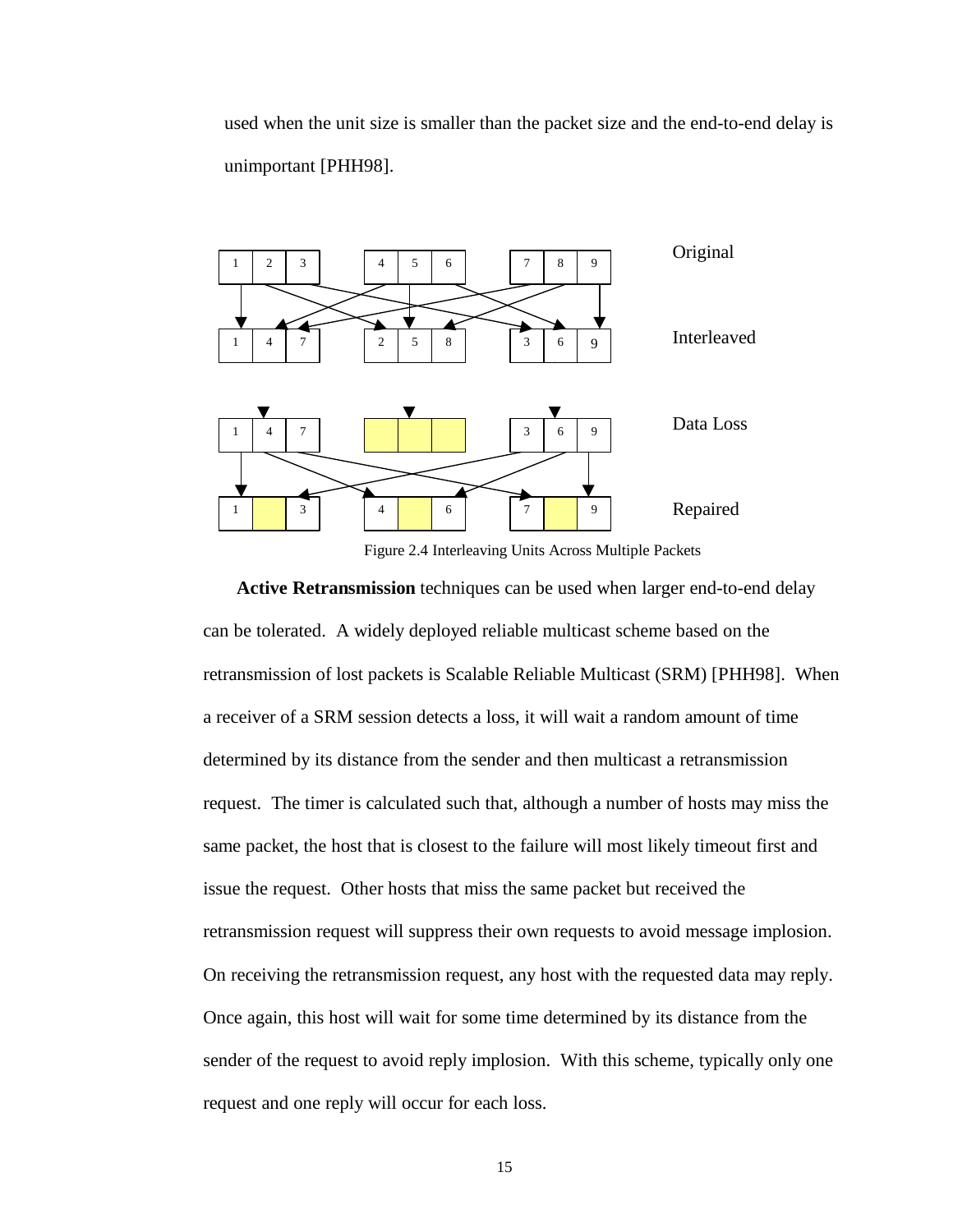used when the unit size is smaller than the packet size and the end-to-end delay is unimportant [PHH98].

Figure 2.4 Interleaving Units Across Multiple Packets

**Active Retransmission** techniques can be used when larger end-to-end delay can be tolerated. A widely deployed reliable multicast scheme based on the retransmission of lost packets is Scalable Reliable Multicast (SRM) [PHH98]. When a receiver of a SRM session detects a loss, it will wait a random amount of time determined by its distance from the sender and then multicast a retransmission request. The timer is calculated such that, although a number of hosts may miss the same packet, the host that is closest to the failure will most likely timeout first and issue the request. Other hosts that miss the same packet but received the retransmission request will suppress their own requests to avoid message implosion. On receiving the retransmission request, any host with the requested data may reply. Once again, this host will wait for some time determined by its distance from the sender of the request to avoid reply implosion. With this scheme, typically only one request and one reply will occur for each loss.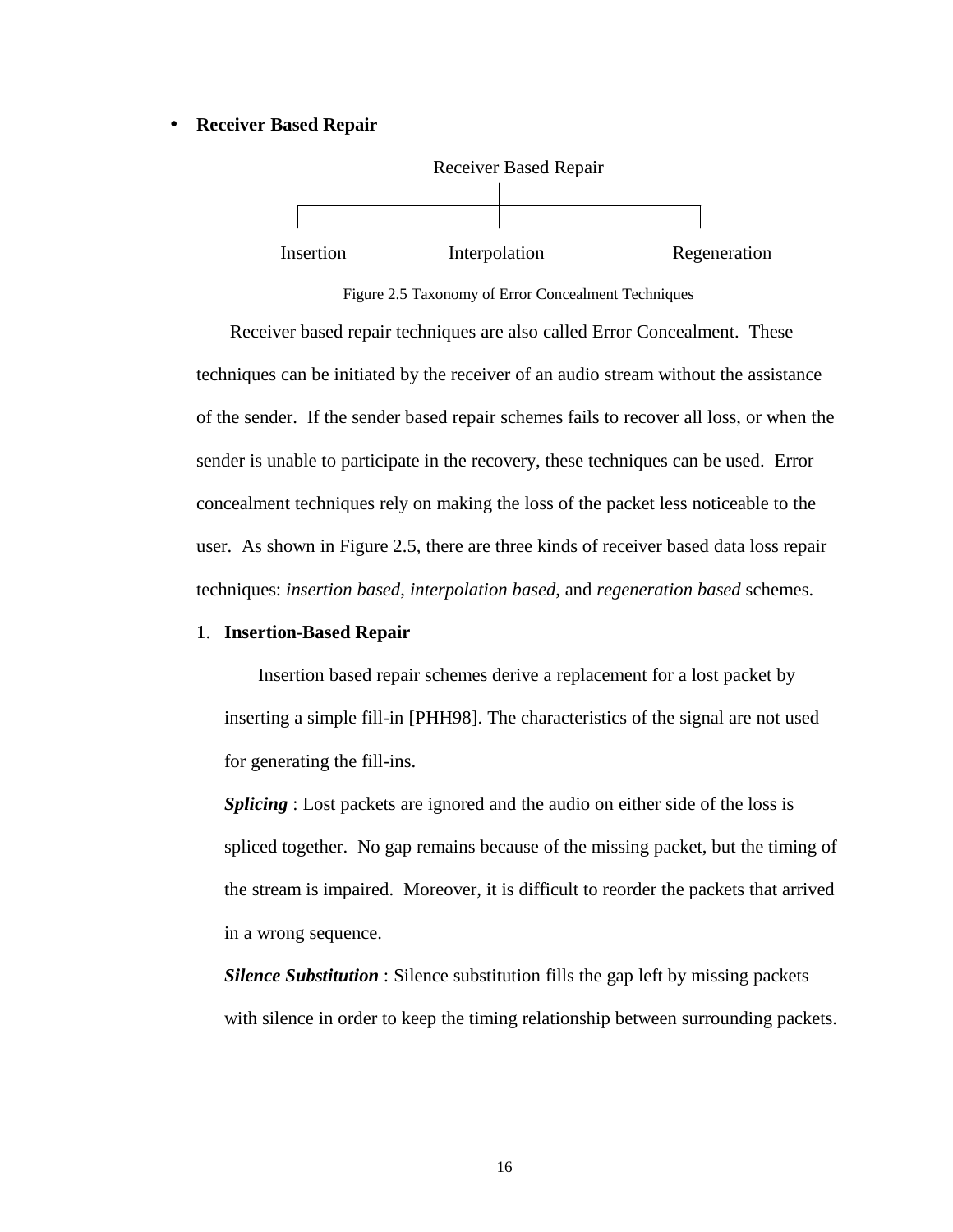- **Receiver Based Repair**

Receiver Based Repair

Insertion | Interpolation | Regeneration

Figure 2.5 Taxonomy of Error Concealment Techniques

Receiver based repair techniques are also called Error Concealment. These techniques can be initiated by the receiver of an audio stream without the assistance of the sender. If the sender based repair schemes fails to recover all loss, or when the sender is unable to participate in the recovery, these techniques can be used. Error concealment techniques rely on making the loss of the packet less noticeable to the user. As shown in Figure 2.5, there are three kinds of receiver based data loss repair techniques: *insertion based*, *interpolation based*, and *regeneration based* schemes.

1. **Insertion-Based Repair**

   Insertion based repair schemes derive a replacement for a lost packet by inserting a simple fill-in [PHH98]. The characteristics of the signal are not used for generating the fill-ins.

   ***Splicing*** : Lost packets are ignored and the audio on either side of the loss is spliced together. No gap remains because of the missing packet, but the timing of the stream is impaired. Moreover, it is difficult to reorder the packets that arrived in a wrong sequence.

   ***Silence Substitution*** : Silence substitution fills the gap left by missing packets with silence in order to keep the timing relationship between surrounding packets.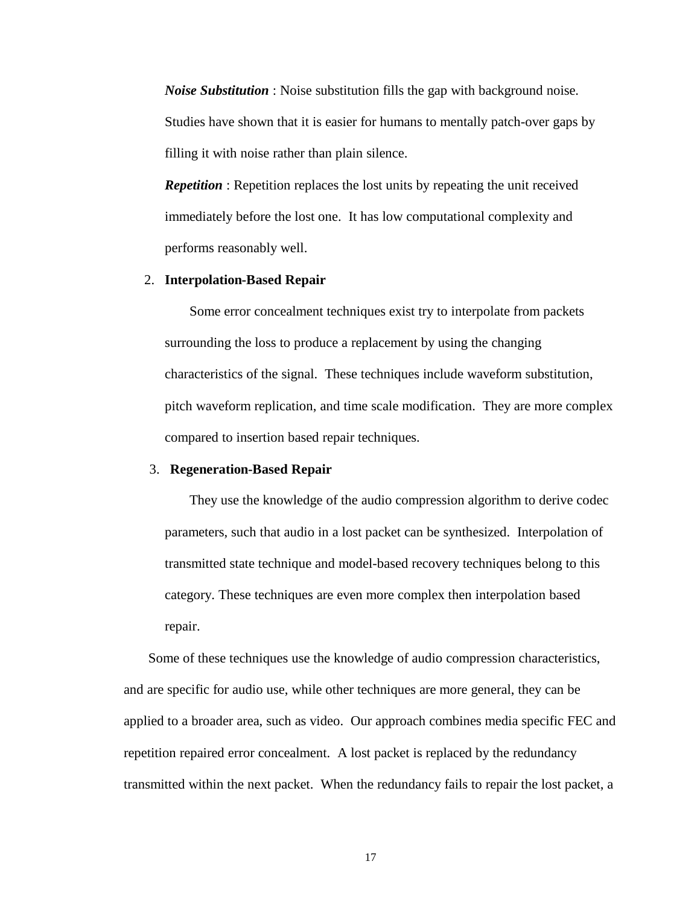***Noise Substitution*** : Noise substitution fills the gap with background noise. Studies have shown that it is easier for humans to mentally patch-over gaps by filling it with noise rather than plain silence.

***Repetition*** : Repetition replaces the lost units by repeating the unit received immediately before the lost one. It has low computational complexity and performs reasonably well.

2. **Interpolation-Based Repair**

   Some error concealment techniques exist try to interpolate from packets surrounding the loss to produce a replacement by using the changing characteristics of the signal. These techniques include waveform substitution, pitch waveform replication, and time scale modification. They are more complex compared to insertion based repair techniques.

3. **Regeneration-Based Repair**

   They use the knowledge of the audio compression algorithm to derive codec parameters, such that audio in a lost packet can be synthesized. Interpolation of transmitted state technique and model-based recovery techniques belong to this category. These techniques are even more complex then interpolation based repair.

Some of these techniques use the knowledge of audio compression characteristics, and are specific for audio use, while other techniques are more general, they can be applied to a broader area, such as video. Our approach combines media specific FEC and repetition repaired error concealment. A lost packet is replaced by the redundancy transmitted within the next packet. When the redundancy fails to repair the lost packet, a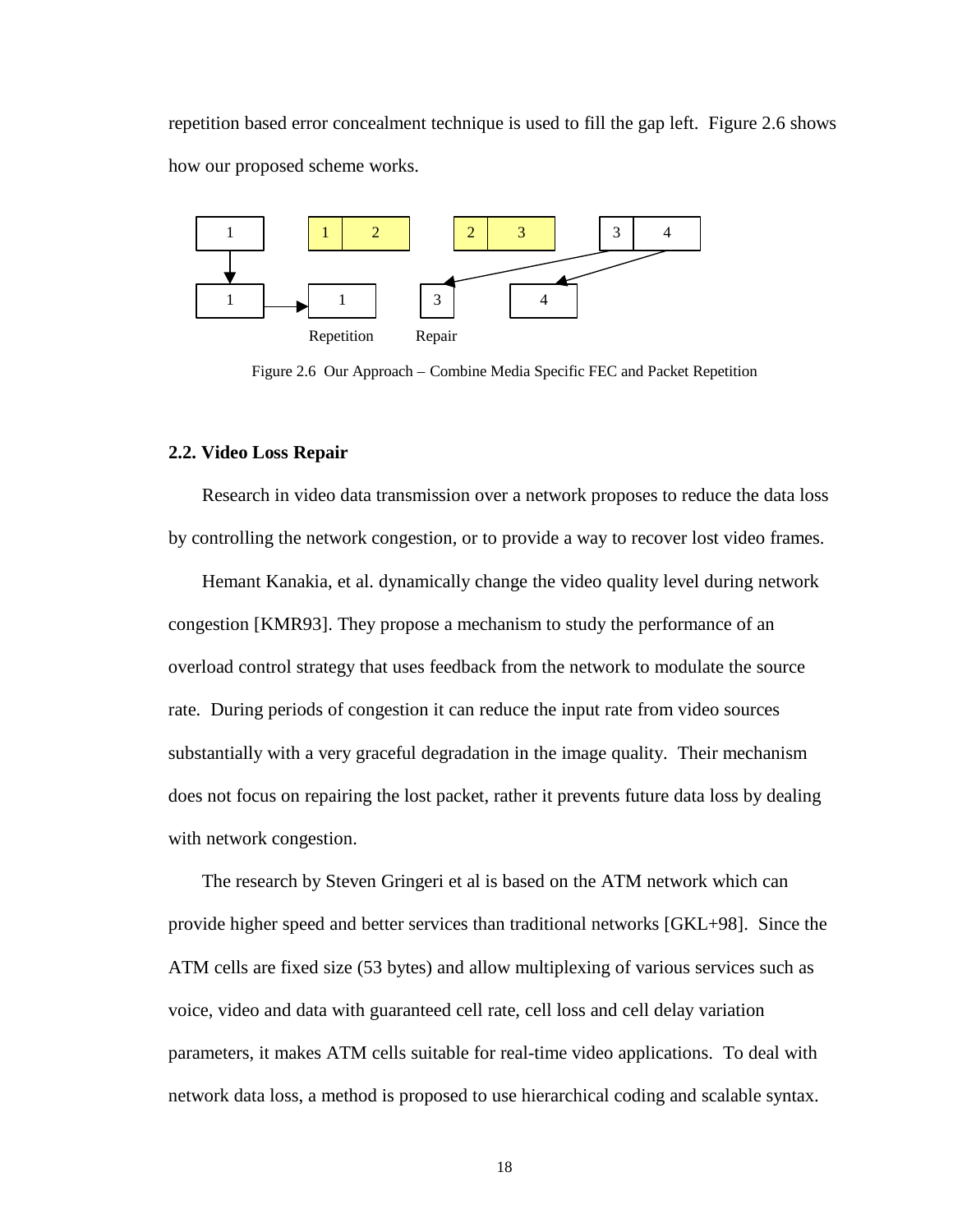repetition based error concealment technique is used to fill the gap left. Figure 2.6 shows how our proposed scheme works.

Figure 2.6 Our Approach – Combine Media Specific FEC and Packet Repetition

### 2.2. Video Loss Repair

Research in video data transmission over a network proposes to reduce the data loss by controlling the network congestion, or to provide a way to recover lost video frames.

Hemant Kanakia, et al. dynamically change the video quality level during network congestion [KMR93]. They propose a mechanism to study the performance of an overload control strategy that uses feedback from the network to modulate the source rate. During periods of congestion it can reduce the input rate from video sources substantially with a very graceful degradation in the image quality. Their mechanism does not focus on repairing the lost packet, rather it prevents future data loss by dealing with network congestion.

The research by Steven Gringeri et al is based on the ATM network which can provide higher speed and better services than traditional networks [GKL+98]. Since the ATM cells are fixed size (53 bytes) and allow multiplexing of various services such as voice, video and data with guaranteed cell rate, cell loss and cell delay variation parameters, it makes ATM cells suitable for real-time video applications. To deal with network data loss, a method is proposed to use hierarchical coding and scalable syntax.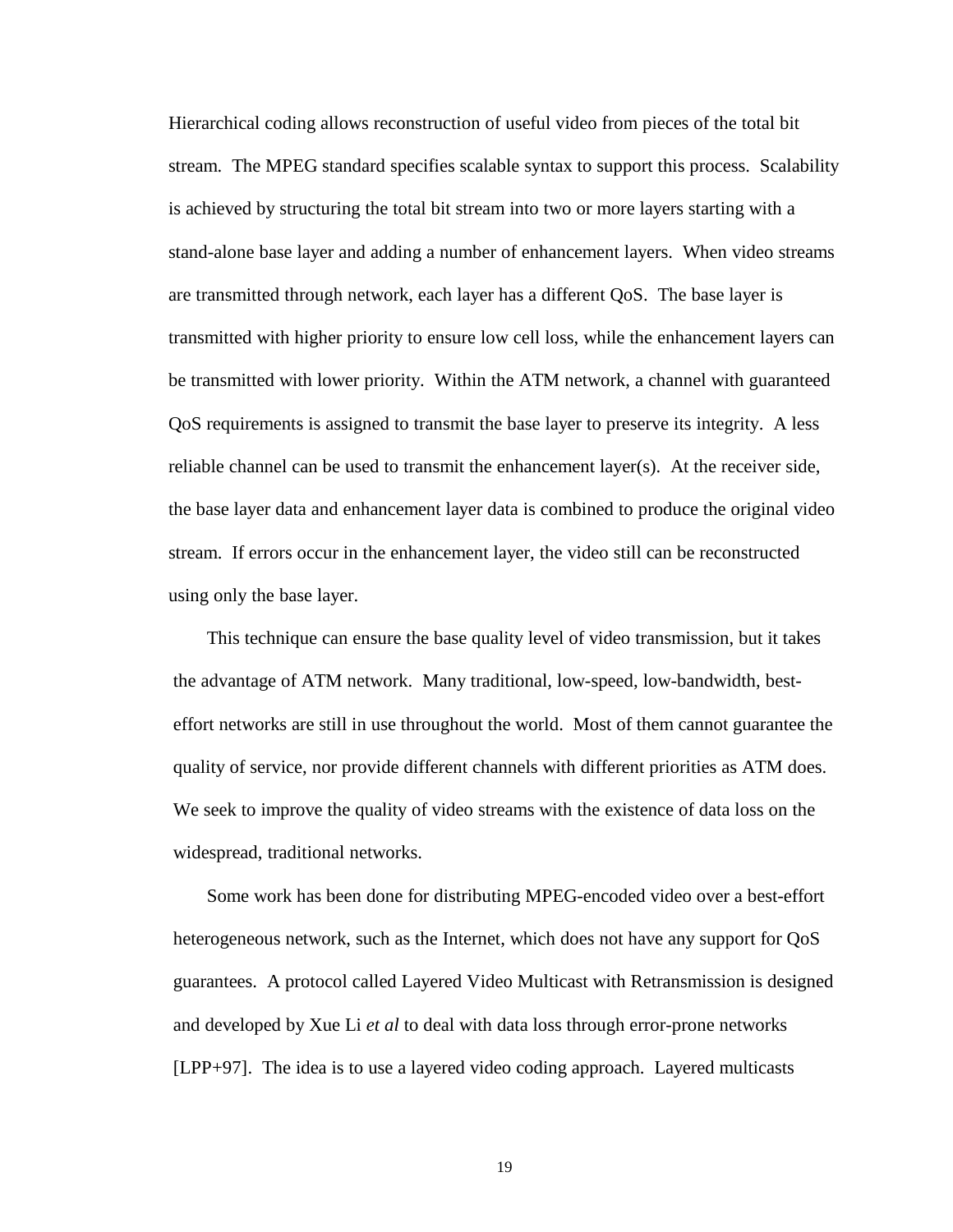Hierarchical coding allows reconstruction of useful video from pieces of the total bit stream. The MPEG standard specifies scalable syntax to support this process. Scalability is achieved by structuring the total bit stream into two or more layers starting with a stand-alone base layer and adding a number of enhancement layers. When video streams are transmitted through network, each layer has a different QoS. The base layer is transmitted with higher priority to ensure low cell loss, while the enhancement layers can be transmitted with lower priority. Within the ATM network, a channel with guaranteed QoS requirements is assigned to transmit the base layer to preserve its integrity. A less reliable channel can be used to transmit the enhancement layer(s). At the receiver side, the base layer data and enhancement layer data is combined to produce the original video stream. If errors occur in the enhancement layer, the video still can be reconstructed using only the base layer.

This technique can ensure the base quality level of video transmission, but it takes the advantage of ATM network. Many traditional, low-speed, low-bandwidth, best-effort networks are still in use throughout the world. Most of them cannot guarantee the quality of service, nor provide different channels with different priorities as ATM does. We seek to improve the quality of video streams with the existence of data loss on the widespread, traditional networks.

Some work has been done for distributing MPEG-encoded video over a best-effort heterogeneous network, such as the Internet, which does not have any support for QoS guarantees. A protocol called Layered Video Multicast with Retransmission is designed and developed by Xue Li *et al* to deal with data loss through error-prone networks [LPP+97]. The idea is to use a layered video coding approach. Layered multicasts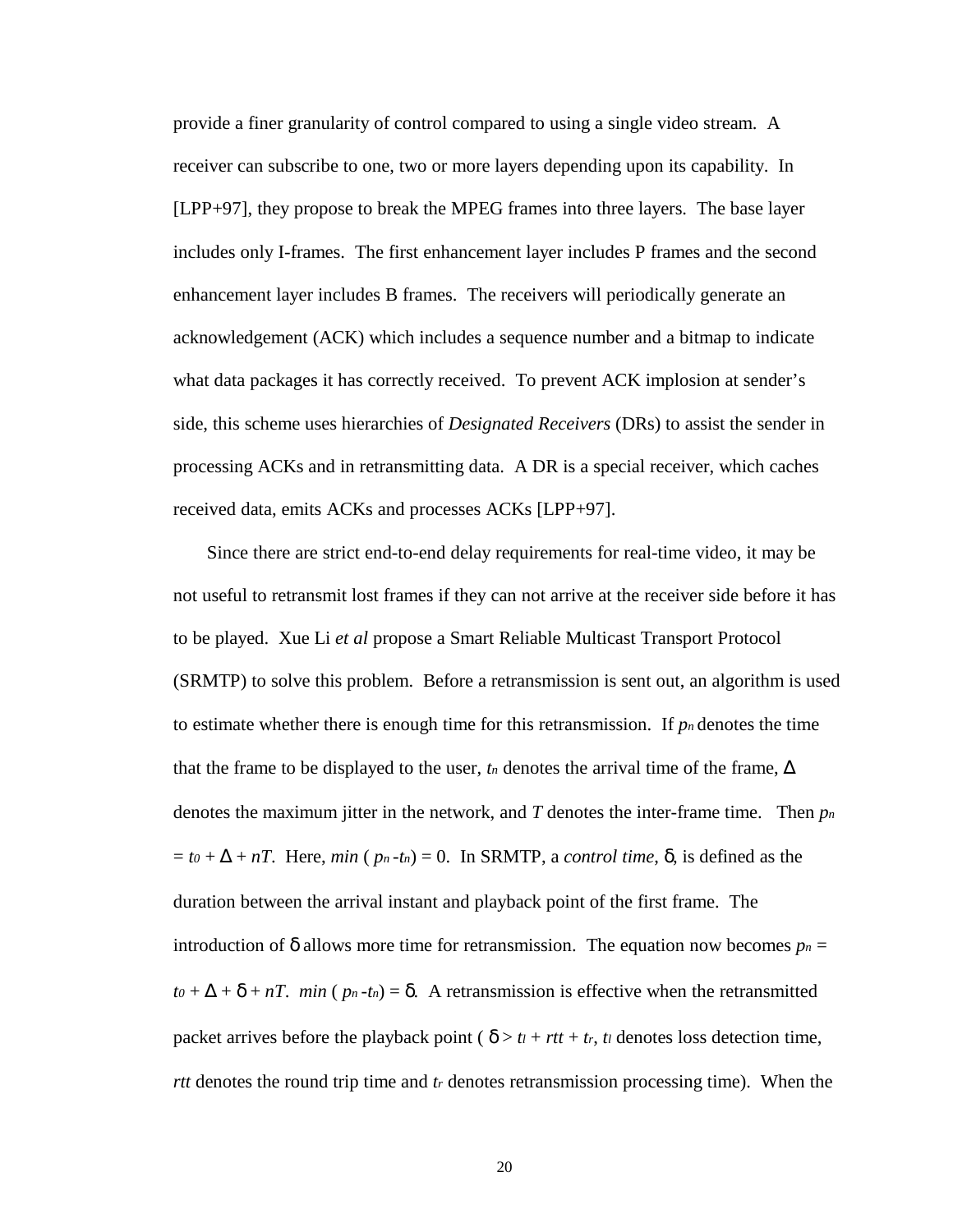provide a finer granularity of control compared to using a single video stream. A receiver can subscribe to one, two or more layers depending upon its capability. In [LPP+97], they propose to break the MPEG frames into three layers. The base layer includes only I-frames. The first enhancement layer includes P frames and the second enhancement layer includes B frames. The receivers will periodically generate an acknowledgement (ACK) which includes a sequence number and a bitmap to indicate what data packages it has correctly received. To prevent ACK implosion at sender's side, this scheme uses hierarchies of *Designated Receivers* (DRs) to assist the sender in processing ACKs and in retransmitting data. A DR is a special receiver, which caches received data, emits ACKs and processes ACKs [LPP+97].

Since there are strict end-to-end delay requirements for real-time video, it may be not useful to retransmit lost frames if they can not arrive at the receiver side before it has to be played. Xue Li *et al* propose a Smart Reliable Multicast Transport Protocol (SRMTP) to solve this problem. Before a retransmission is sent out, an algorithm is used to estimate whether there is enough time for this retransmission. If $p_n$ denotes the time that the frame to be displayed to the user, $t_n$ denotes the arrival time of the frame, $\Delta$ denotes the maximum jitter in the network, and $T$ denotes the inter-frame time. Then $p_n = t_0 + \Delta + nT$. Here, $min\ (p_n - t_n) = 0$. In SRMTP, a *control time*, $\delta$, is defined as the duration between the arrival instant and playback point of the first frame. The introduction of $\delta$ allows more time for retransmission. The equation now becomes $p_n = t_0 + \Delta + \delta + nT$. $min\ (p_n - t_n) = \delta$. A retransmission is effective when the retransmitted packet arrives before the playback point ( $\delta > t_l + rtt + t_r$, $t_l$ denotes loss detection time, $rtt$ denotes the round trip time and $t_r$ denotes retransmission processing time). When the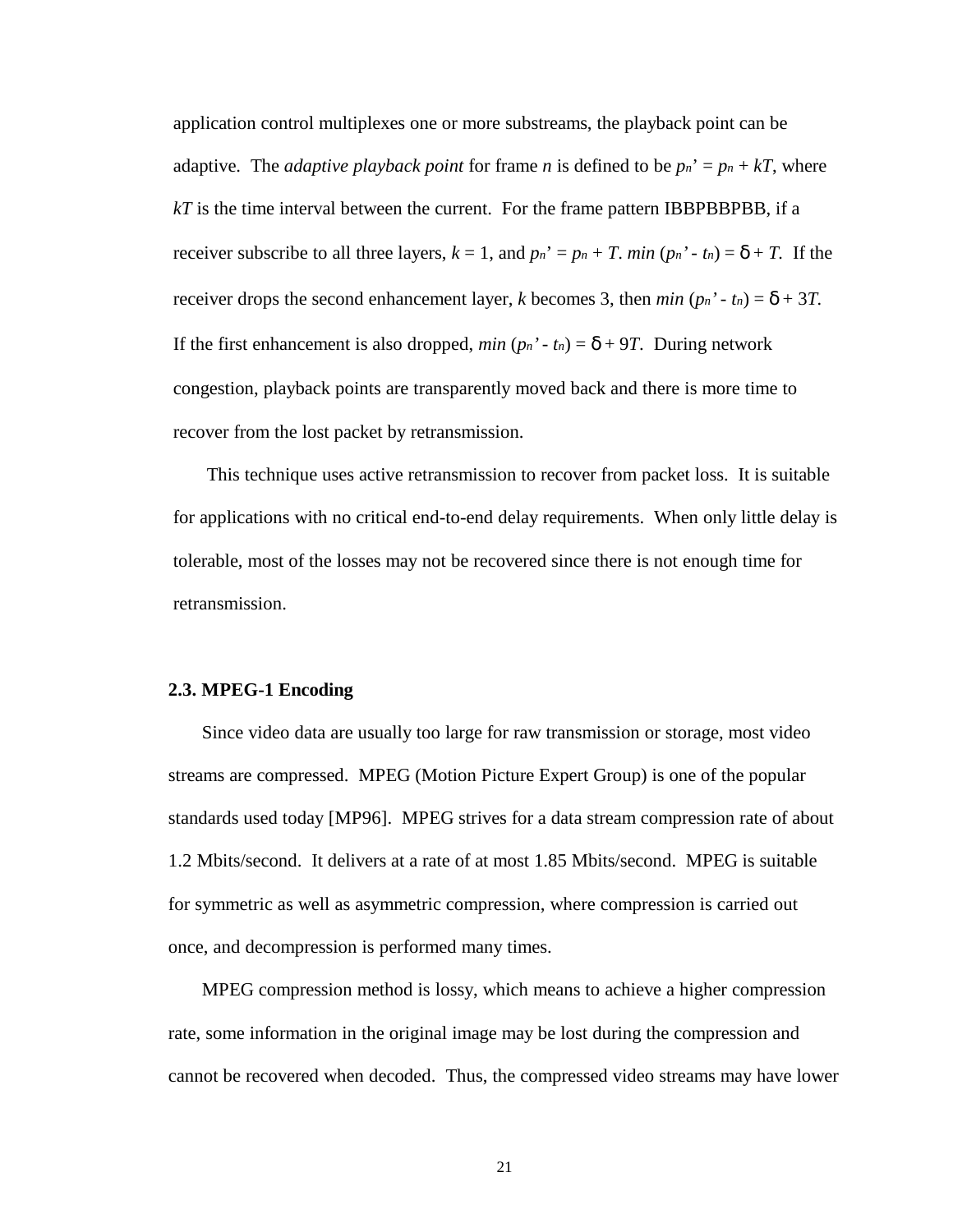application control multiplexes one or more substreams, the playback point can be adaptive. The *adaptive playback point* for frame *n* is defined to be $p_n' = p_n + kT$, where $kT$ is the time interval between the current. For the frame pattern IBBPBBPBB, if a receiver subscribe to all three layers, $k = 1$, and $p_n' = p_n + T$. $min\ (p_n' - t_n) = \delta + T$. If the receiver drops the second enhancement layer, $k$ becomes 3, then $min\ (p_n' - t_n) = \delta + 3T$. If the first enhancement is also dropped, $min\ (p_n' - t_n) = \delta + 9T$. During network congestion, playback points are transparently moved back and there is more time to recover from the lost packet by retransmission.

This technique uses active retransmission to recover from packet loss. It is suitable for applications with no critical end-to-end delay requirements. When only little delay is tolerable, most of the losses may not be recovered since there is not enough time for retransmission.

### 2.3. MPEG-1 Encoding

Since video data are usually too large for raw transmission or storage, most video streams are compressed. MPEG (Motion Picture Expert Group) is one of the popular standards used today [MP96]. MPEG strives for a data stream compression rate of about 1.2 Mbits/second. It delivers at a rate of at most 1.85 Mbits/second. MPEG is suitable for symmetric as well as asymmetric compression, where compression is carried out once, and decompression is performed many times.

MPEG compression method is lossy, which means to achieve a higher compression rate, some information in the original image may be lost during the compression and cannot be recovered when decoded. Thus, the compressed video streams may have lower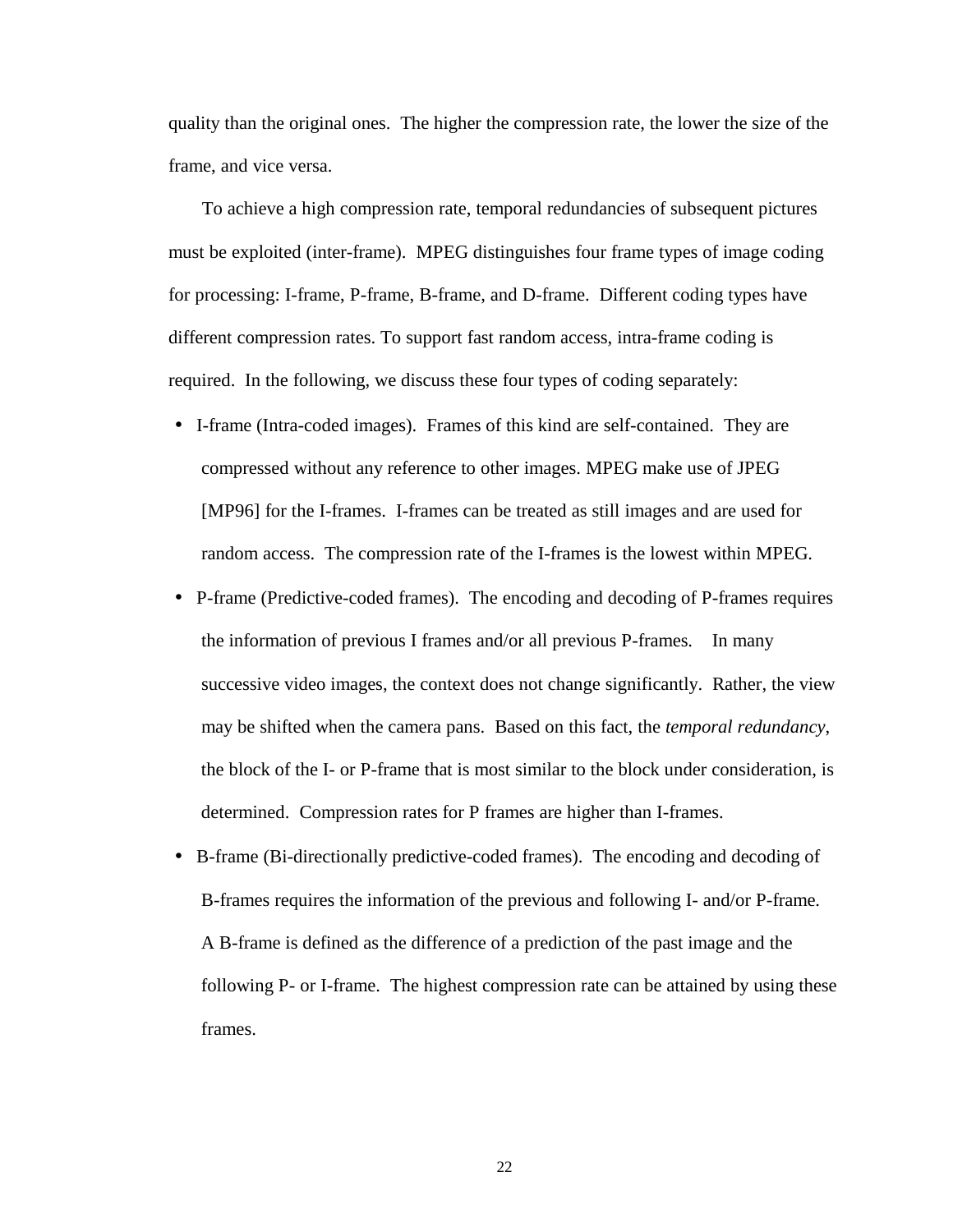quality than the original ones. The higher the compression rate, the lower the size of the frame, and vice versa.

To achieve a high compression rate, temporal redundancies of subsequent pictures must be exploited (inter-frame). MPEG distinguishes four frame types of image coding for processing: I-frame, P-frame, B-frame, and D-frame. Different coding types have different compression rates. To support fast random access, intra-frame coding is required. In the following, we discuss these four types of coding separately:

- I-frame (Intra-coded images). Frames of this kind are self-contained. They are compressed without any reference to other images. MPEG make use of JPEG [MP96] for the I-frames. I-frames can be treated as still images and are used for random access. The compression rate of the I-frames is the lowest within MPEG.
- P-frame (Predictive-coded frames). The encoding and decoding of P-frames requires the information of previous I frames and/or all previous P-frames. In many successive video images, the context does not change significantly. Rather, the view may be shifted when the camera pans. Based on this fact, the *temporal redundancy*, the block of the I- or P-frame that is most similar to the block under consideration, is determined. Compression rates for P frames are higher than I-frames.
- B-frame (Bi-directionally predictive-coded frames). The encoding and decoding of B-frames requires the information of the previous and following I- and/or P-frame. A B-frame is defined as the difference of a prediction of the past image and the following P- or I-frame. The highest compression rate can be attained by using these frames.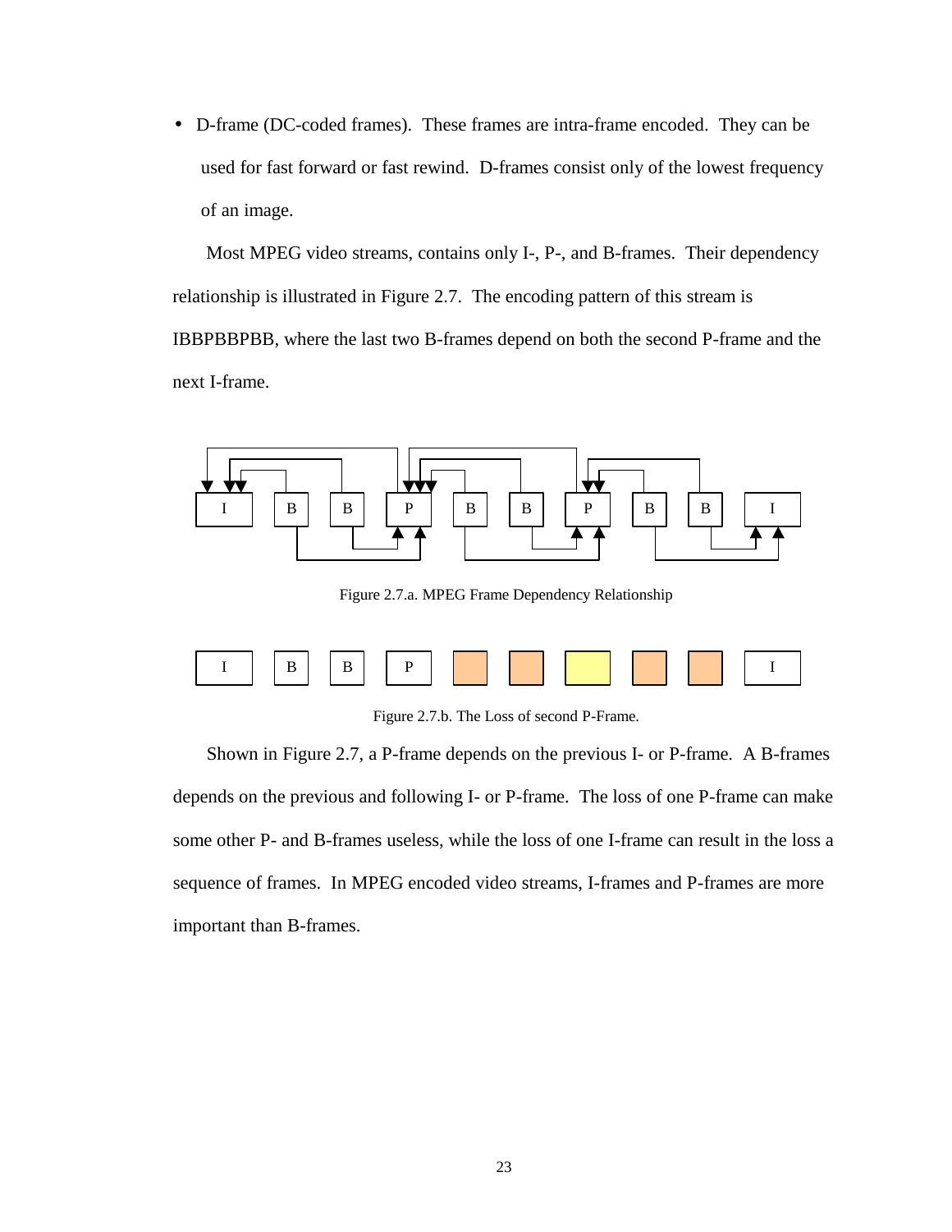- D-frame (DC-coded frames). These frames are intra-frame encoded. They can be used for fast forward or fast rewind. D-frames consist only of the lowest frequency of an image.

Most MPEG video streams, contains only I-, P-, and B-frames. Their dependency relationship is illustrated in Figure 2.7. The encoding pattern of this stream is IBBPBBPBB, where the last two B-frames depend on both the second P-frame and the next I-frame.

Figure 2.7.a. MPEG Frame Dependency Relationship

Figure 2.7.b. The Loss of second P-Frame.

Shown in Figure 2.7, a P-frame depends on the previous I- or P-frame. A B-frames depends on the previous and following I- or P-frame. The loss of one P-frame can make some other P- and B-frames useless, while the loss of one I-frame can result in the loss a sequence of frames. In MPEG encoded video streams, I-frames and P-frames are more important than B-frames.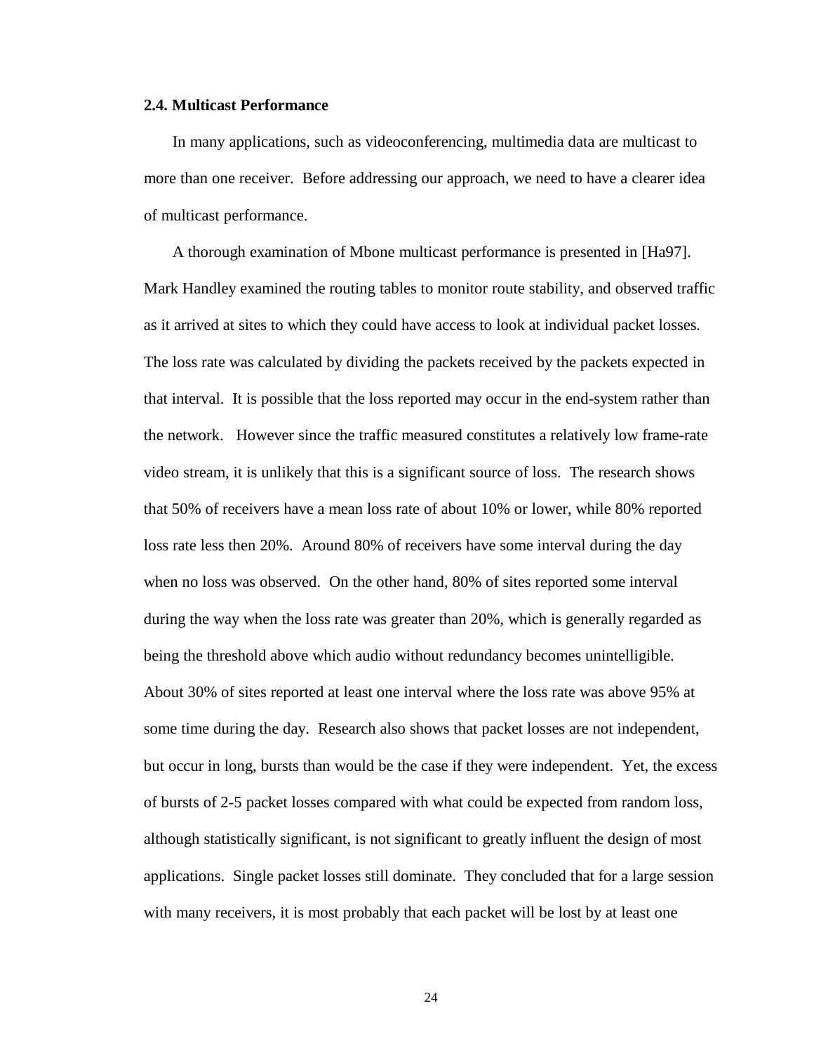## 2.4. Multicast Performance

In many applications, such as videoconferencing, multimedia data are multicast to more than one receiver. Before addressing our approach, we need to have a clearer idea of multicast performance.

A thorough examination of Mbone multicast performance is presented in [Ha97]. Mark Handley examined the routing tables to monitor route stability, and observed traffic as it arrived at sites to which they could have access to look at individual packet losses. The loss rate was calculated by dividing the packets received by the packets expected in that interval. It is possible that the loss reported may occur in the end-system rather than the network. However since the traffic measured constitutes a relatively low frame-rate video stream, it is unlikely that this is a significant source of loss. The research shows that 50% of receivers have a mean loss rate of about 10% or lower, while 80% reported loss rate less then 20%. Around 80% of receivers have some interval during the day when no loss was observed. On the other hand, 80% of sites reported some interval during the way when the loss rate was greater than 20%, which is generally regarded as being the threshold above which audio without redundancy becomes unintelligible. About 30% of sites reported at least one interval where the loss rate was above 95% at some time during the day. Research also shows that packet losses are not independent, but occur in long, bursts than would be the case if they were independent. Yet, the excess of bursts of 2-5 packet losses compared with what could be expected from random loss, although statistically significant, is not significant to greatly influent the design of most applications. Single packet losses still dominate. They concluded that for a large session with many receivers, it is most probably that each packet will be lost by at least one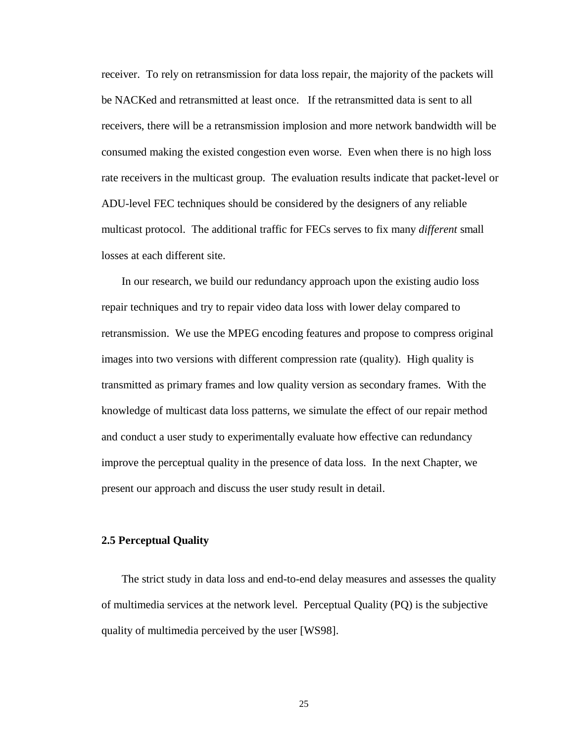receiver. To rely on retransmission for data loss repair, the majority of the packets will be NACKed and retransmitted at least once. If the retransmitted data is sent to all receivers, there will be a retransmission implosion and more network bandwidth will be consumed making the existed congestion even worse. Even when there is no high loss rate receivers in the multicast group. The evaluation results indicate that packet-level or ADU-level FEC techniques should be considered by the designers of any reliable multicast protocol. The additional traffic for FECs serves to fix many *different* small losses at each different site.

In our research, we build our redundancy approach upon the existing audio loss repair techniques and try to repair video data loss with lower delay compared to retransmission. We use the MPEG encoding features and propose to compress original images into two versions with different compression rate (quality). High quality is transmitted as primary frames and low quality version as secondary frames. With the knowledge of multicast data loss patterns, we simulate the effect of our repair method and conduct a user study to experimentally evaluate how effective can redundancy improve the perceptual quality in the presence of data loss. In the next Chapter, we present our approach and discuss the user study result in detail.

## 2.5 Perceptual Quality

The strict study in data loss and end-to-end delay measures and assesses the quality of multimedia services at the network level. Perceptual Quality (PQ) is the subjective quality of multimedia perceived by the user [WS98].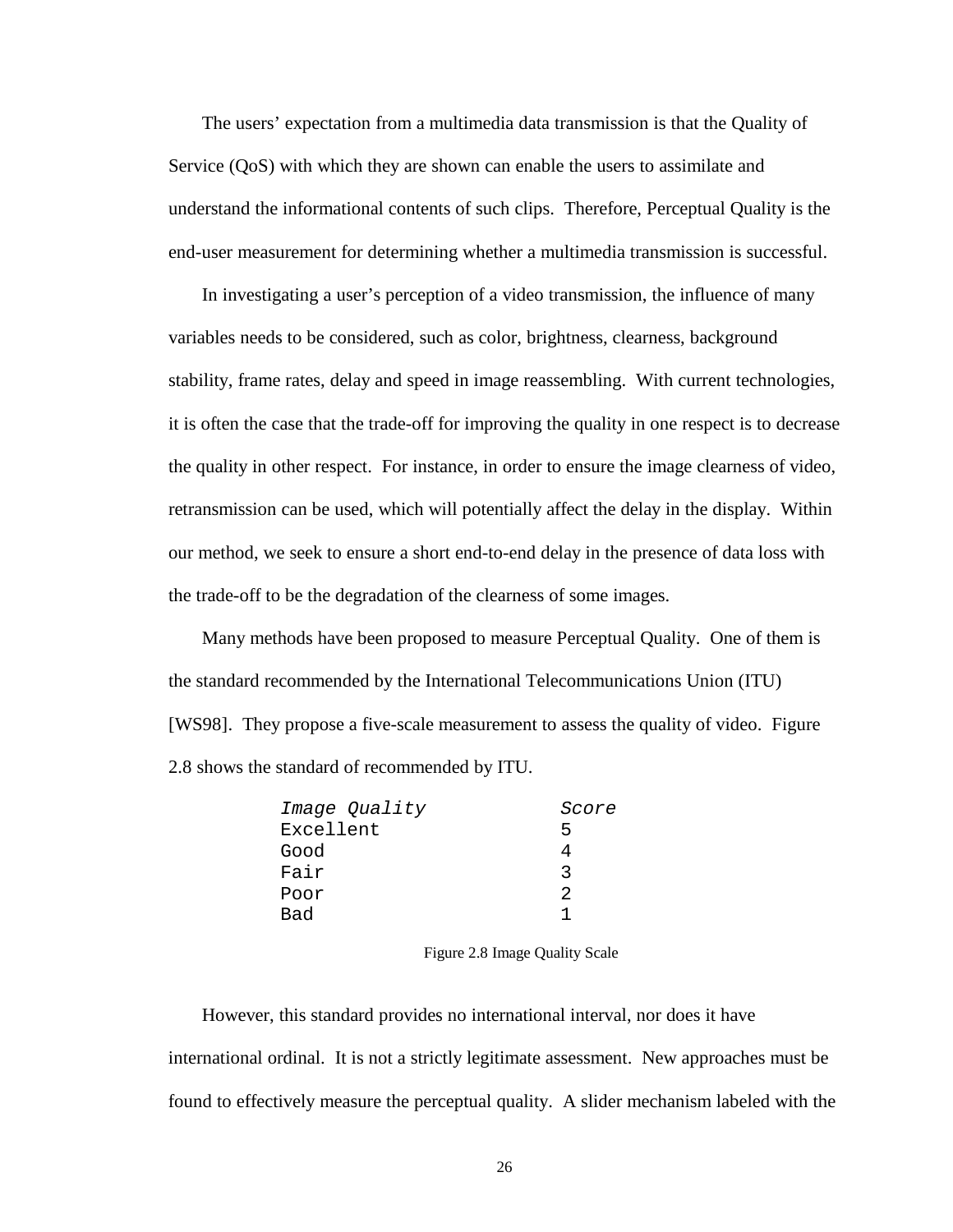The users' expectation from a multimedia data transmission is that the Quality of Service (QoS) with which they are shown can enable the users to assimilate and understand the informational contents of such clips. Therefore, Perceptual Quality is the end-user measurement for determining whether a multimedia transmission is successful.

In investigating a user's perception of a video transmission, the influence of many variables needs to be considered, such as color, brightness, clearness, background stability, frame rates, delay and speed in image reassembling. With current technologies, it is often the case that the trade-off for improving the quality in one respect is to decrease the quality in other respect. For instance, in order to ensure the image clearness of video, retransmission can be used, which will potentially affect the delay in the display. Within our method, we seek to ensure a short end-to-end delay in the presence of data loss with the trade-off to be the degradation of the clearness of some images.

Many methods have been proposed to measure Perceptual Quality. One of them is the standard recommended by the International Telecommunications Union (ITU) [WS98]. They propose a five-scale measurement to assess the quality of video. Figure 2.8 shows the standard of recommended by ITU.

| *Image Quality* | *Score* |
|---|---|
| Excellent | 5 |
| Good | 4 |
| Fair | 3 |
| Poor | 2 |
| Bad | 1 |

Figure 2.8 Image Quality Scale

However, this standard provides no international interval, nor does it have international ordinal. It is not a strictly legitimate assessment. New approaches must be found to effectively measure the perceptual quality. A slider mechanism labeled with the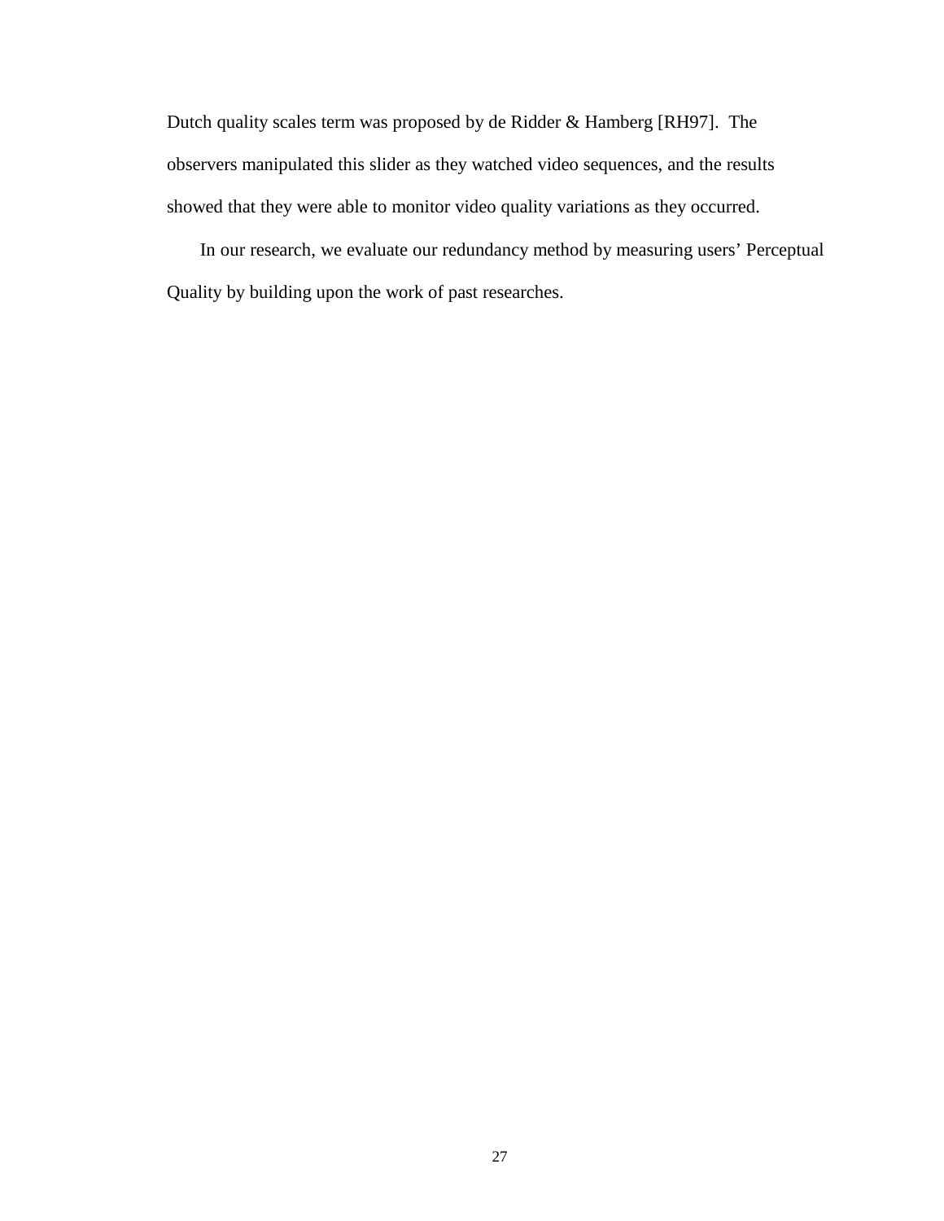Dutch quality scales term was proposed by de Ridder & Hamberg [RH97]. The observers manipulated this slider as they watched video sequences, and the results showed that they were able to monitor video quality variations as they occurred.

In our research, we evaluate our redundancy method by measuring users' Perceptual Quality by building upon the work of past researches.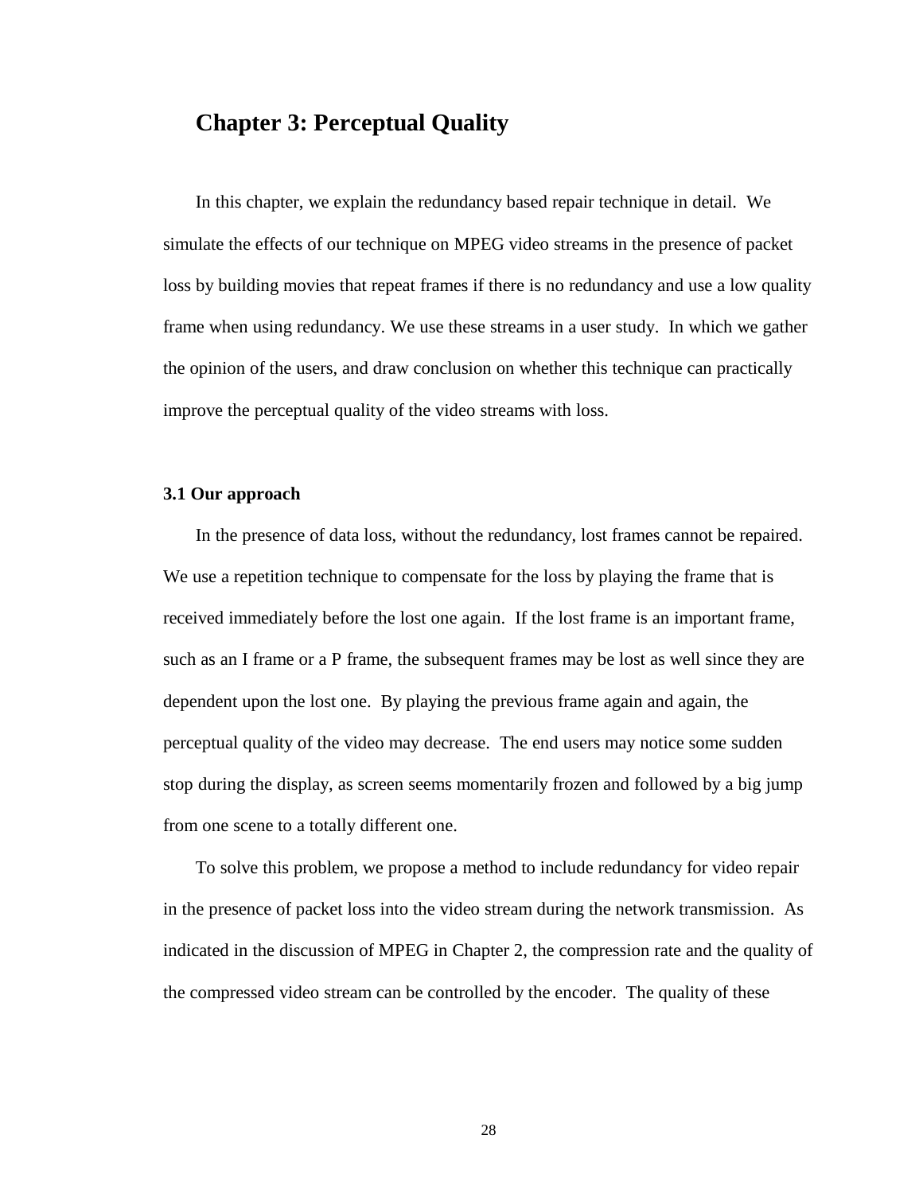# Chapter 3: Perceptual Quality

In this chapter, we explain the redundancy based repair technique in detail. We simulate the effects of our technique on MPEG video streams in the presence of packet loss by building movies that repeat frames if there is no redundancy and use a low quality frame when using redundancy. We use these streams in a user study. In which we gather the opinion of the users, and draw conclusion on whether this technique can practically improve the perceptual quality of the video streams with loss.

### 3.1 Our approach

In the presence of data loss, without the redundancy, lost frames cannot be repaired. We use a repetition technique to compensate for the loss by playing the frame that is received immediately before the lost one again. If the lost frame is an important frame, such as an I frame or a P frame, the subsequent frames may be lost as well since they are dependent upon the lost one. By playing the previous frame again and again, the perceptual quality of the video may decrease. The end users may notice some sudden stop during the display, as screen seems momentarily frozen and followed by a big jump from one scene to a totally different one.

To solve this problem, we propose a method to include redundancy for video repair in the presence of packet loss into the video stream during the network transmission. As indicated in the discussion of MPEG in Chapter 2, the compression rate and the quality of the compressed video stream can be controlled by the encoder. The quality of these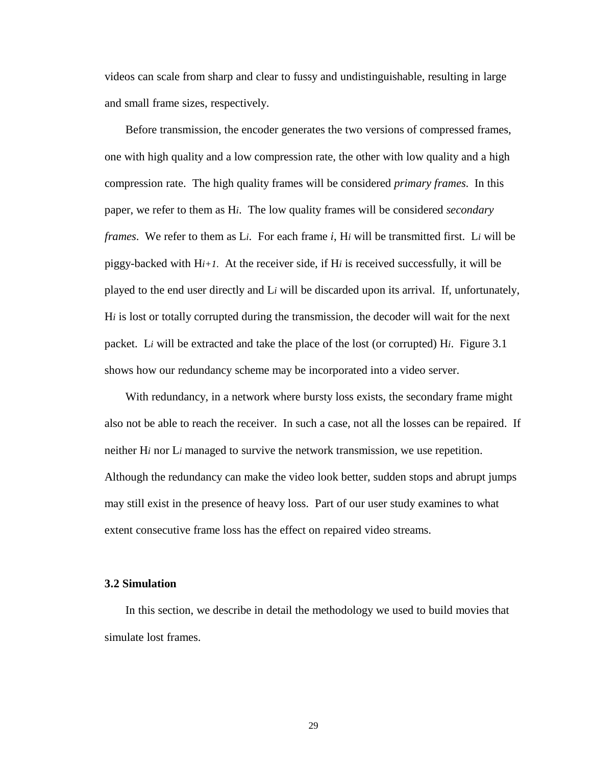videos can scale from sharp and clear to fussy and undistinguishable, resulting in large and small frame sizes, respectively.

Before transmission, the encoder generates the two versions of compressed frames, one with high quality and a low compression rate, the other with low quality and a high compression rate. The high quality frames will be considered *primary frames*. In this paper, we refer to them as $H_i$. The low quality frames will be considered *secondary frames*. We refer to them as $L_i$. For each frame *i*, $H_i$ will be transmitted first. $L_i$ will be piggy-backed with $H_{i+1}$. At the receiver side, if $H_i$ is received successfully, it will be played to the end user directly and $L_i$ will be discarded upon its arrival. If, unfortunately, $H_i$ is lost or totally corrupted during the transmission, the decoder will wait for the next packet. $L_i$ will be extracted and take the place of the lost (or corrupted) $H_i$. Figure 3.1 shows how our redundancy scheme may be incorporated into a video server.

With redundancy, in a network where bursty loss exists, the secondary frame might also not be able to reach the receiver. In such a case, not all the losses can be repaired. If neither $H_i$ nor $L_i$ managed to survive the network transmission, we use repetition. Although the redundancy can make the video look better, sudden stops and abrupt jumps may still exist in the presence of heavy loss. Part of our user study examines to what extent consecutive frame loss has the effect on repaired video streams.

### 3.2 Simulation

In this section, we describe in detail the methodology we used to build movies that simulate lost frames.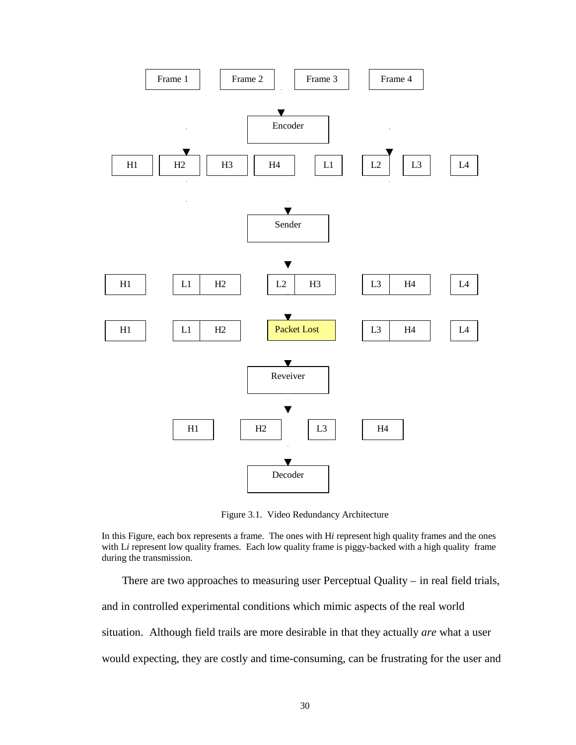Frame 1 Frame 2 Frame 3 Frame 4

Encoder

H1 H2 H3 H4 L1 L2 L3 L4

Sender

H1 L1 H2 L2 H3 L3 H4 L4

H1 L1 H2 Packet Lost L3 H4 L4

Reveiver

H1 H2 L3 H4

Decoder

Figure 3.1. Video Redundancy Architecture

In this Figure, each box represents a frame. The ones with H*i* represent high quality frames and the ones with L*i* represent low quality frames. Each low quality frame is piggy-backed with a high quality frame during the transmission.

There are two approaches to measuring user Perceptual Quality – in real field trials, and in controlled experimental conditions which mimic aspects of the real world situation. Although field trails are more desirable in that they actually *are* what a user would expecting, they are costly and time-consuming, can be frustrating for the user and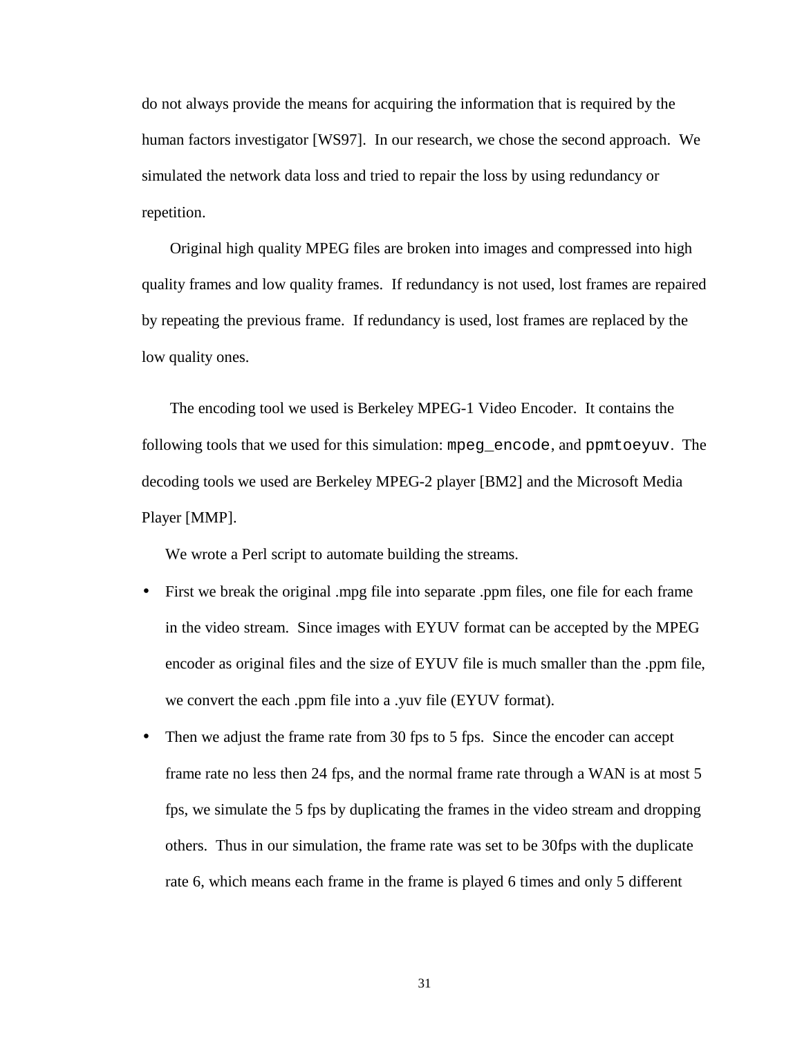do not always provide the means for acquiring the information that is required by the human factors investigator [WS97]. In our research, we chose the second approach. We simulated the network data loss and tried to repair the loss by using redundancy or repetition.

Original high quality MPEG files are broken into images and compressed into high quality frames and low quality frames. If redundancy is not used, lost frames are repaired by repeating the previous frame. If redundancy is used, lost frames are replaced by the low quality ones.

The encoding tool we used is Berkeley MPEG-1 Video Encoder. It contains the following tools that we used for this simulation: `mpeg_encode`, and `ppmtoeyuv`. The decoding tools we used are Berkeley MPEG-2 player [BM2] and the Microsoft Media Player [MMP].

We wrote a Perl script to automate building the streams.

- First we break the original .mpg file into separate .ppm files, one file for each frame in the video stream. Since images with EYUV format can be accepted by the MPEG encoder as original files and the size of EYUV file is much smaller than the .ppm file, we convert the each .ppm file into a .yuv file (EYUV format).
- Then we adjust the frame rate from 30 fps to 5 fps. Since the encoder can accept frame rate no less then 24 fps, and the normal frame rate through a WAN is at most 5 fps, we simulate the 5 fps by duplicating the frames in the video stream and dropping others. Thus in our simulation, the frame rate was set to be 30fps with the duplicate rate 6, which means each frame in the frame is played 6 times and only 5 different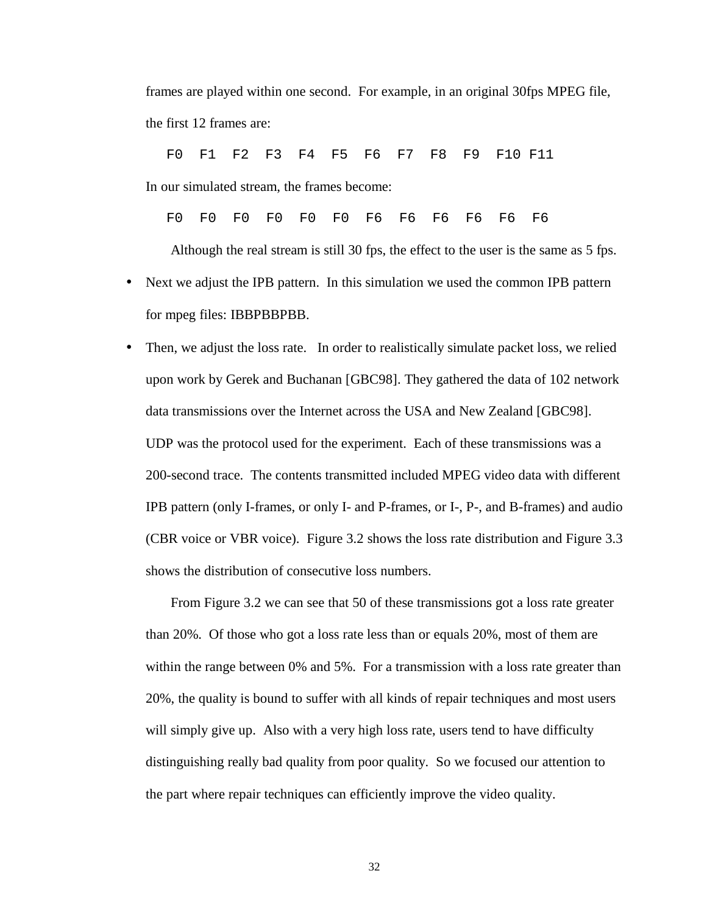frames are played within one second. For example, in an original 30fps MPEG file, the first 12 frames are:

```
F0  F1  F2  F3  F4  F5  F6  F7  F8  F9  F10 F11
```

In our simulated stream, the frames become:

```
F0  F0  F0  F0  F0  F0  F6  F6  F6  F6  F6  F6
```

Although the real stream is still 30 fps, the effect to the user is the same as 5 fps.

- Next we adjust the IPB pattern. In this simulation we used the common IPB pattern for mpeg files: IBBPBBPBB.
- Then, we adjust the loss rate. In order to realistically simulate packet loss, we relied upon work by Gerek and Buchanan [GBC98]. They gathered the data of 102 network data transmissions over the Internet across the USA and New Zealand [GBC98]. UDP was the protocol used for the experiment. Each of these transmissions was a 200-second trace. The contents transmitted included MPEG video data with different IPB pattern (only I-frames, or only I- and P-frames, or I-, P-, and B-frames) and audio (CBR voice or VBR voice). Figure 3.2 shows the loss rate distribution and Figure 3.3 shows the distribution of consecutive loss numbers.

  From Figure 3.2 we can see that 50 of these transmissions got a loss rate greater than 20%. Of those who got a loss rate less than or equals 20%, most of them are within the range between 0% and 5%. For a transmission with a loss rate greater than 20%, the quality is bound to suffer with all kinds of repair techniques and most users will simply give up. Also with a very high loss rate, users tend to have difficulty distinguishing really bad quality from poor quality. So we focused our attention to the part where repair techniques can efficiently improve the video quality.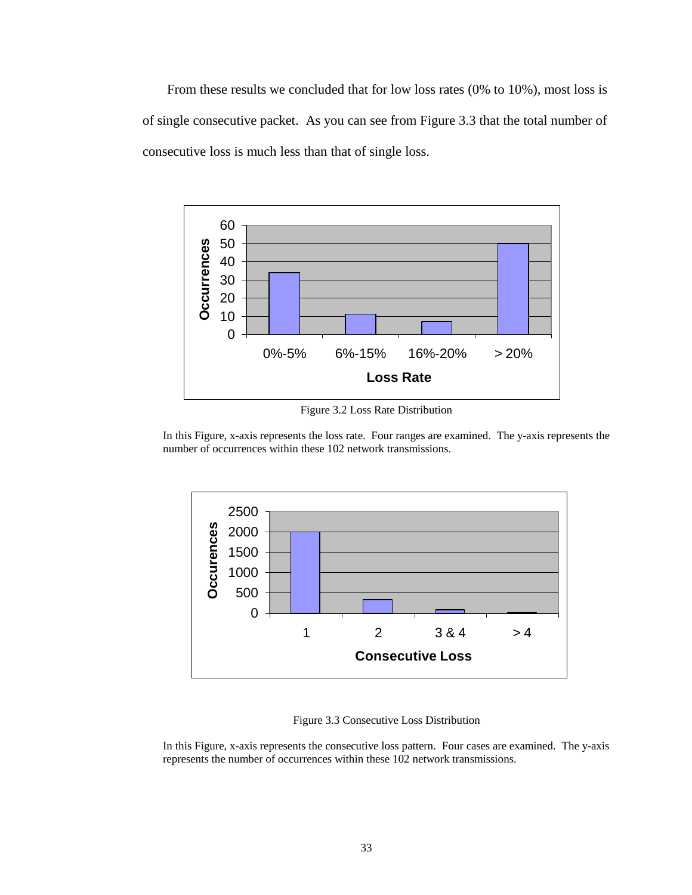From these results we concluded that for low loss rates (0% to 10%), most loss is of single consecutive packet. As you can see from Figure 3.3 that the total number of consecutive loss is much less than that of single loss.

Figure 3.2 Loss Rate Distribution

In this Figure, x-axis represents the loss rate. Four ranges are examined. The y-axis represents the number of occurrences within these 102 network transmissions.

Figure 3.3 Consecutive Loss Distribution

In this Figure, x-axis represents the consecutive loss pattern. Four cases are examined. The y-axis represents the number of occurrences within these 102 network transmissions.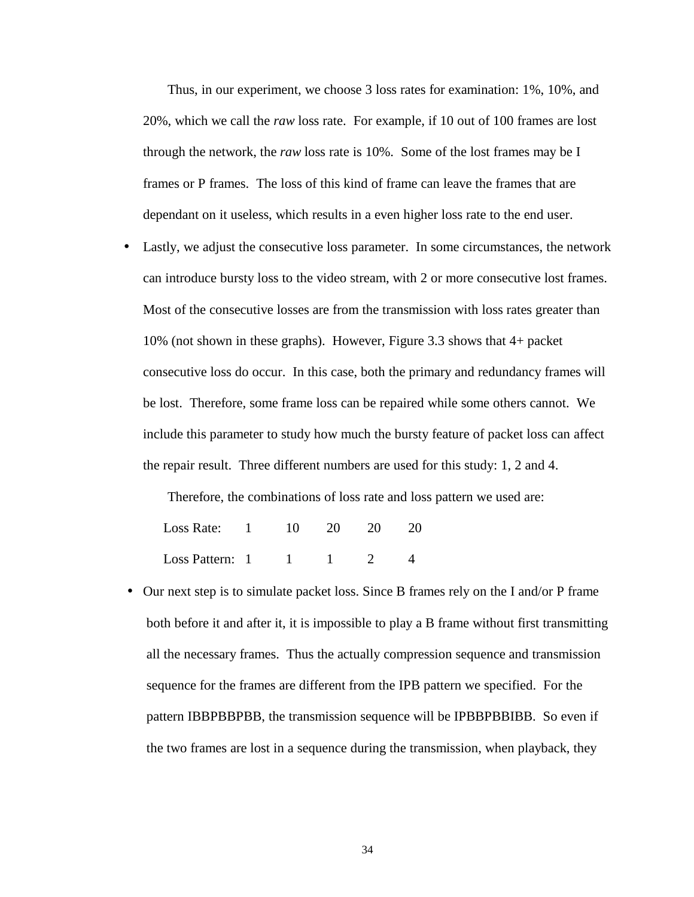Thus, in our experiment, we choose 3 loss rates for examination: 1%, 10%, and 20%, which we call the *raw* loss rate. For example, if 10 out of 100 frames are lost through the network, the *raw* loss rate is 10%. Some of the lost frames may be I frames or P frames. The loss of this kind of frame can leave the frames that are dependant on it useless, which results in a even higher loss rate to the end user.

- Lastly, we adjust the consecutive loss parameter. In some circumstances, the network can introduce bursty loss to the video stream, with 2 or more consecutive lost frames. Most of the consecutive losses are from the transmission with loss rates greater than 10% (not shown in these graphs). However, Figure 3.3 shows that 4+ packet consecutive loss do occur. In this case, both the primary and redundancy frames will be lost. Therefore, some frame loss can be repaired while some others cannot. We include this parameter to study how much the bursty feature of packet loss can affect the repair result. Three different numbers are used for this study: 1, 2 and 4.

  Therefore, the combinations of loss rate and loss pattern we used are:

| Loss Rate: | 1 | 10 | 20 | 20 | 20 |
|---|---|---|---|---|---|
| Loss Pattern: | 1 | 1 | 1 | 2 | 4 |

- Our next step is to simulate packet loss. Since B frames rely on the I and/or P frame both before it and after it, it is impossible to play a B frame without first transmitting all the necessary frames. Thus the actually compression sequence and transmission sequence for the frames are different from the IPB pattern we specified. For the pattern IBBPBBPBB, the transmission sequence will be IPBBPBBIBB. So even if the two frames are lost in a sequence during the transmission, when playback, they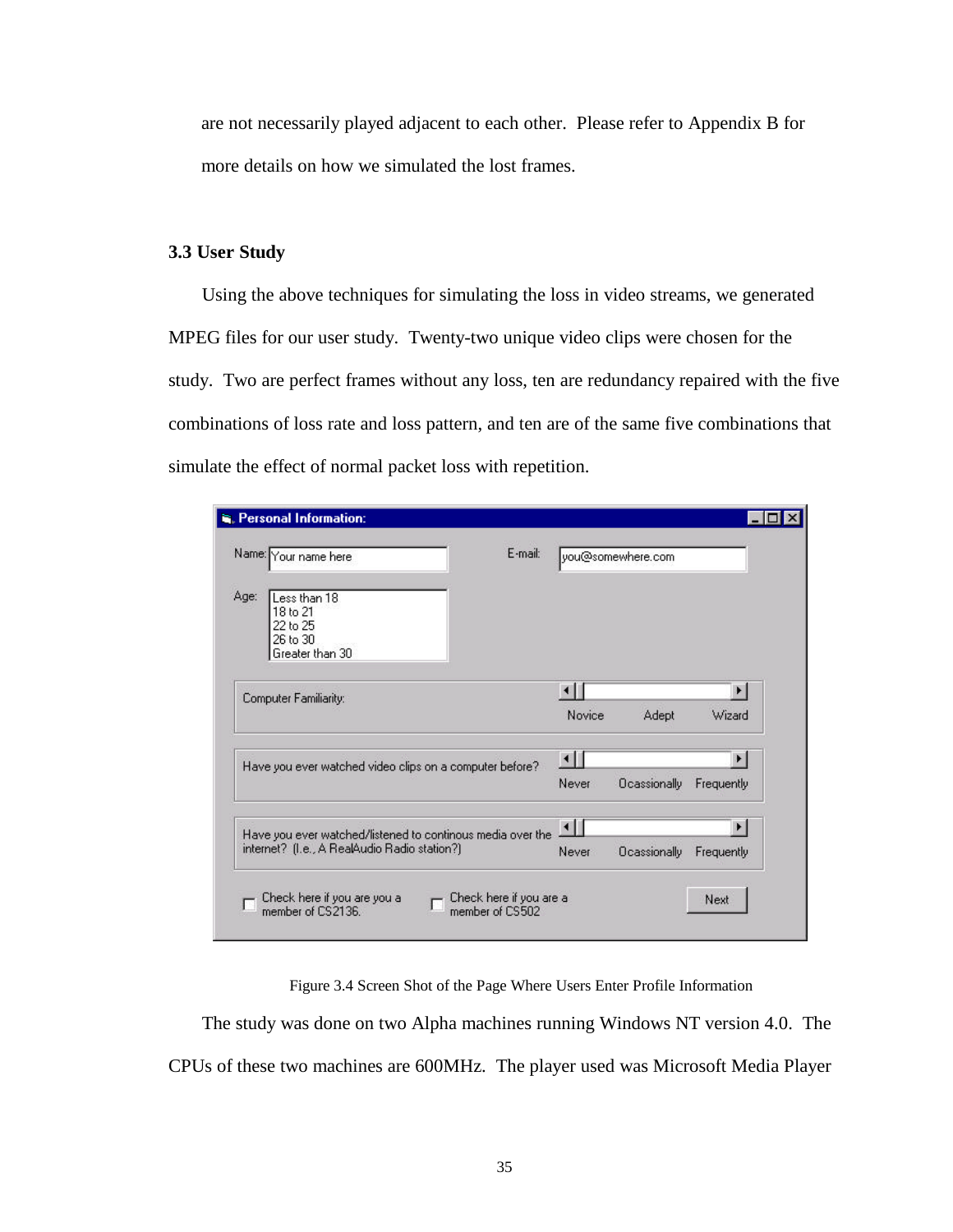are not necessarily played adjacent to each other. Please refer to Appendix B for more details on how we simulated the lost frames.

### 3.3 User Study

Using the above techniques for simulating the loss in video streams, we generated MPEG files for our user study. Twenty-two unique video clips were chosen for the study. Two are perfect frames without any loss, ten are redundancy repaired with the five combinations of loss rate and loss pattern, and ten are of the same five combinations that simulate the effect of normal packet loss with repetition.

Figure 3.4 Screen Shot of the Page Where Users Enter Profile Information

The study was done on two Alpha machines running Windows NT version 4.0. The CPUs of these two machines are 600MHz. The player used was Microsoft Media Player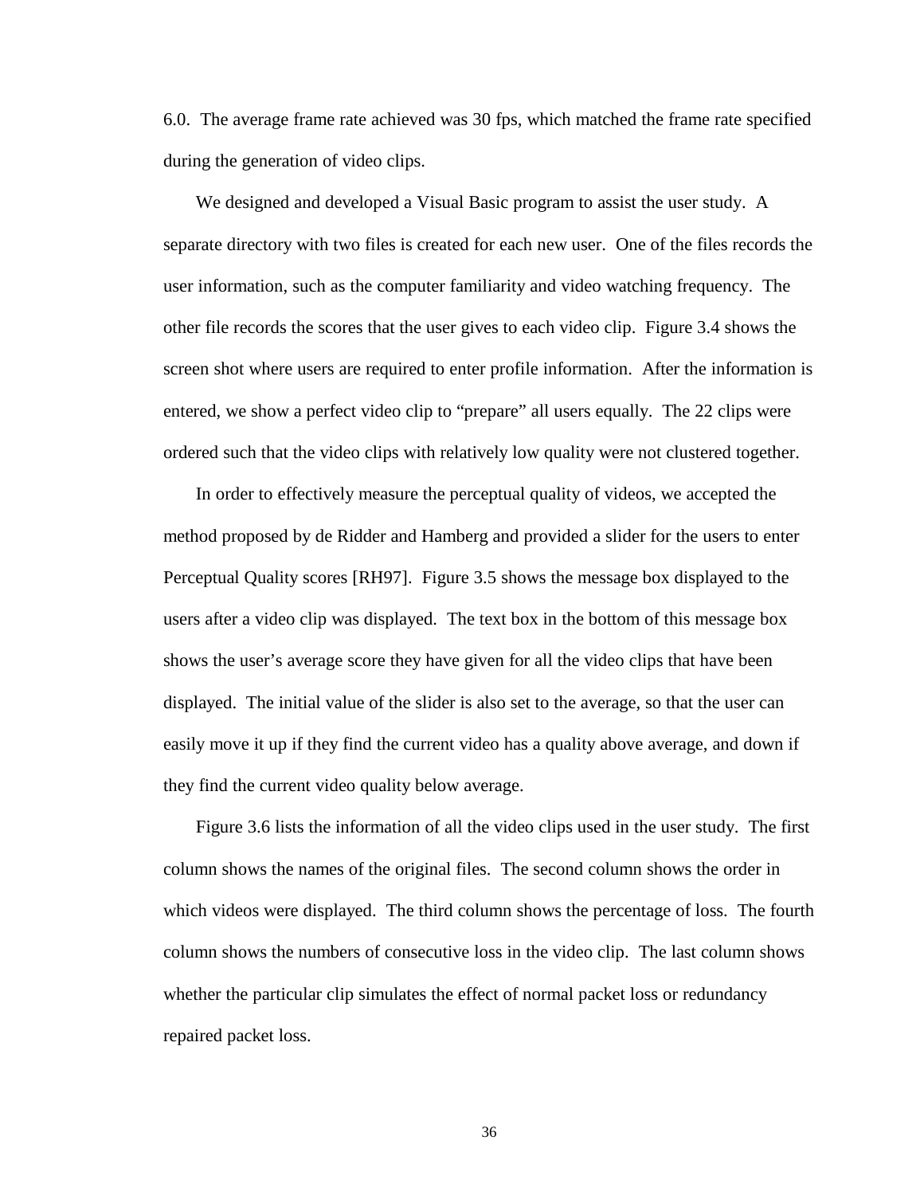6.0. The average frame rate achieved was 30 fps, which matched the frame rate specified during the generation of video clips.

We designed and developed a Visual Basic program to assist the user study. A separate directory with two files is created for each new user. One of the files records the user information, such as the computer familiarity and video watching frequency. The other file records the scores that the user gives to each video clip. Figure 3.4 shows the screen shot where users are required to enter profile information. After the information is entered, we show a perfect video clip to "prepare" all users equally. The 22 clips were ordered such that the video clips with relatively low quality were not clustered together.

In order to effectively measure the perceptual quality of videos, we accepted the method proposed by de Ridder and Hamberg and provided a slider for the users to enter Perceptual Quality scores [RH97]. Figure 3.5 shows the message box displayed to the users after a video clip was displayed. The text box in the bottom of this message box shows the user's average score they have given for all the video clips that have been displayed. The initial value of the slider is also set to the average, so that the user can easily move it up if they find the current video has a quality above average, and down if they find the current video quality below average.

Figure 3.6 lists the information of all the video clips used in the user study. The first column shows the names of the original files. The second column shows the order in which videos were displayed. The third column shows the percentage of loss. The fourth column shows the numbers of consecutive loss in the video clip. The last column shows whether the particular clip simulates the effect of normal packet loss or redundancy repaired packet loss.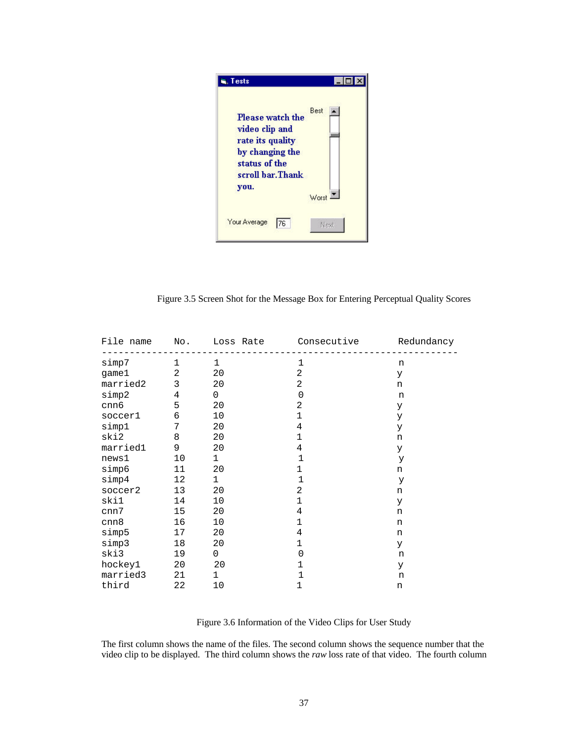Figure 3.5 Screen Shot for the Message Box for Entering Perceptual Quality Scores

| File name | No. | Loss Rate | Consecutive | Redundancy |
|---|---|---|---|---|
| simp7 | 1 | 1 | 1 | n |
| game1 | 2 | 20 | 2 | y |
| married2 | 3 | 20 | 2 | n |
| simp2 | 4 | 0 | 0 | n |
| cnn6 | 5 | 20 | 2 | y |
| soccer1 | 6 | 10 | 1 | y |
| simp1 | 7 | 20 | 4 | y |
| ski2 | 8 | 20 | 1 | n |
| married1 | 9 | 20 | 4 | y |
| news1 | 10 | 1 | 1 | y |
| simp6 | 11 | 20 | 1 | n |
| simp4 | 12 | 1 | 1 | y |
| soccer2 | 13 | 20 | 2 | n |
| ski1 | 14 | 10 | 1 | y |
| cnn7 | 15 | 20 | 4 | n |
| cnn8 | 16 | 10 | 1 | n |
| simp5 | 17 | 20 | 4 | n |
| simp3 | 18 | 20 | 1 | y |
| ski3 | 19 | 0 | 0 | n |
| hockey1 | 20 | 20 | 1 | y |
| married3 | 21 | 1 | 1 | n |
| third | 22 | 10 | 1 | n |

Figure 3.6 Information of the Video Clips for User Study

The first column shows the name of the files. The second column shows the sequence number that the video clip to be displayed. The third column shows the *raw* loss rate of that video. The fourth column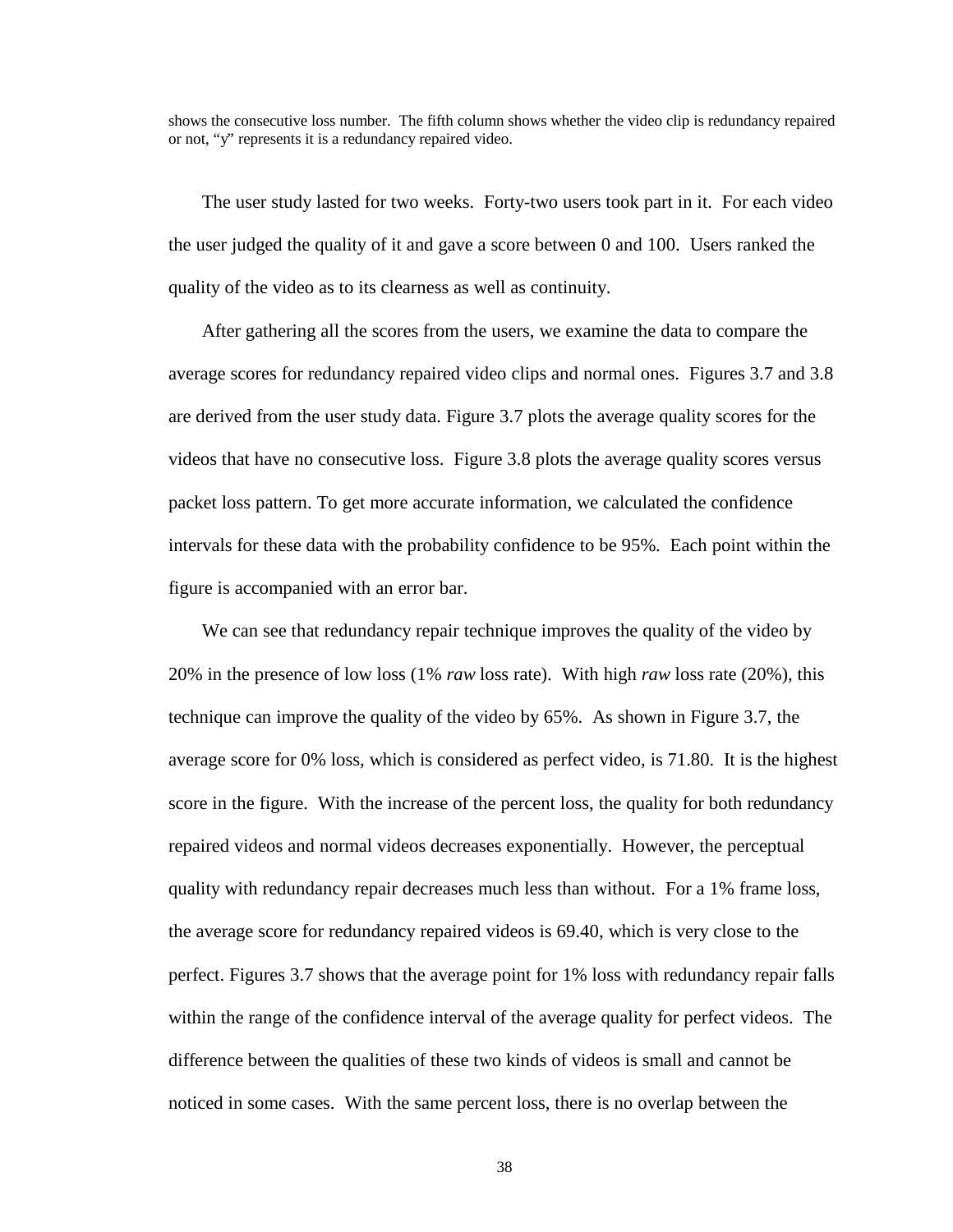shows the consecutive loss number. The fifth column shows whether the video clip is redundancy repaired or not, "y" represents it is a redundancy repaired video.

The user study lasted for two weeks. Forty-two users took part in it. For each video the user judged the quality of it and gave a score between 0 and 100. Users ranked the quality of the video as to its clearness as well as continuity.

After gathering all the scores from the users, we examine the data to compare the average scores for redundancy repaired video clips and normal ones. Figures 3.7 and 3.8 are derived from the user study data. Figure 3.7 plots the average quality scores for the videos that have no consecutive loss. Figure 3.8 plots the average quality scores versus packet loss pattern. To get more accurate information, we calculated the confidence intervals for these data with the probability confidence to be 95%. Each point within the figure is accompanied with an error bar.

We can see that redundancy repair technique improves the quality of the video by 20% in the presence of low loss (1% *raw* loss rate). With high *raw* loss rate (20%), this technique can improve the quality of the video by 65%. As shown in Figure 3.7, the average score for 0% loss, which is considered as perfect video, is 71.80. It is the highest score in the figure. With the increase of the percent loss, the quality for both redundancy repaired videos and normal videos decreases exponentially. However, the perceptual quality with redundancy repair decreases much less than without. For a 1% frame loss, the average score for redundancy repaired videos is 69.40, which is very close to the perfect. Figures 3.7 shows that the average point for 1% loss with redundancy repair falls within the range of the confidence interval of the average quality for perfect videos. The difference between the qualities of these two kinds of videos is small and cannot be noticed in some cases. With the same percent loss, there is no overlap between the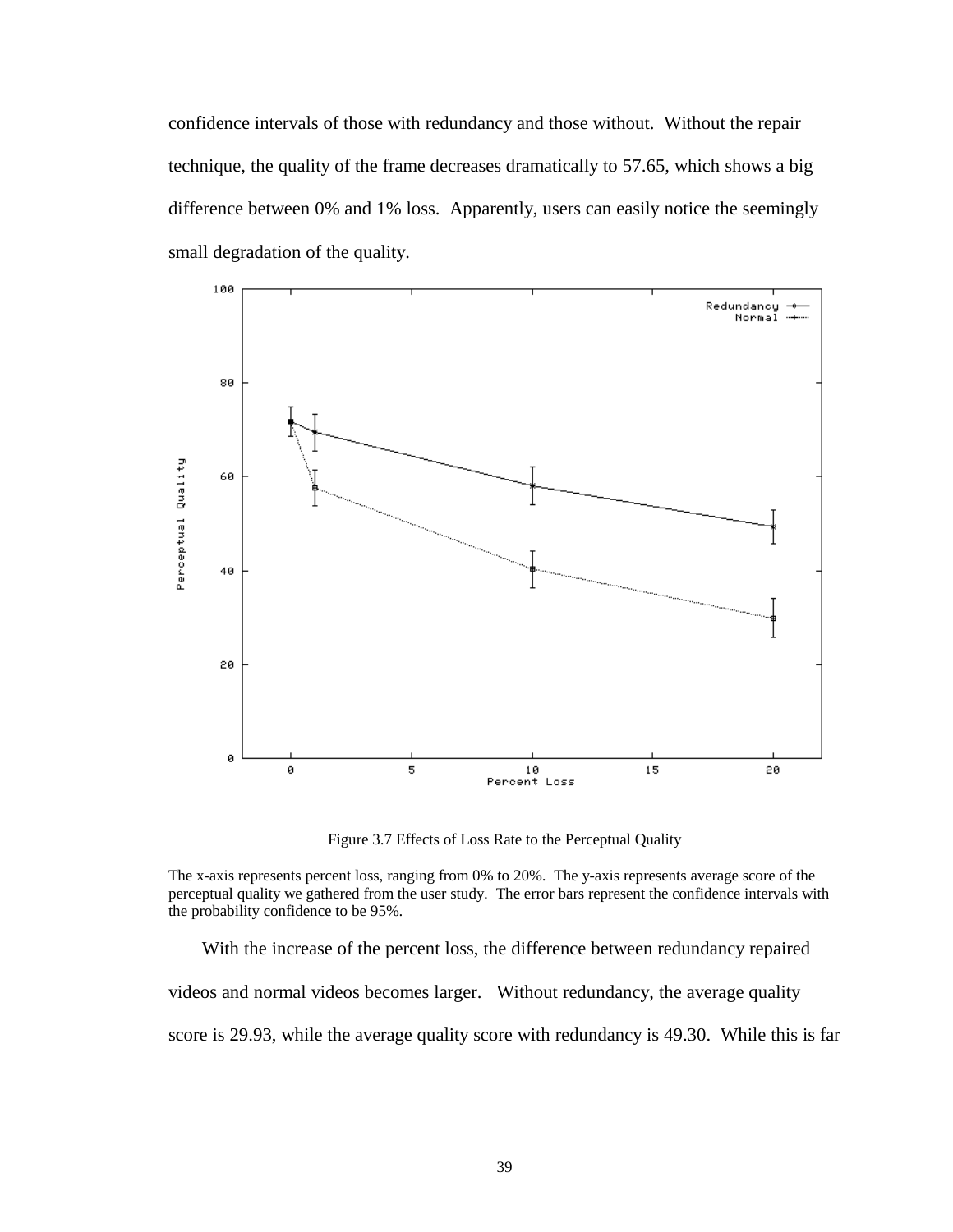confidence intervals of those with redundancy and those without. Without the repair technique, the quality of the frame decreases dramatically to 57.65, which shows a big difference between 0% and 1% loss. Apparently, users can easily notice the seemingly small degradation of the quality.

Figure 3.7 Effects of Loss Rate to the Perceptual Quality

The x-axis represents percent loss, ranging from 0% to 20%. The y-axis represents average score of the perceptual quality we gathered from the user study. The error bars represent the confidence intervals with the probability confidence to be 95%.

With the increase of the percent loss, the difference between redundancy repaired videos and normal videos becomes larger. Without redundancy, the average quality score is 29.93, while the average quality score with redundancy is 49.30. While this is far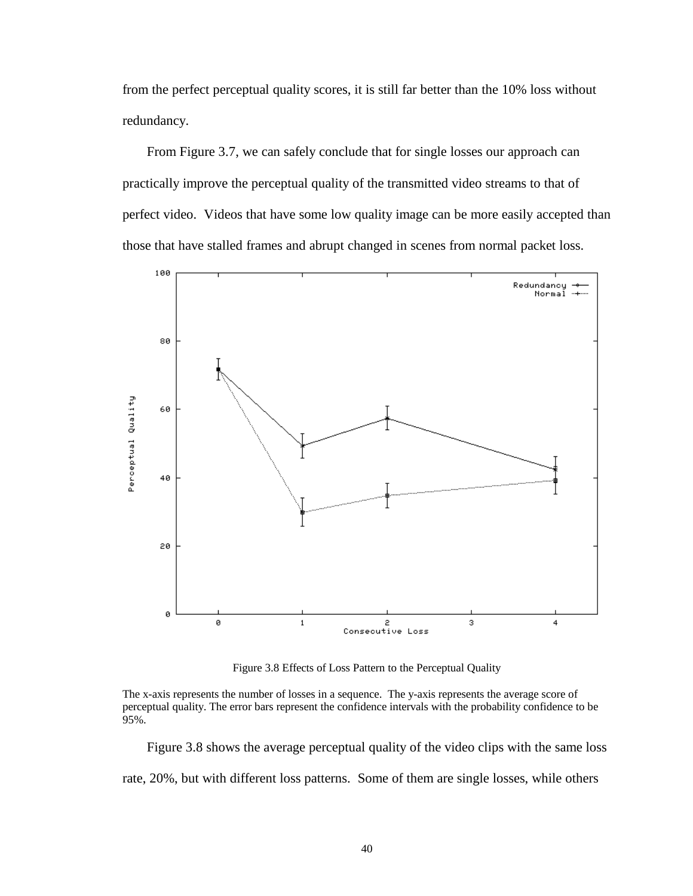from the perfect perceptual quality scores, it is still far better than the 10% loss without redundancy.

From Figure 3.7, we can safely conclude that for single losses our approach can practically improve the perceptual quality of the transmitted video streams to that of perfect video. Videos that have some low quality image can be more easily accepted than those that have stalled frames and abrupt changed in scenes from normal packet loss.

Figure 3.8 Effects of Loss Pattern to the Perceptual Quality

The x-axis represents the number of losses in a sequence. The y-axis represents the average score of perceptual quality. The error bars represent the confidence intervals with the probability confidence to be 95%.

Figure 3.8 shows the average perceptual quality of the video clips with the same loss rate, 20%, but with different loss patterns. Some of them are single losses, while others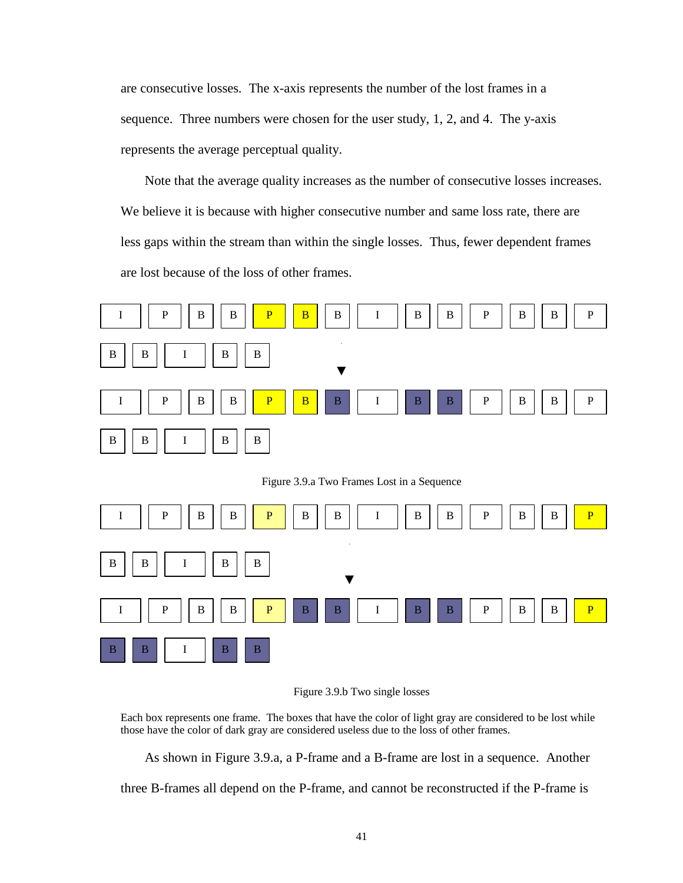are consecutive losses. The x-axis represents the number of the lost frames in a sequence. Three numbers were chosen for the user study, 1, 2, and 4. The y-axis represents the average perceptual quality.

Note that the average quality increases as the number of consecutive losses increases. We believe it is because with higher consecutive number and same loss rate, there are less gaps within the stream than within the single losses. Thus, fewer dependent frames are lost because of the loss of other frames.

| I | P | B | B | P | B | B | I | B | B | P | B | B | P |
|---|---|---|---|---|---|---|---|---|---|---|---|---|---|
| B | B | I | B | B | | | | | | | | | |

▼

| I | P | B | B | P | B | B | I | B | B | P | B | B | P |
|---|---|---|---|---|---|---|---|---|---|---|---|---|---|
| B | B | I | B | B | | | | | | | | | |

Figure 3.9.a Two Frames Lost in a Sequence

| I | P | B | B | P | B | B | I | B | B | P | B | B | P |
|---|---|---|---|---|---|---|---|---|---|---|---|---|---|
| B | B | I | B | B | | | | | | | | | |

▼

| I | P | B | B | P | B | B | I | B | B | P | B | B | P |
|---|---|---|---|---|---|---|---|---|---|---|---|---|---|
| B | B | I | B | B | | | | | | | | | |

Figure 3.9.b Two single losses

Each box represents one frame. The boxes that have the color of light gray are considered to be lost while those have the color of dark gray are considered useless due to the loss of other frames.

As shown in Figure 3.9.a, a P-frame and a B-frame are lost in a sequence. Another three B-frames all depend on the P-frame, and cannot be reconstructed if the P-frame is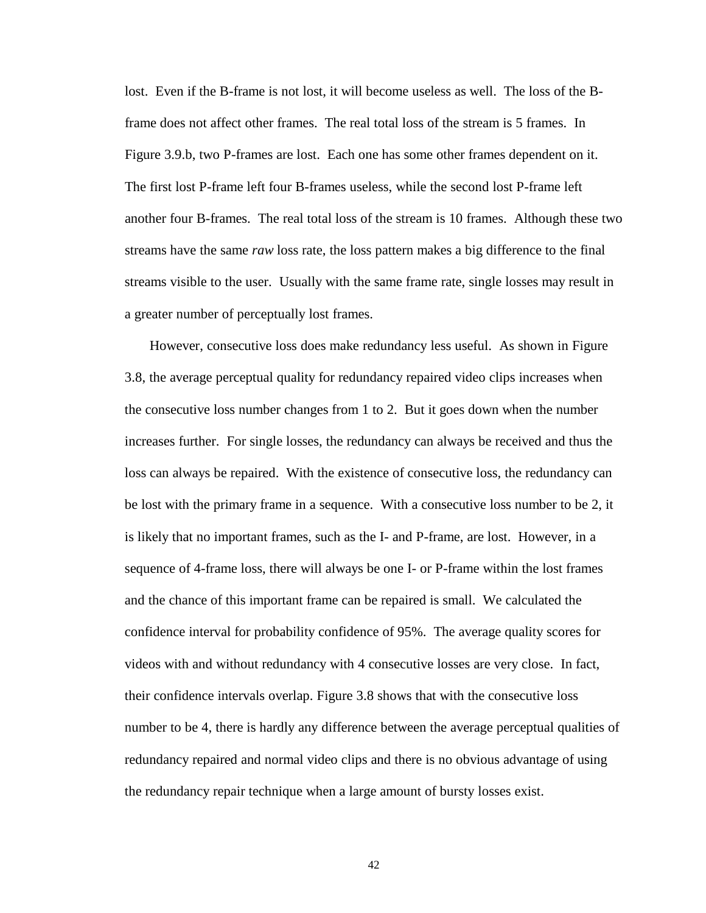lost. Even if the B-frame is not lost, it will become useless as well. The loss of the B-frame does not affect other frames. The real total loss of the stream is 5 frames. In Figure 3.9.b, two P-frames are lost. Each one has some other frames dependent on it. The first lost P-frame left four B-frames useless, while the second lost P-frame left another four B-frames. The real total loss of the stream is 10 frames. Although these two streams have the same *raw* loss rate, the loss pattern makes a big difference to the final streams visible to the user. Usually with the same frame rate, single losses may result in a greater number of perceptually lost frames.

However, consecutive loss does make redundancy less useful. As shown in Figure 3.8, the average perceptual quality for redundancy repaired video clips increases when the consecutive loss number changes from 1 to 2. But it goes down when the number increases further. For single losses, the redundancy can always be received and thus the loss can always be repaired. With the existence of consecutive loss, the redundancy can be lost with the primary frame in a sequence. With a consecutive loss number to be 2, it is likely that no important frames, such as the I- and P-frame, are lost. However, in a sequence of 4-frame loss, there will always be one I- or P-frame within the lost frames and the chance of this important frame can be repaired is small. We calculated the confidence interval for probability confidence of 95%. The average quality scores for videos with and without redundancy with 4 consecutive losses are very close. In fact, their confidence intervals overlap. Figure 3.8 shows that with the consecutive loss number to be 4, there is hardly any difference between the average perceptual qualities of redundancy repaired and normal video clips and there is no obvious advantage of using the redundancy repair technique when a large amount of bursty losses exist.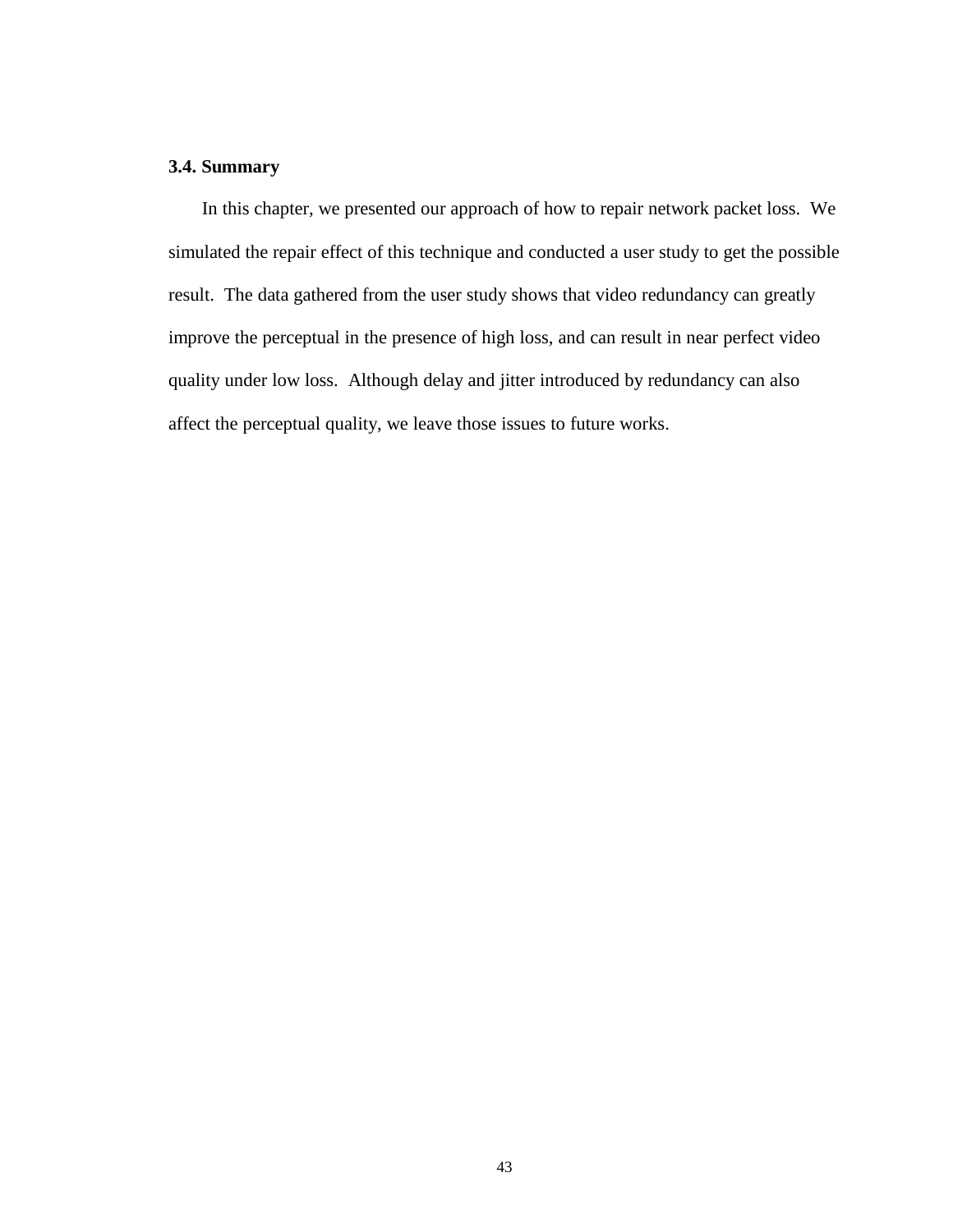### 3.4. Summary

In this chapter, we presented our approach of how to repair network packet loss. We simulated the repair effect of this technique and conducted a user study to get the possible result. The data gathered from the user study shows that video redundancy can greatly improve the perceptual in the presence of high loss, and can result in near perfect video quality under low loss. Although delay and jitter introduced by redundancy can also affect the perceptual quality, we leave those issues to future works.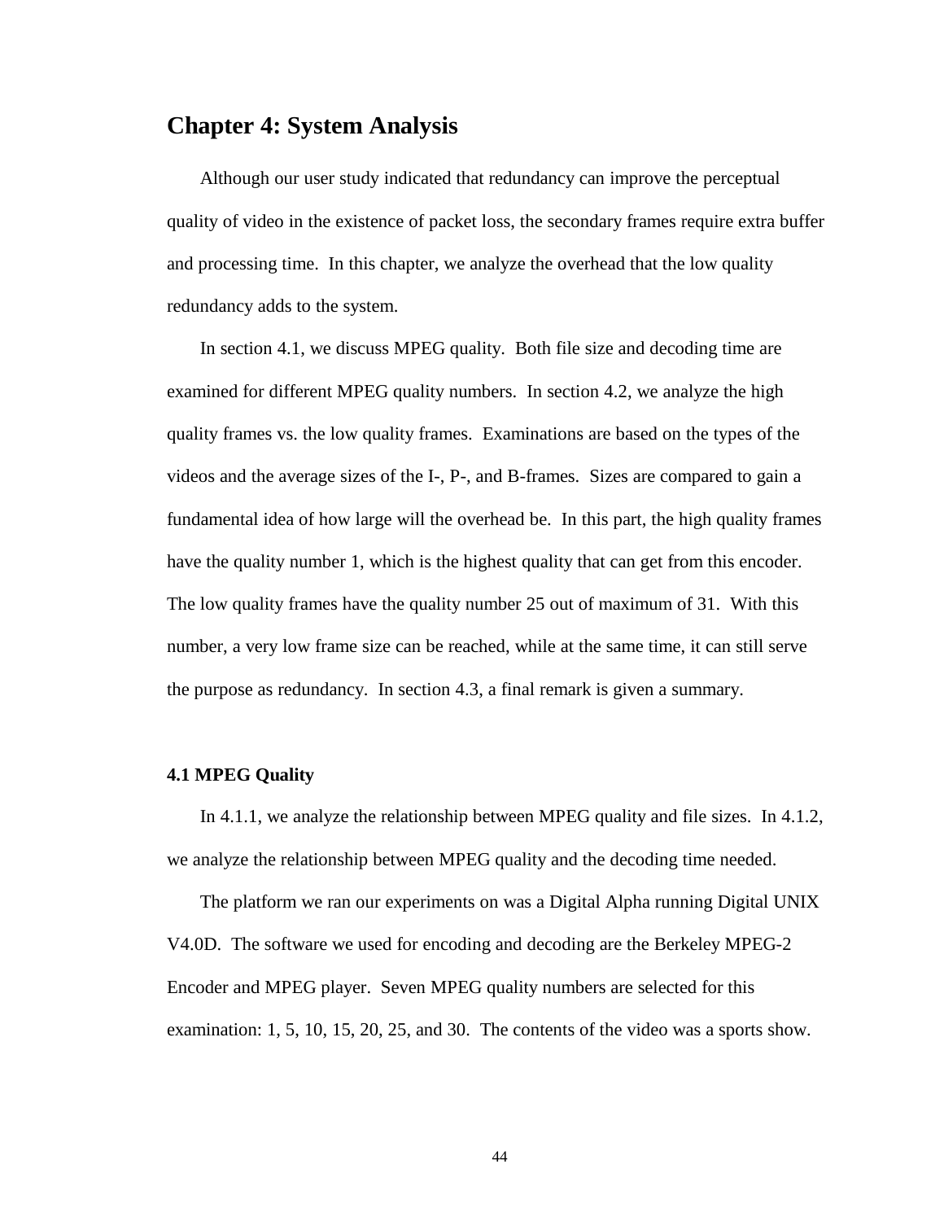# Chapter 4: System Analysis

Although our user study indicated that redundancy can improve the perceptual quality of video in the existence of packet loss, the secondary frames require extra buffer and processing time. In this chapter, we analyze the overhead that the low quality redundancy adds to the system.

In section 4.1, we discuss MPEG quality. Both file size and decoding time are examined for different MPEG quality numbers. In section 4.2, we analyze the high quality frames vs. the low quality frames. Examinations are based on the types of the videos and the average sizes of the I-, P-, and B-frames. Sizes are compared to gain a fundamental idea of how large will the overhead be. In this part, the high quality frames have the quality number 1, which is the highest quality that can get from this encoder. The low quality frames have the quality number 25 out of maximum of 31. With this number, a very low frame size can be reached, while at the same time, it can still serve the purpose as redundancy. In section 4.3, a final remark is given a summary.

### 4.1 MPEG Quality

In 4.1.1, we analyze the relationship between MPEG quality and file sizes. In 4.1.2, we analyze the relationship between MPEG quality and the decoding time needed.

The platform we ran our experiments on was a Digital Alpha running Digital UNIX V4.0D. The software we used for encoding and decoding are the Berkeley MPEG-2 Encoder and MPEG player. Seven MPEG quality numbers are selected for this examination: 1, 5, 10, 15, 20, 25, and 30. The contents of the video was a sports show.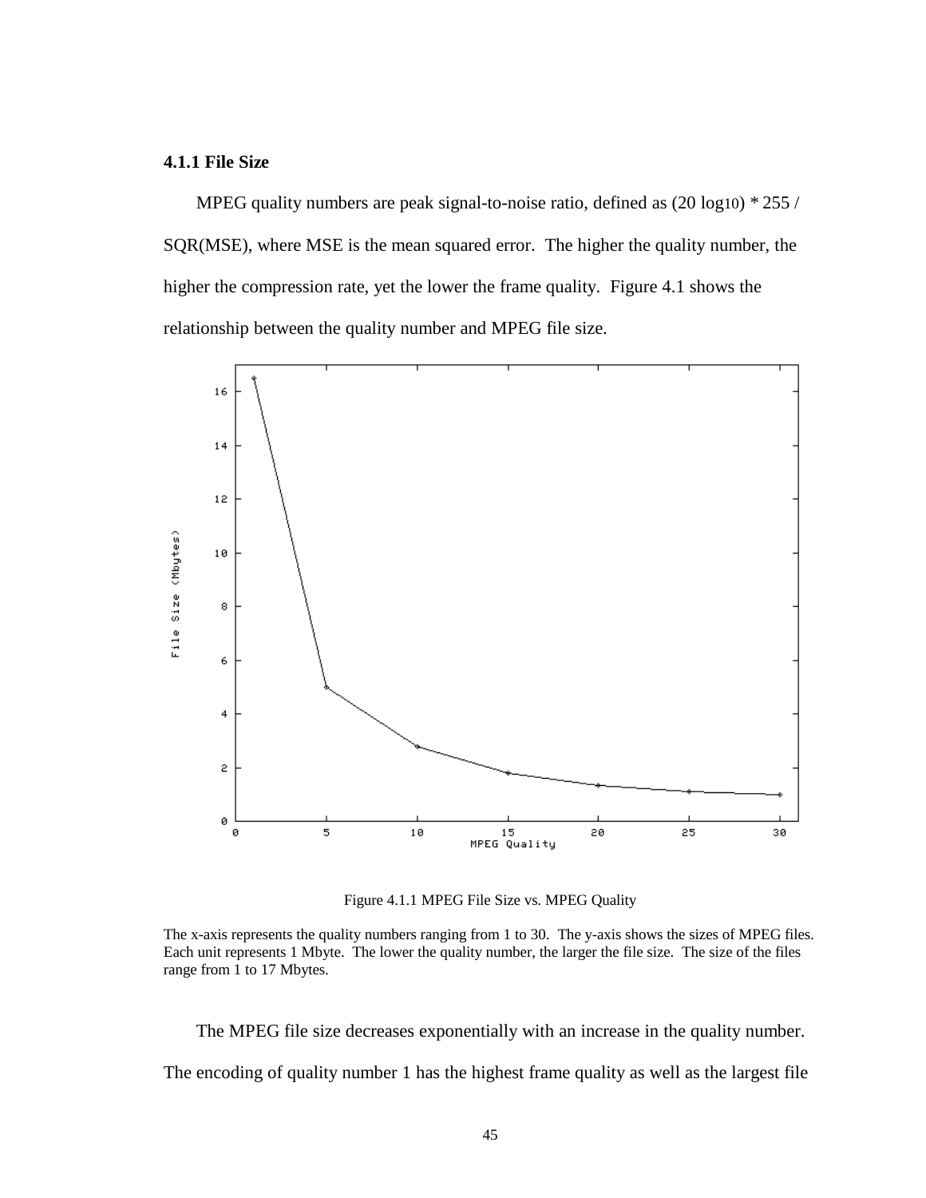### 4.1.1 File Size

MPEG quality numbers are peak signal-to-noise ratio, defined as (20 $\log_{10}$) * 255 / SQR(MSE), where MSE is the mean squared error. The higher the quality number, the higher the compression rate, yet the lower the frame quality. Figure 4.1 shows the relationship between the quality number and MPEG file size.

Figure 4.1.1 MPEG File Size vs. MPEG Quality

The x-axis represents the quality numbers ranging from 1 to 30. The y-axis shows the sizes of MPEG files. Each unit represents 1 Mbyte. The lower the quality number, the larger the file size. The size of the files range from 1 to 17 Mbytes.

The MPEG file size decreases exponentially with an increase in the quality number. The encoding of quality number 1 has the highest frame quality as well as the largest file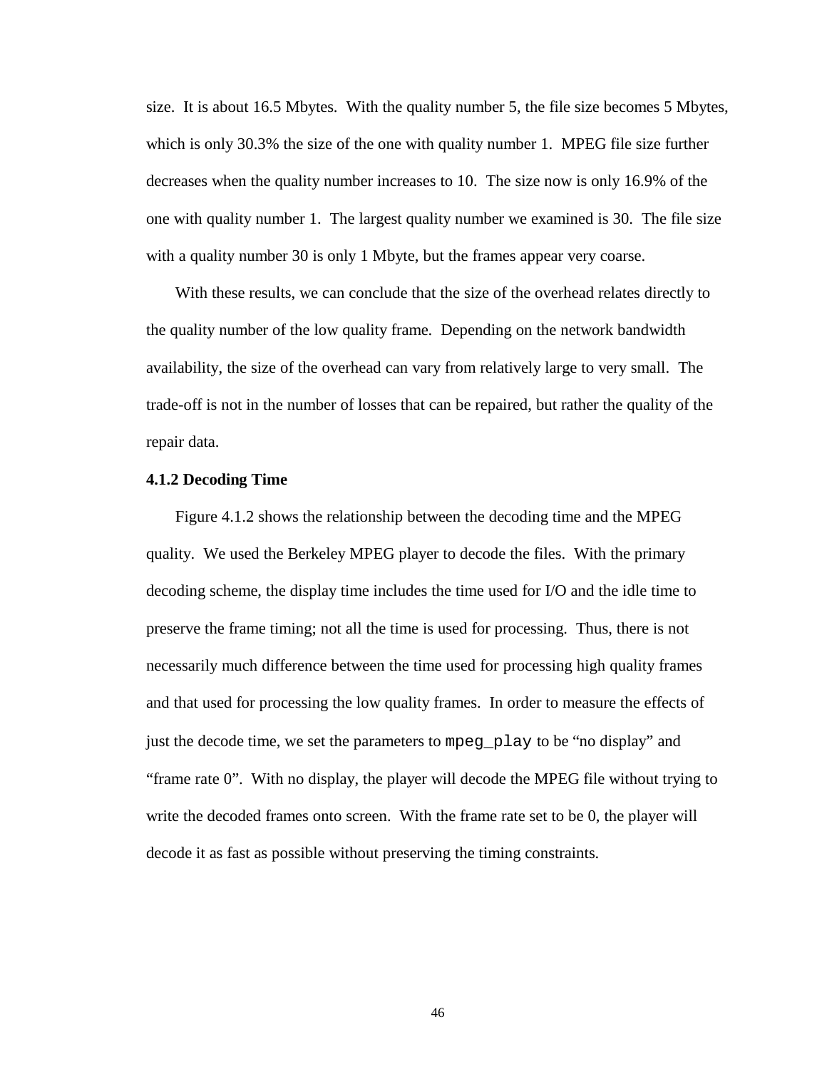size. It is about 16.5 Mbytes. With the quality number 5, the file size becomes 5 Mbytes, which is only 30.3% the size of the one with quality number 1. MPEG file size further decreases when the quality number increases to 10. The size now is only 16.9% of the one with quality number 1. The largest quality number we examined is 30. The file size with a quality number 30 is only 1 Mbyte, but the frames appear very coarse.

With these results, we can conclude that the size of the overhead relates directly to the quality number of the low quality frame. Depending on the network bandwidth availability, the size of the overhead can vary from relatively large to very small. The trade-off is not in the number of losses that can be repaired, but rather the quality of the repair data.

### 4.1.2 Decoding Time

Figure 4.1.2 shows the relationship between the decoding time and the MPEG quality. We used the Berkeley MPEG player to decode the files. With the primary decoding scheme, the display time includes the time used for I/O and the idle time to preserve the frame timing; not all the time is used for processing. Thus, there is not necessarily much difference between the time used for processing high quality frames and that used for processing the low quality frames. In order to measure the effects of just the decode time, we set the parameters to `mpeg_play` to be "no display" and "frame rate 0". With no display, the player will decode the MPEG file without trying to write the decoded frames onto screen. With the frame rate set to be 0, the player will decode it as fast as possible without preserving the timing constraints.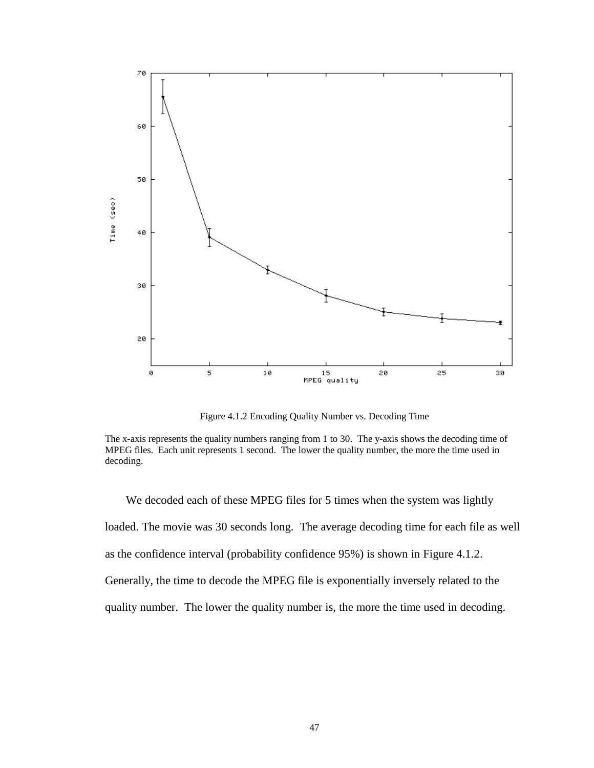Figure 4.1.2 Encoding Quality Number vs. Decoding Time

The x-axis represents the quality numbers ranging from 1 to 30. The y-axis shows the decoding time of MPEG files. Each unit represents 1 second. The lower the quality number, the more the time used in decoding.

We decoded each of these MPEG files for 5 times when the system was lightly loaded. The movie was 30 seconds long. The average decoding time for each file as well as the confidence interval (probability confidence 95%) is shown in Figure 4.1.2. Generally, the time to decode the MPEG file is exponentially inversely related to the quality number. The lower the quality number is, the more the time used in decoding.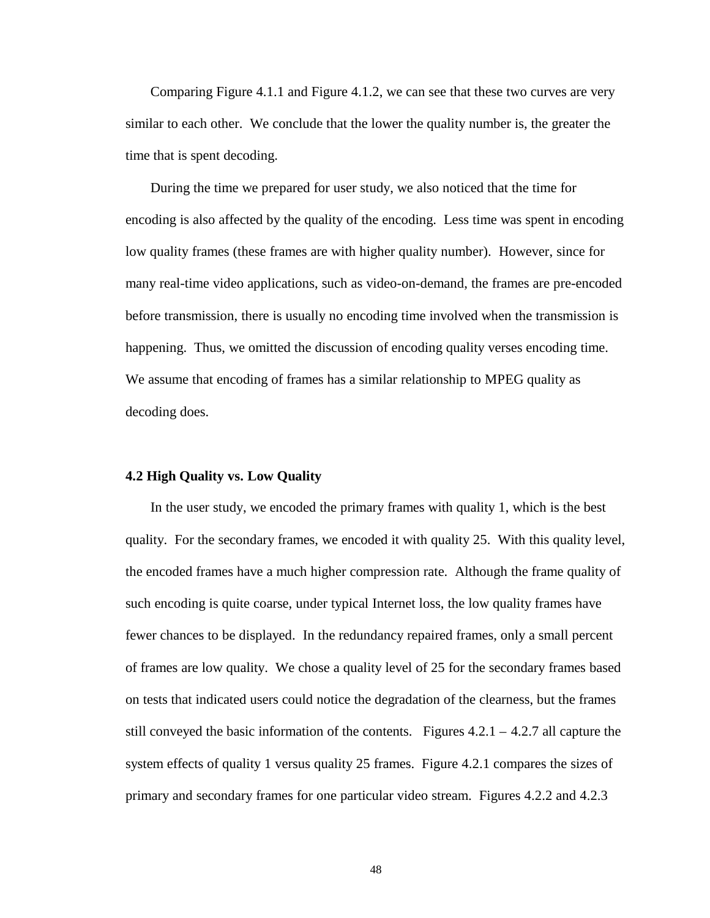Comparing Figure 4.1.1 and Figure 4.1.2, we can see that these two curves are very similar to each other. We conclude that the lower the quality number is, the greater the time that is spent decoding.

During the time we prepared for user study, we also noticed that the time for encoding is also affected by the quality of the encoding. Less time was spent in encoding low quality frames (these frames are with higher quality number). However, since for many real-time video applications, such as video-on-demand, the frames are pre-encoded before transmission, there is usually no encoding time involved when the transmission is happening. Thus, we omitted the discussion of encoding quality verses encoding time. We assume that encoding of frames has a similar relationship to MPEG quality as decoding does.

### 4.2 High Quality vs. Low Quality

In the user study, we encoded the primary frames with quality 1, which is the best quality. For the secondary frames, we encoded it with quality 25. With this quality level, the encoded frames have a much higher compression rate. Although the frame quality of such encoding is quite coarse, under typical Internet loss, the low quality frames have fewer chances to be displayed. In the redundancy repaired frames, only a small percent of frames are low quality. We chose a quality level of 25 for the secondary frames based on tests that indicated users could notice the degradation of the clearness, but the frames still conveyed the basic information of the contents. Figures 4.2.1 – 4.2.7 all capture the system effects of quality 1 versus quality 25 frames. Figure 4.2.1 compares the sizes of primary and secondary frames for one particular video stream. Figures 4.2.2 and 4.2.3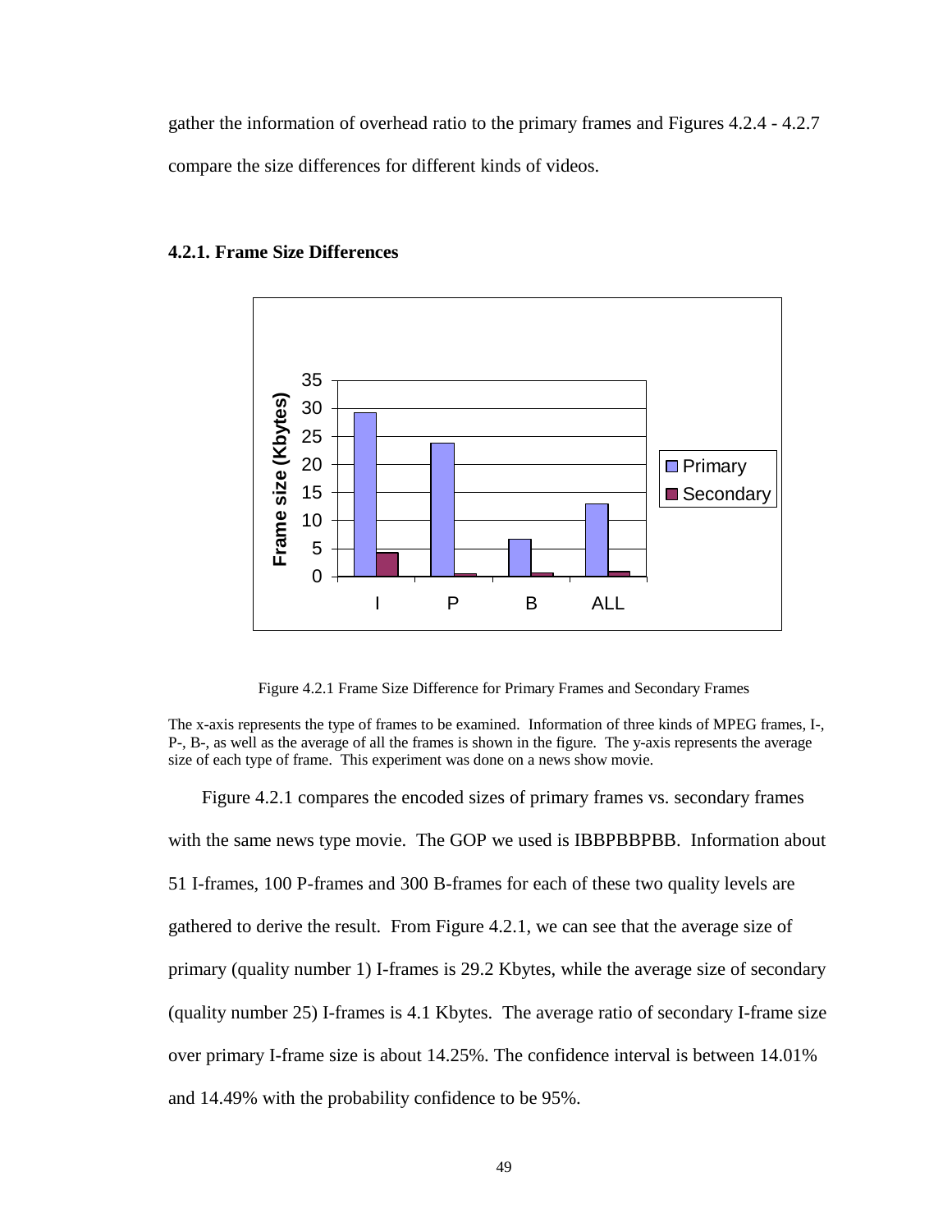gather the information of overhead ratio to the primary frames and Figures 4.2.4 - 4.2.7 compare the size differences for different kinds of videos.

### 4.2.1. Frame Size Differences

Figure 4.2.1 Frame Size Difference for Primary Frames and Secondary Frames

The x-axis represents the type of frames to be examined. Information of three kinds of MPEG frames, I-, P-, B-, as well as the average of all the frames is shown in the figure. The y-axis represents the average size of each type of frame. This experiment was done on a news show movie.

Figure 4.2.1 compares the encoded sizes of primary frames vs. secondary frames with the same news type movie. The GOP we used is IBBPBBPBB. Information about 51 I-frames, 100 P-frames and 300 B-frames for each of these two quality levels are gathered to derive the result. From Figure 4.2.1, we can see that the average size of primary (quality number 1) I-frames is 29.2 Kbytes, while the average size of secondary (quality number 25) I-frames is 4.1 Kbytes. The average ratio of secondary I-frame size over primary I-frame size is about 14.25%. The confidence interval is between 14.01% and 14.49% with the probability confidence to be 95%.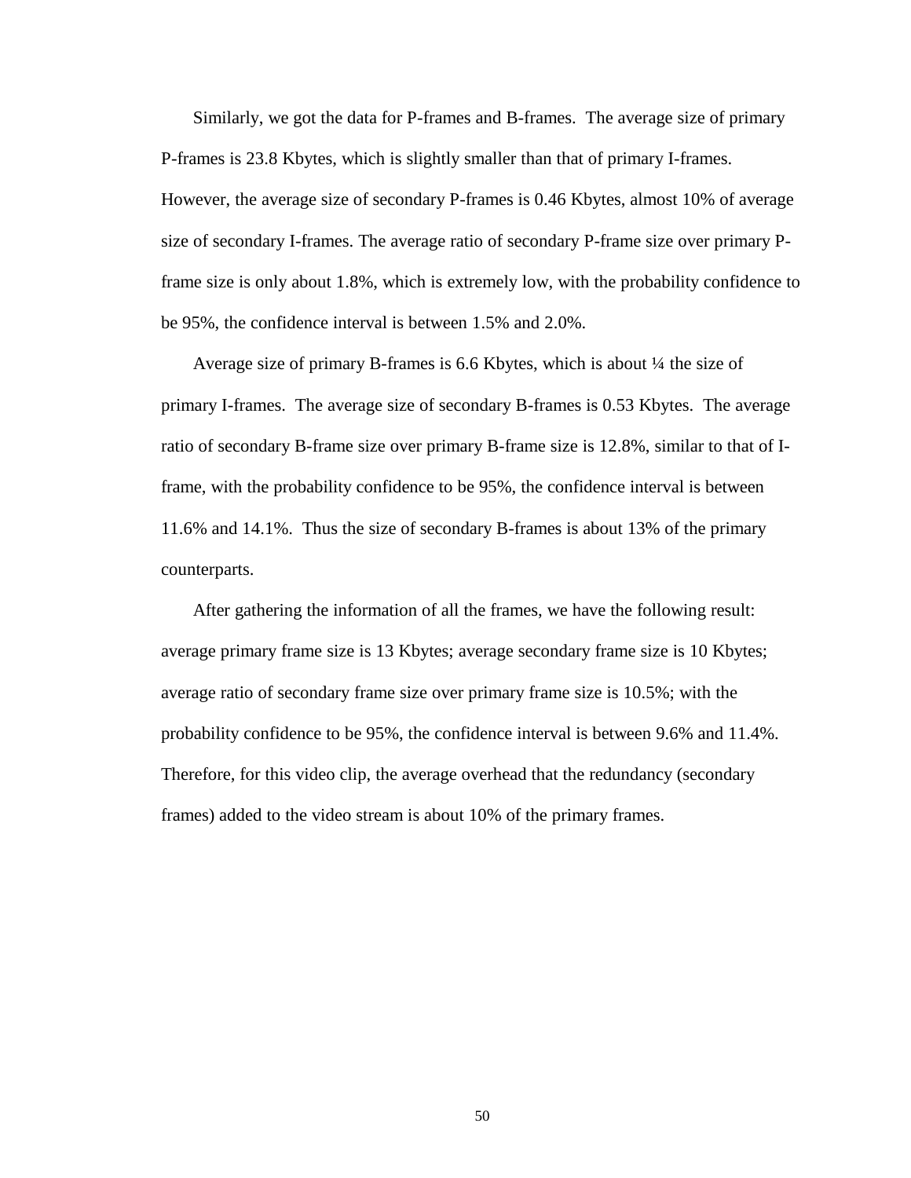Similarly, we got the data for P-frames and B-frames. The average size of primary P-frames is 23.8 Kbytes, which is slightly smaller than that of primary I-frames. However, the average size of secondary P-frames is 0.46 Kbytes, almost 10% of average size of secondary I-frames. The average ratio of secondary P-frame size over primary P-frame size is only about 1.8%, which is extremely low, with the probability confidence to be 95%, the confidence interval is between 1.5% and 2.0%.

Average size of primary B-frames is 6.6 Kbytes, which is about ¼ the size of primary I-frames. The average size of secondary B-frames is 0.53 Kbytes. The average ratio of secondary B-frame size over primary B-frame size is 12.8%, similar to that of I-frame, with the probability confidence to be 95%, the confidence interval is between 11.6% and 14.1%. Thus the size of secondary B-frames is about 13% of the primary counterparts.

After gathering the information of all the frames, we have the following result: average primary frame size is 13 Kbytes; average secondary frame size is 10 Kbytes; average ratio of secondary frame size over primary frame size is 10.5%; with the probability confidence to be 95%, the confidence interval is between 9.6% and 11.4%. Therefore, for this video clip, the average overhead that the redundancy (secondary frames) added to the video stream is about 10% of the primary frames.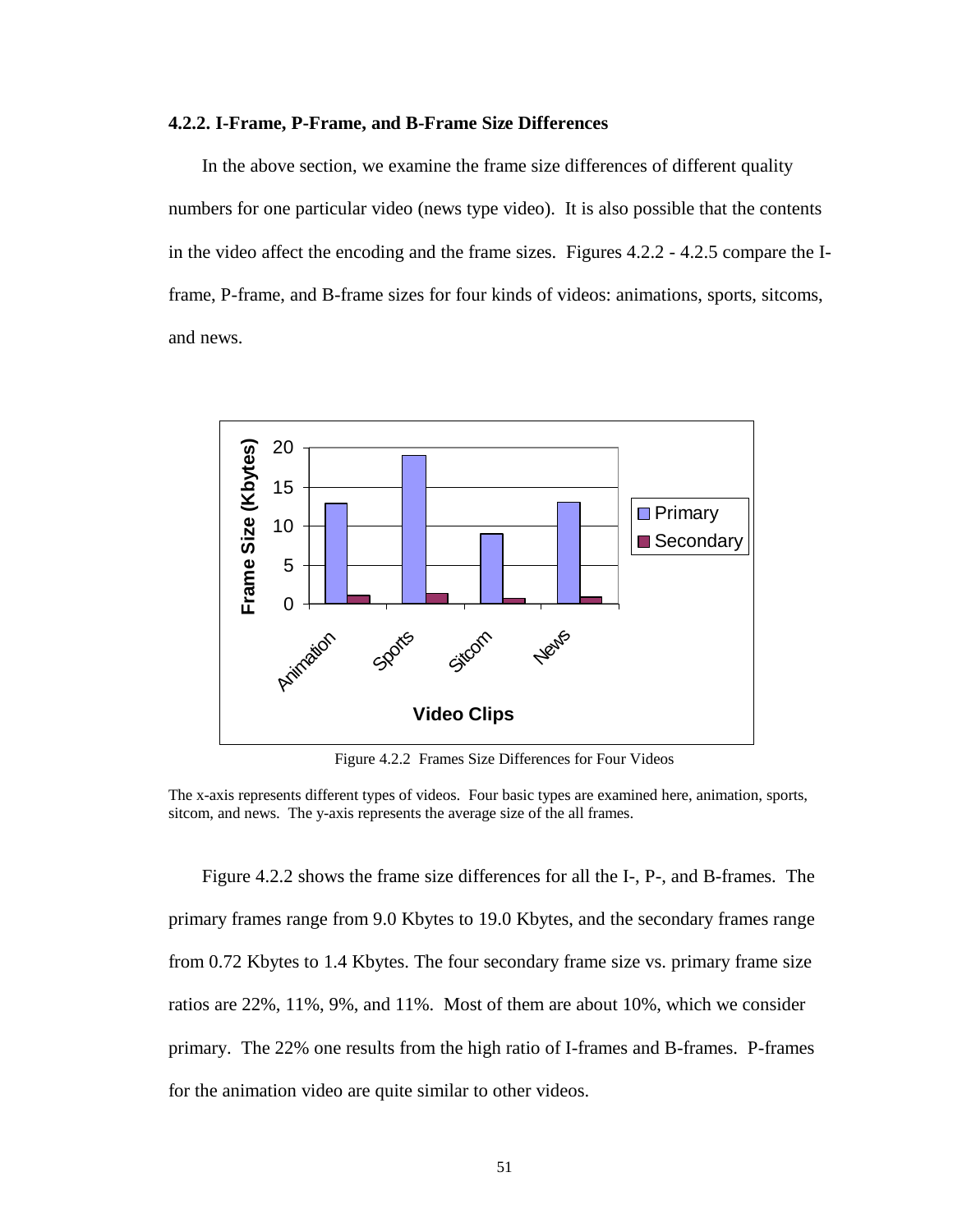### 4.2.2. I-Frame, P-Frame, and B-Frame Size Differences

In the above section, we examine the frame size differences of different quality numbers for one particular video (news type video). It is also possible that the contents in the video affect the encoding and the frame sizes. Figures 4.2.2 - 4.2.5 compare the I-frame, P-frame, and B-frame sizes for four kinds of videos: animations, sports, sitcoms, and news.

Figure 4.2.2 Frames Size Differences for Four Videos

The x-axis represents different types of videos. Four basic types are examined here, animation, sports, sitcom, and news. The y-axis represents the average size of the all frames.

Figure 4.2.2 shows the frame size differences for all the I-, P-, and B-frames. The primary frames range from 9.0 Kbytes to 19.0 Kbytes, and the secondary frames range from 0.72 Kbytes to 1.4 Kbytes. The four secondary frame size vs. primary frame size ratios are 22%, 11%, 9%, and 11%. Most of them are about 10%, which we consider primary. The 22% one results from the high ratio of I-frames and B-frames. P-frames for the animation video are quite similar to other videos.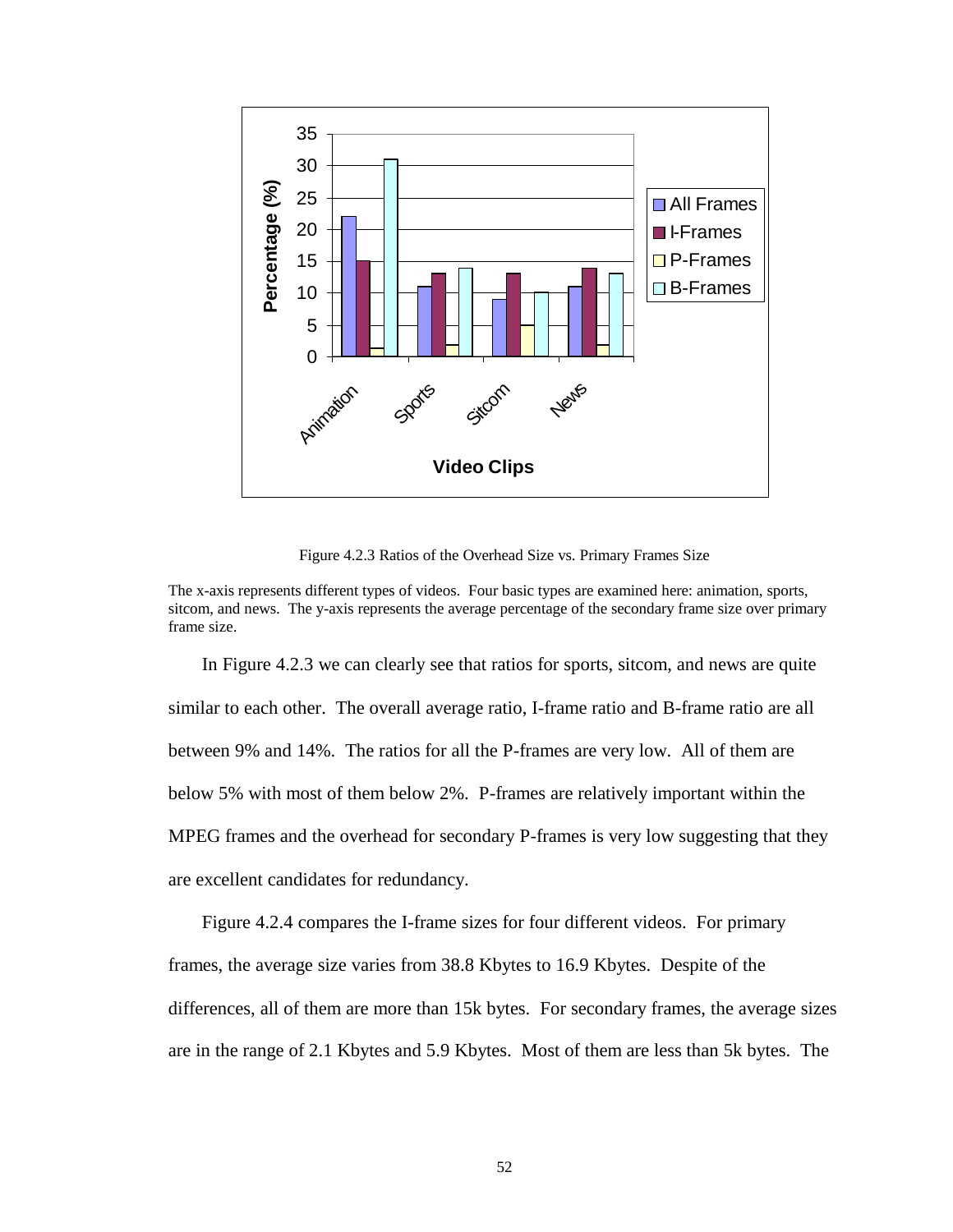Figure 4.2.3 Ratios of the Overhead Size vs. Primary Frames Size

The x-axis represents different types of videos. Four basic types are examined here: animation, sports, sitcom, and news. The y-axis represents the average percentage of the secondary frame size over primary frame size.

In Figure 4.2.3 we can clearly see that ratios for sports, sitcom, and news are quite similar to each other. The overall average ratio, I-frame ratio and B-frame ratio are all between 9% and 14%. The ratios for all the P-frames are very low. All of them are below 5% with most of them below 2%. P-frames are relatively important within the MPEG frames and the overhead for secondary P-frames is very low suggesting that they are excellent candidates for redundancy.

Figure 4.2.4 compares the I-frame sizes for four different videos. For primary frames, the average size varies from 38.8 Kbytes to 16.9 Kbytes. Despite of the differences, all of them are more than 15k bytes. For secondary frames, the average sizes are in the range of 2.1 Kbytes and 5.9 Kbytes. Most of them are less than 5k bytes. The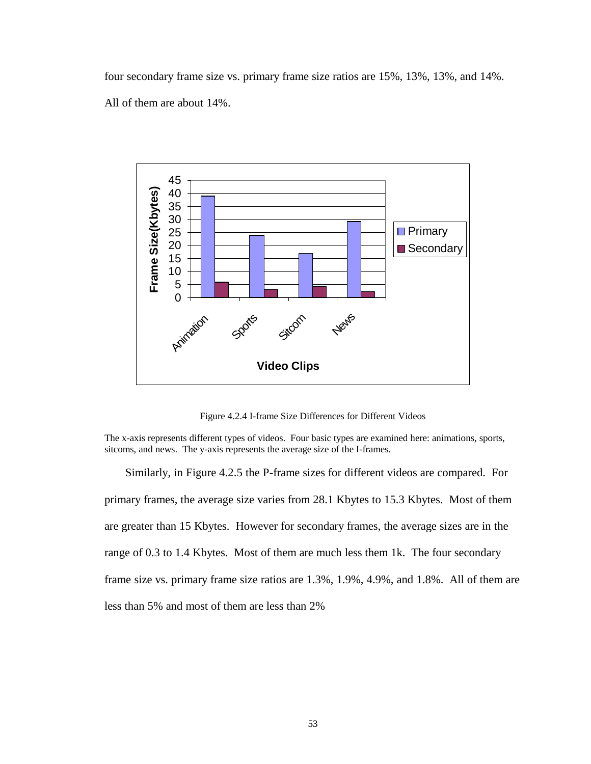four secondary frame size vs. primary frame size ratios are 15%, 13%, 13%, and 14%. All of them are about 14%.

Figure 4.2.4 I-frame Size Differences for Different Videos

The x-axis represents different types of videos. Four basic types are examined here: animations, sports, sitcoms, and news. The y-axis represents the average size of the I-frames.

Similarly, in Figure 4.2.5 the P-frame sizes for different videos are compared. For primary frames, the average size varies from 28.1 Kbytes to 15.3 Kbytes. Most of them are greater than 15 Kbytes. However for secondary frames, the average sizes are in the range of 0.3 to 1.4 Kbytes. Most of them are much less them 1k. The four secondary frame size vs. primary frame size ratios are 1.3%, 1.9%, 4.9%, and 1.8%. All of them are less than 5% and most of them are less than 2%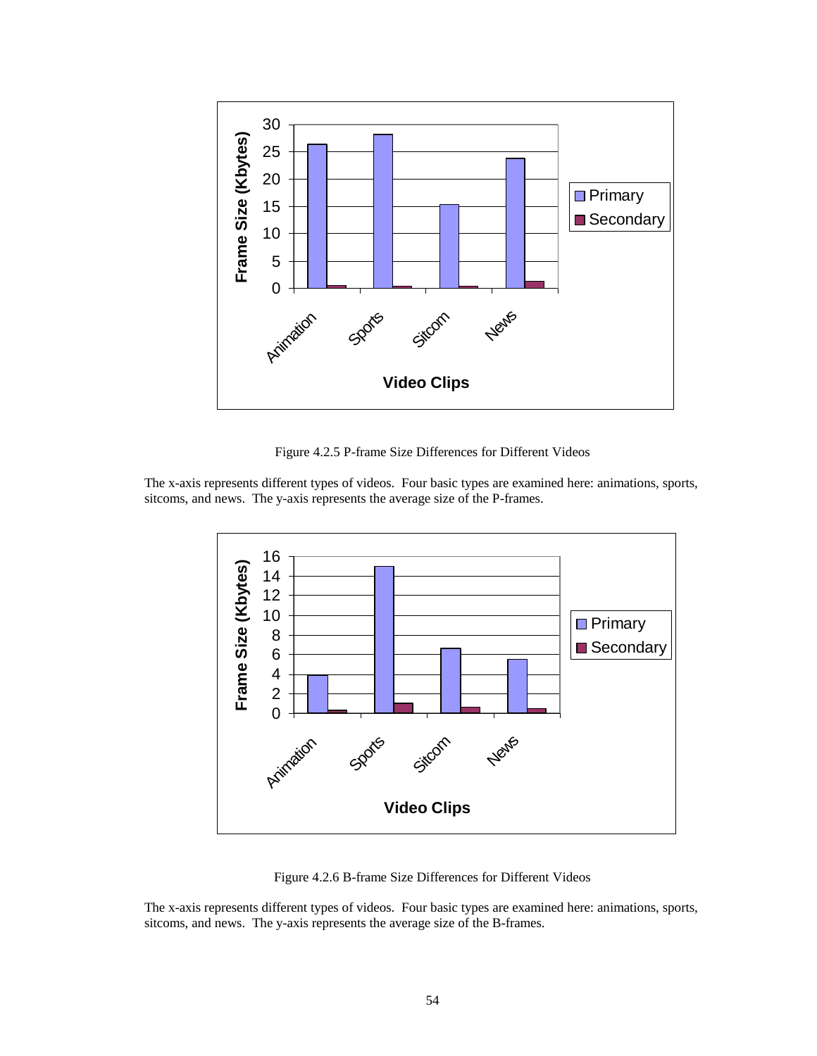Figure 4.2.5 P-frame Size Differences for Different Videos

The x-axis represents different types of videos. Four basic types are examined here: animations, sports, sitcoms, and news. The y-axis represents the average size of the P-frames.

Figure 4.2.6 B-frame Size Differences for Different Videos

The x-axis represents different types of videos. Four basic types are examined here: animations, sports, sitcoms, and news. The y-axis represents the average size of the B-frames.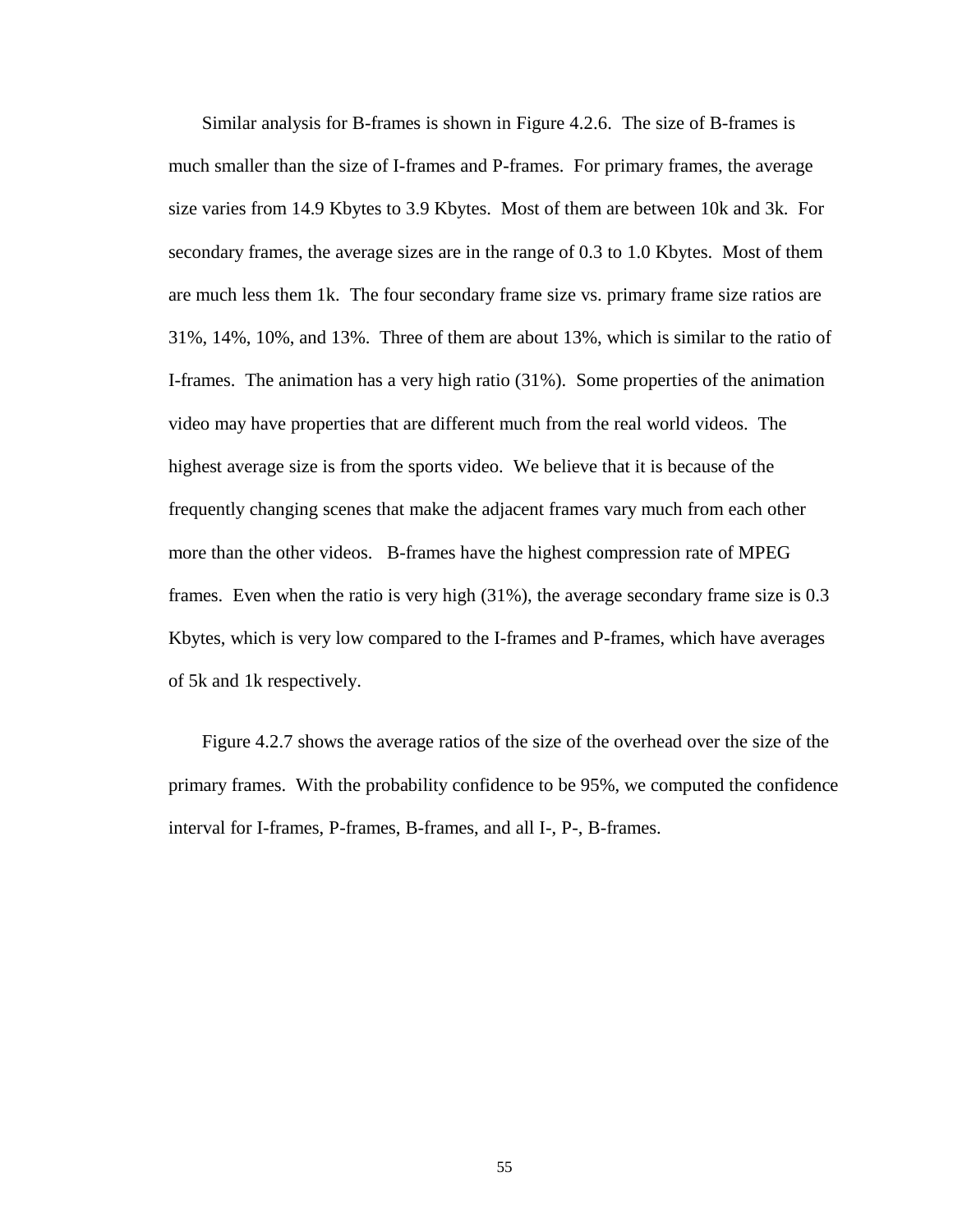Similar analysis for B-frames is shown in Figure 4.2.6. The size of B-frames is much smaller than the size of I-frames and P-frames. For primary frames, the average size varies from 14.9 Kbytes to 3.9 Kbytes. Most of them are between 10k and 3k. For secondary frames, the average sizes are in the range of 0.3 to 1.0 Kbytes. Most of them are much less them 1k. The four secondary frame size vs. primary frame size ratios are 31%, 14%, 10%, and 13%. Three of them are about 13%, which is similar to the ratio of I-frames. The animation has a very high ratio (31%). Some properties of the animation video may have properties that are different much from the real world videos. The highest average size is from the sports video. We believe that it is because of the frequently changing scenes that make the adjacent frames vary much from each other more than the other videos. B-frames have the highest compression rate of MPEG frames. Even when the ratio is very high (31%), the average secondary frame size is 0.3 Kbytes, which is very low compared to the I-frames and P-frames, which have averages of 5k and 1k respectively.

Figure 4.2.7 shows the average ratios of the size of the overhead over the size of the primary frames. With the probability confidence to be 95%, we computed the confidence interval for I-frames, P-frames, B-frames, and all I-, P-, B-frames.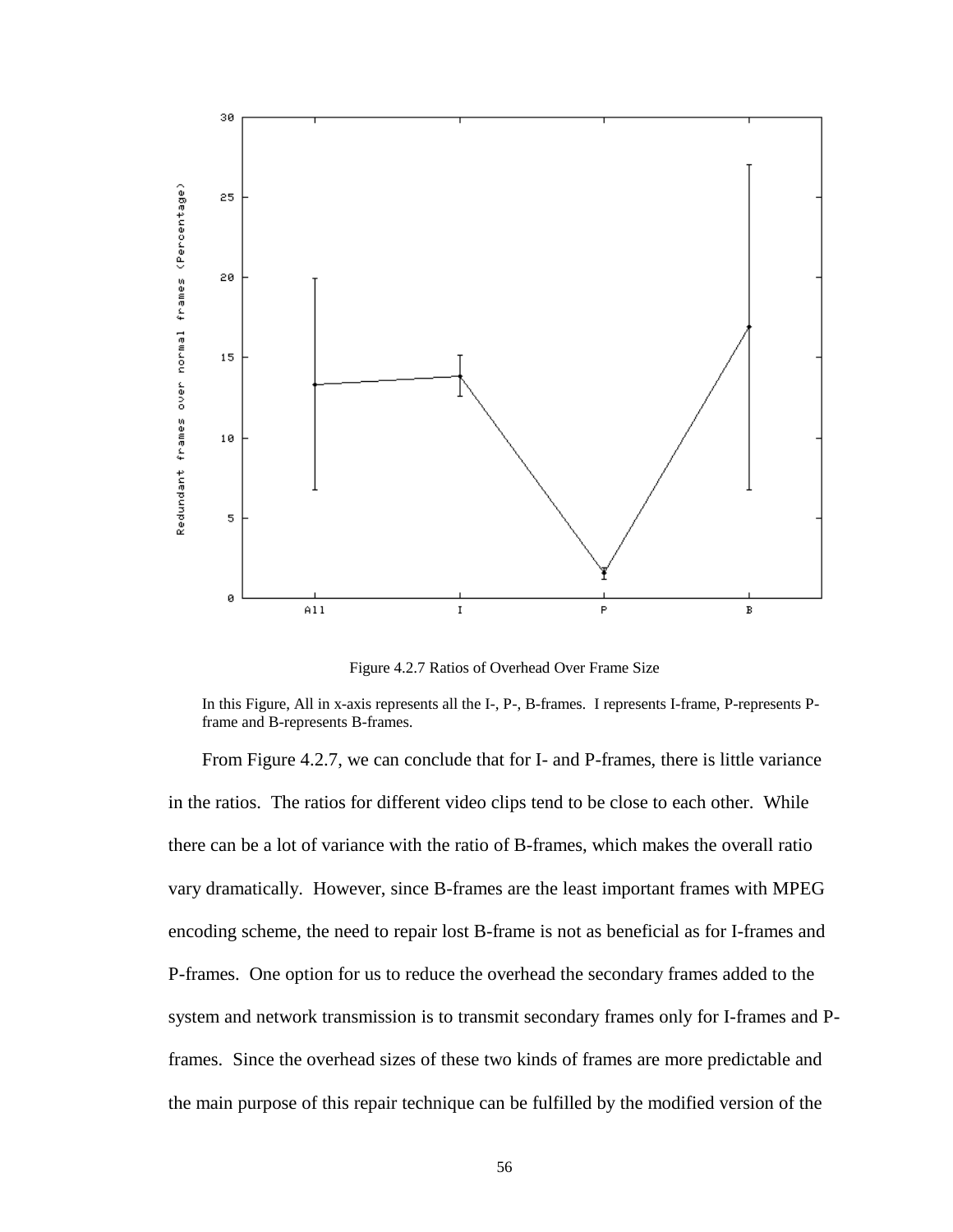Figure 4.2.7 Ratios of Overhead Over Frame Size

In this Figure, All in x-axis represents all the I-, P-, B-frames. I represents I-frame, P-represents P-frame and B-represents B-frames.

From Figure 4.2.7, we can conclude that for I- and P-frames, there is little variance in the ratios. The ratios for different video clips tend to be close to each other. While there can be a lot of variance with the ratio of B-frames, which makes the overall ratio vary dramatically. However, since B-frames are the least important frames with MPEG encoding scheme, the need to repair lost B-frame is not as beneficial as for I-frames and P-frames. One option for us to reduce the overhead the secondary frames added to the system and network transmission is to transmit secondary frames only for I-frames and P-frames. Since the overhead sizes of these two kinds of frames are more predictable and the main purpose of this repair technique can be fulfilled by the modified version of the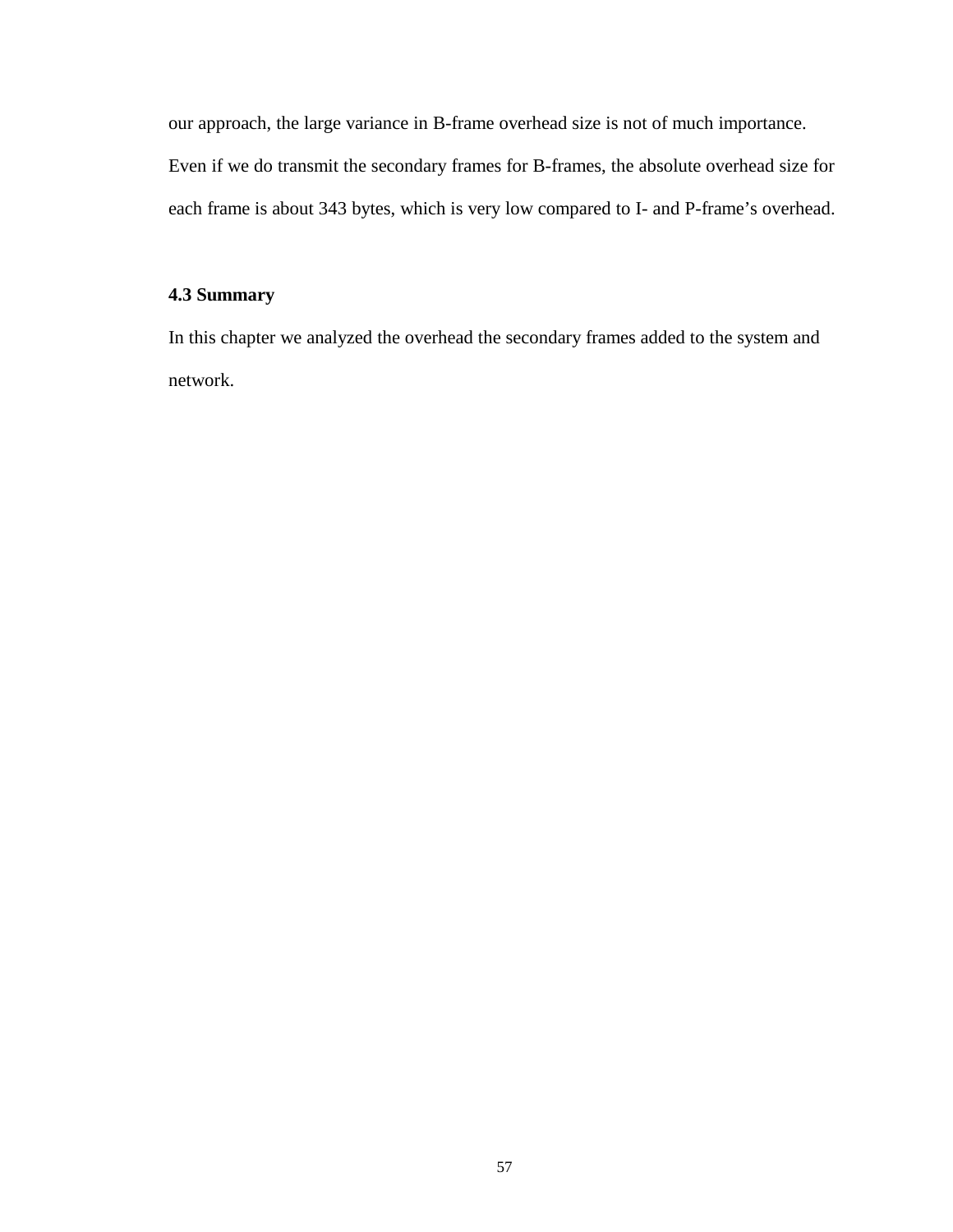our approach, the large variance in B-frame overhead size is not of much importance. Even if we do transmit the secondary frames for B-frames, the absolute overhead size for each frame is about 343 bytes, which is very low compared to I- and P-frame’s overhead.

### 4.3 Summary

In this chapter we analyzed the overhead the secondary frames added to the system and network.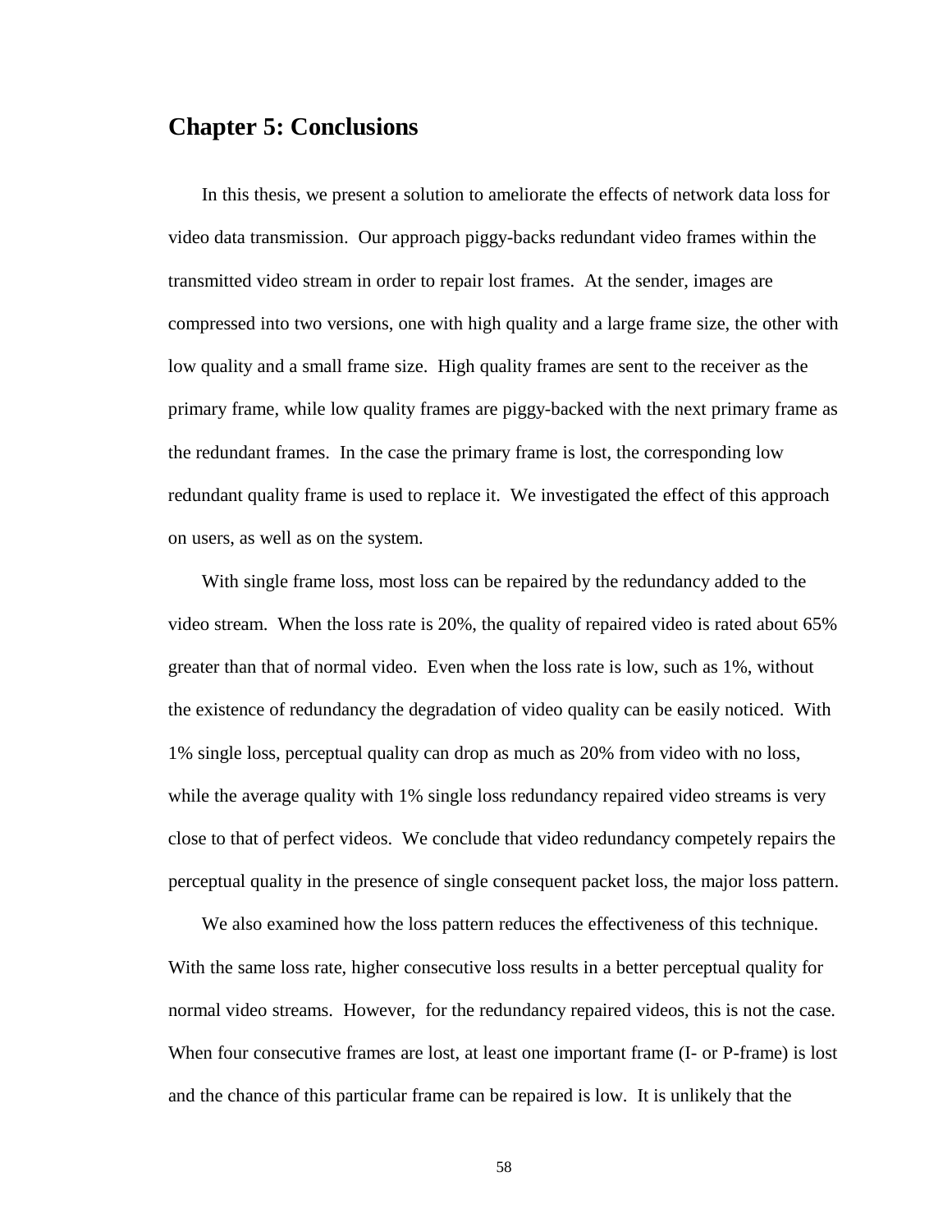# Chapter 5: Conclusions

In this thesis, we present a solution to ameliorate the effects of network data loss for video data transmission. Our approach piggy-backs redundant video frames within the transmitted video stream in order to repair lost frames. At the sender, images are compressed into two versions, one with high quality and a large frame size, the other with low quality and a small frame size. High quality frames are sent to the receiver as the primary frame, while low quality frames are piggy-backed with the next primary frame as the redundant frames. In the case the primary frame is lost, the corresponding low redundant quality frame is used to replace it. We investigated the effect of this approach on users, as well as on the system.

With single frame loss, most loss can be repaired by the redundancy added to the video stream. When the loss rate is 20%, the quality of repaired video is rated about 65% greater than that of normal video. Even when the loss rate is low, such as 1%, without the existence of redundancy the degradation of video quality can be easily noticed. With 1% single loss, perceptual quality can drop as much as 20% from video with no loss, while the average quality with 1% single loss redundancy repaired video streams is very close to that of perfect videos. We conclude that video redundancy competely repairs the perceptual quality in the presence of single consequent packet loss, the major loss pattern.

We also examined how the loss pattern reduces the effectiveness of this technique. With the same loss rate, higher consecutive loss results in a better perceptual quality for normal video streams. However, for the redundancy repaired videos, this is not the case. When four consecutive frames are lost, at least one important frame (I- or P-frame) is lost and the chance of this particular frame can be repaired is low. It is unlikely that the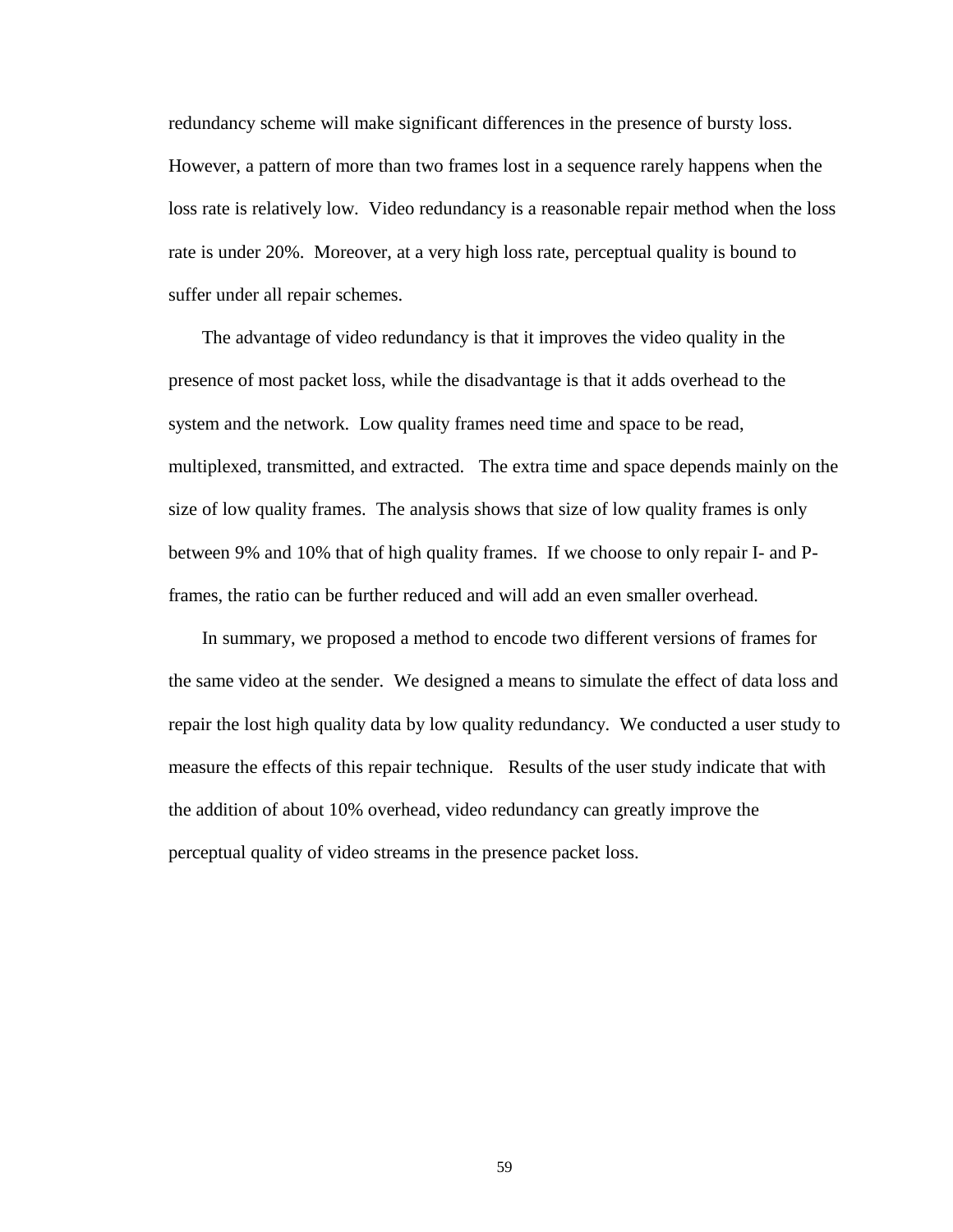redundancy scheme will make significant differences in the presence of bursty loss. However, a pattern of more than two frames lost in a sequence rarely happens when the loss rate is relatively low. Video redundancy is a reasonable repair method when the loss rate is under 20%. Moreover, at a very high loss rate, perceptual quality is bound to suffer under all repair schemes.

The advantage of video redundancy is that it improves the video quality in the presence of most packet loss, while the disadvantage is that it adds overhead to the system and the network. Low quality frames need time and space to be read, multiplexed, transmitted, and extracted. The extra time and space depends mainly on the size of low quality frames. The analysis shows that size of low quality frames is only between 9% and 10% that of high quality frames. If we choose to only repair I- and P-frames, the ratio can be further reduced and will add an even smaller overhead.

In summary, we proposed a method to encode two different versions of frames for the same video at the sender. We designed a means to simulate the effect of data loss and repair the lost high quality data by low quality redundancy. We conducted a user study to measure the effects of this repair technique. Results of the user study indicate that with the addition of about 10% overhead, video redundancy can greatly improve the perceptual quality of video streams in the presence packet loss.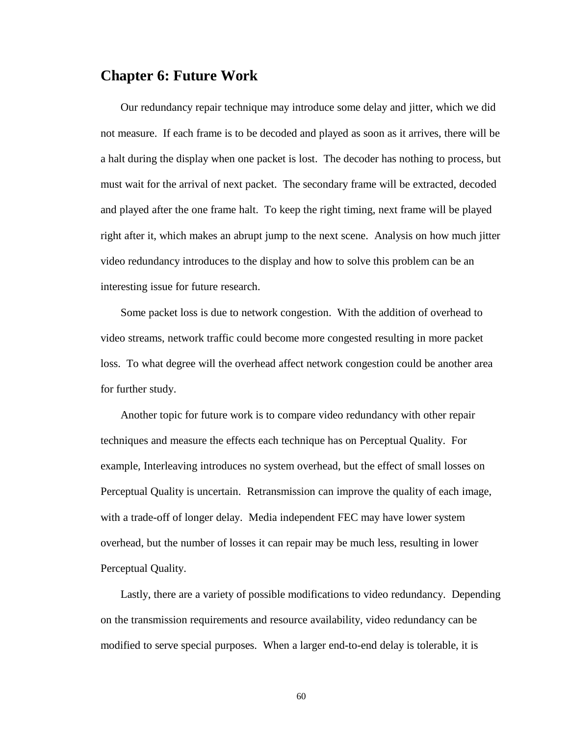# Chapter 6: Future Work

Our redundancy repair technique may introduce some delay and jitter, which we did not measure. If each frame is to be decoded and played as soon as it arrives, there will be a halt during the display when one packet is lost. The decoder has nothing to process, but must wait for the arrival of next packet. The secondary frame will be extracted, decoded and played after the one frame halt. To keep the right timing, next frame will be played right after it, which makes an abrupt jump to the next scene. Analysis on how much jitter video redundancy introduces to the display and how to solve this problem can be an interesting issue for future research.

Some packet loss is due to network congestion. With the addition of overhead to video streams, network traffic could become more congested resulting in more packet loss. To what degree will the overhead affect network congestion could be another area for further study.

Another topic for future work is to compare video redundancy with other repair techniques and measure the effects each technique has on Perceptual Quality. For example, Interleaving introduces no system overhead, but the effect of small losses on Perceptual Quality is uncertain. Retransmission can improve the quality of each image, with a trade-off of longer delay. Media independent FEC may have lower system overhead, but the number of losses it can repair may be much less, resulting in lower Perceptual Quality.

Lastly, there are a variety of possible modifications to video redundancy. Depending on the transmission requirements and resource availability, video redundancy can be modified to serve special purposes. When a larger end-to-end delay is tolerable, it is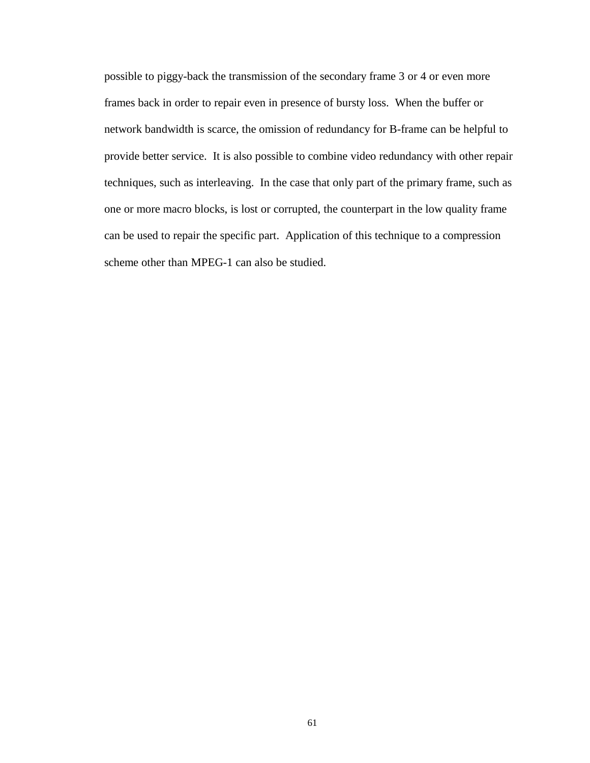possible to piggy-back the transmission of the secondary frame 3 or 4 or even more frames back in order to repair even in presence of bursty loss.  When the buffer or network bandwidth is scarce, the omission of redundancy for B-frame can be helpful to provide better service.  It is also possible to combine video redundancy with other repair techniques, such as interleaving.  In the case that only part of the primary frame, such as one or more macro blocks, is lost or corrupted, the counterpart in the low quality frame can be used to repair the specific part.  Application of this technique to a compression scheme other than MPEG-1 can also be studied.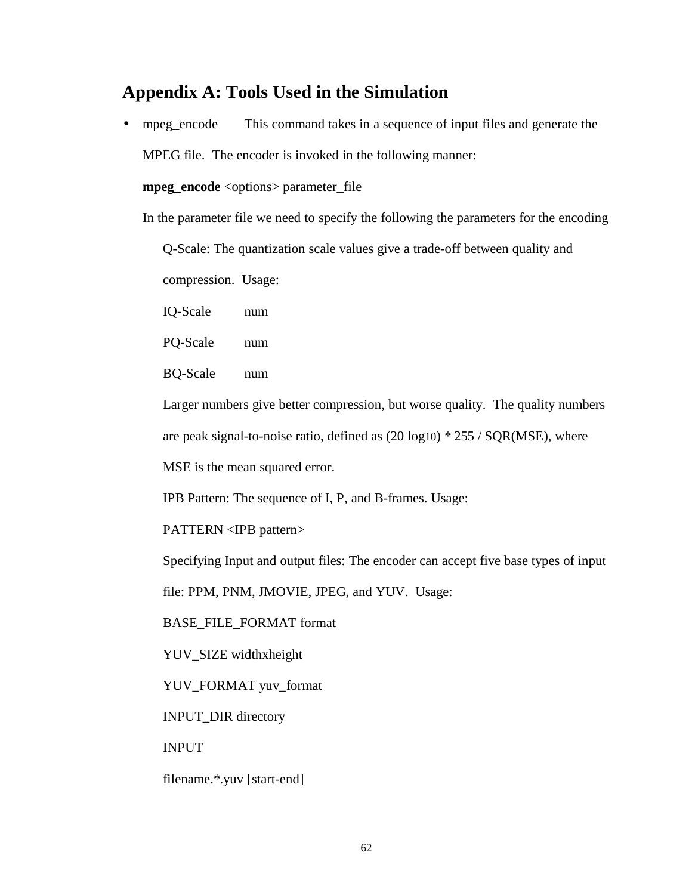## Appendix A: Tools Used in the Simulation

- mpeg_encode    This command takes in a sequence of input files and generate the MPEG file. The encoder is invoked in the following manner:

  **mpeg_encode** <options> parameter_file

  In the parameter file we need to specify the following the parameters for the encoding

  Q-Scale: The quantization scale values give a trade-off between quality and compression. Usage:

  IQ-Scale    num

  PQ-Scale    num

  BQ-Scale    num

  Larger numbers give better compression, but worse quality. The quality numbers are peak signal-to-noise ratio, defined as (20 $\log_{10}$) * 255 / SQR(MSE), where MSE is the mean squared error.

  IPB Pattern: The sequence of I, P, and B-frames. Usage:

  PATTERN <IPB pattern>

  Specifying Input and output files: The encoder can accept five base types of input file: PPM, PNM, JMOVIE, JPEG, and YUV. Usage:

  BASE_FILE_FORMAT format

  YUV_SIZE widthxheight

  YUV_FORMAT yuv_format

  INPUT_DIR directory

  INPUT

  filename.*.yuv [start-end]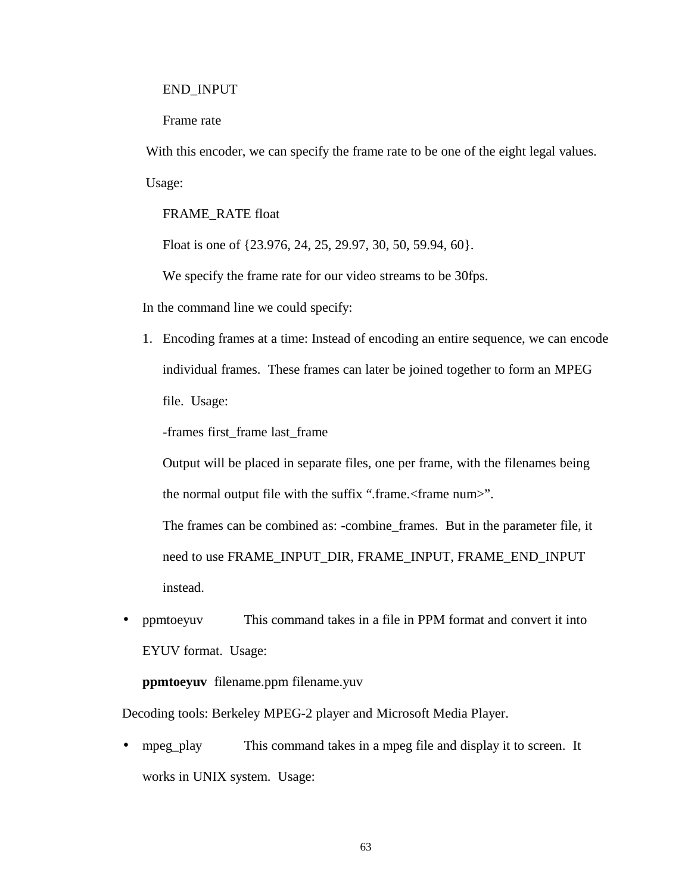END_INPUT

Frame rate

With this encoder, we can specify the frame rate to be one of the eight legal values.

Usage:

FRAME_RATE float

Float is one of {23.976, 24, 25, 29.97, 30, 50, 59.94, 60}.

We specify the frame rate for our video streams to be 30fps.

In the command line we could specify:

1. Encoding frames at a time: Instead of encoding an entire sequence, we can encode individual frames. These frames can later be joined together to form an MPEG file. Usage:

   -frames first_frame last_frame

   Output will be placed in separate files, one per frame, with the filenames being the normal output file with the suffix ".frame.<frame num>".

   The frames can be combined as: -combine_frames. But in the parameter file, it need to use FRAME_INPUT_DIR, FRAME_INPUT, FRAME_END_INPUT instead.

- ppmtoeyuv This command takes in a file in PPM format and convert it into EYUV format. Usage:

  **ppmtoeyuv** filename.ppm filename.yuv

Decoding tools: Berkeley MPEG-2 player and Microsoft Media Player.

- mpeg_play This command takes in a mpeg file and display it to screen. It works in UNIX system. Usage: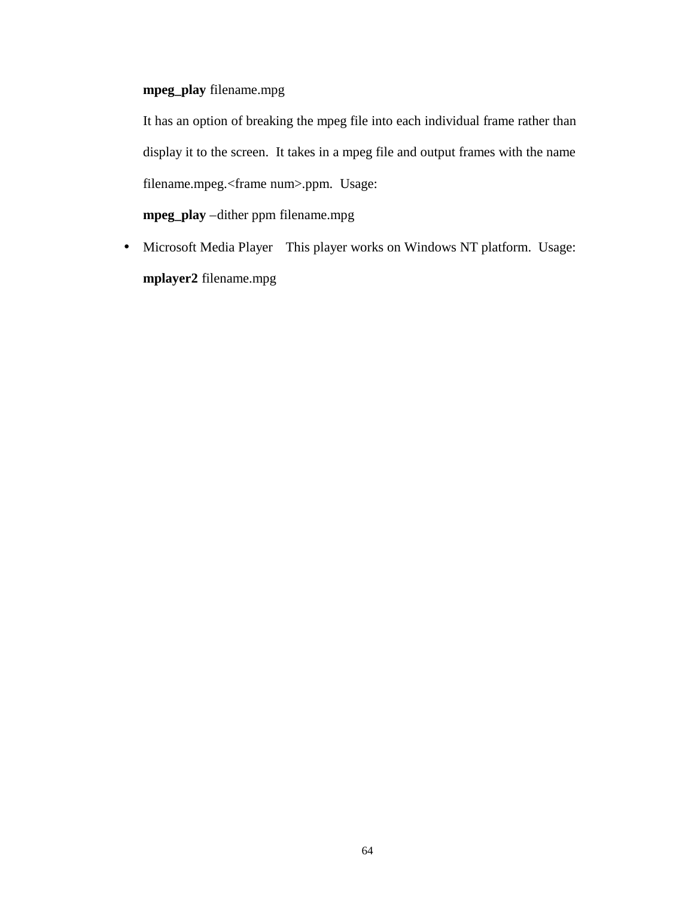**mpeg_play** filename.mpg

It has an option of breaking the mpeg file into each individual frame rather than display it to the screen. It takes in a mpeg file and output frames with the name filename.mpeg.<frame num>.ppm. Usage:

**mpeg_play** –dither ppm filename.mpg

- Microsoft Media Player   This player works on Windows NT platform. Usage:

  **mplayer2** filename.mpg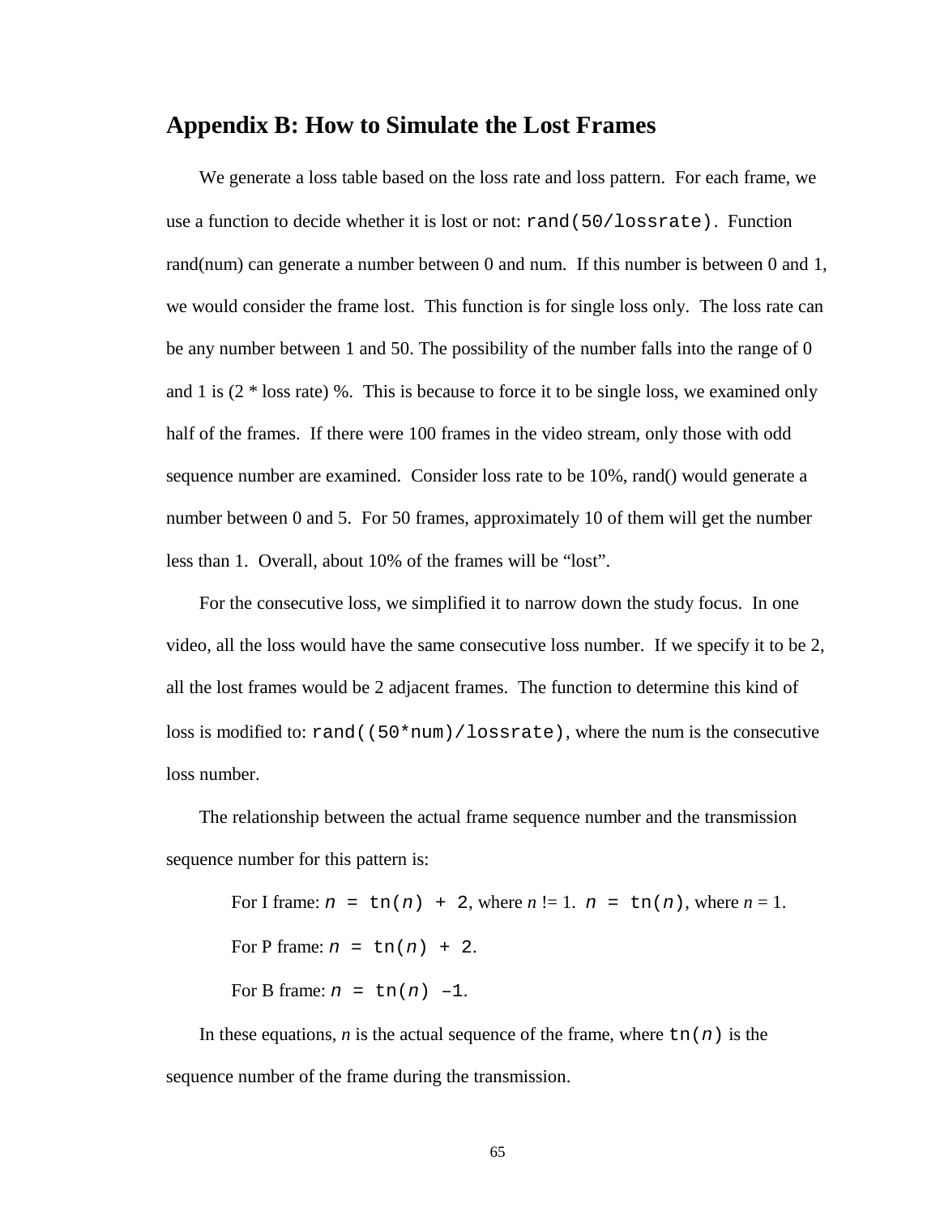## Appendix B: How to Simulate the Lost Frames

We generate a loss table based on the loss rate and loss pattern. For each frame, we use a function to decide whether it is lost or not: `rand(50/lossrate)`. Function rand(num) can generate a number between 0 and num. If this number is between 0 and 1, we would consider the frame lost. This function is for single loss only. The loss rate can be any number between 1 and 50. The possibility of the number falls into the range of 0 and 1 is (2 * loss rate) %. This is because to force it to be single loss, we examined only half of the frames. If there were 100 frames in the video stream, only those with odd sequence number are examined. Consider loss rate to be 10%, rand() would generate a number between 0 and 5. For 50 frames, approximately 10 of them will get the number less than 1. Overall, about 10% of the frames will be "lost".

For the consecutive loss, we simplified it to narrow down the study focus. In one video, all the loss would have the same consecutive loss number. If we specify it to be 2, all the lost frames would be 2 adjacent frames. The function to determine this kind of loss is modified to: `rand((50*num)/lossrate)`, where the num is the consecutive loss number.

The relationship between the actual frame sequence number and the transmission sequence number for this pattern is:

For I frame: $n = tn(n) + 2$, where $n$ != 1. $n = tn(n)$, where $n$ = 1.

For P frame: $n = tn(n) + 2$.

For B frame: $n = tn(n) - 1$.

In these equations, $n$ is the actual sequence of the frame, where $tn(n)$ is the sequence number of the frame during the transmission.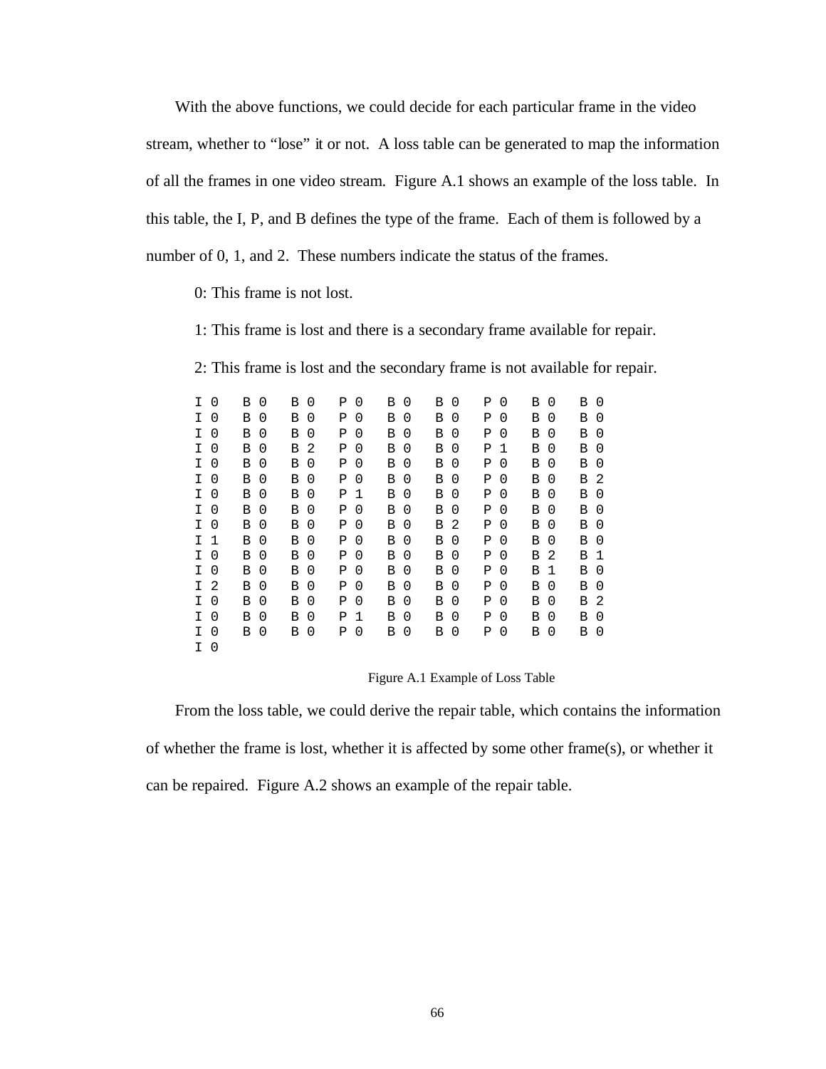With the above functions, we could decide for each particular frame in the video stream, whether to “lose” it or not. A loss table can be generated to map the information of all the frames in one video stream. Figure A.1 shows an example of the loss table. In this table, the I, P, and B defines the type of the frame. Each of them is followed by a number of 0, 1, and 2. These numbers indicate the status of the frames.

0: This frame is not lost.

1: This frame is lost and there is a secondary frame available for repair.

2: This frame is lost and the secondary frame is not available for repair.

```
I 0   B 0   B 0   P 0   B 0   B 0   P 0   B 0   B 0
I 0   B 0   B 0   P 0   B 0   B 0   P 0   B 0   B 0
I 0   B 0   B 0   P 0   B 0   B 0   P 0   B 0   B 0
I 0   B 0   B 2   P 0   B 0   B 0   P 1   B 0   B 0
I 0   B 0   B 0   P 0   B 0   B 0   P 0   B 0   B 0
I 0   B 0   B 0   P 0   B 0   B 0   P 0   B 0   B 2
I 0   B 0   B 0   P 1   B 0   B 0   P 0   B 0   B 0
I 0   B 0   B 0   P 0   B 0   B 0   P 0   B 0   B 0
I 0   B 0   B 0   P 0   B 0   B 2   P 0   B 0   B 0
I 1   B 0   B 0   P 0   B 0   B 0   P 0   B 0   B 0
I 0   B 0   B 0   P 0   B 0   B 0   P 0   B 2   B 1
I 0   B 0   B 0   P 0   B 0   B 0   P 0   B 1   B 0
I 2   B 0   B 0   P 0   B 0   B 0   P 0   B 0   B 0
I 0   B 0   B 0   P 0   B 0   B 0   P 0   B 0   B 2
I 0   B 0   B 0   P 1   B 0   B 0   P 0   B 0   B 0
I 0   B 0   B 0   P 0   B 0   B 0   P 0   B 0   B 0
I 0
```

Figure A.1 Example of Loss Table

From the loss table, we could derive the repair table, which contains the information of whether the frame is lost, whether it is affected by some other frame(s), or whether it can be repaired. Figure A.2 shows an example of the repair table.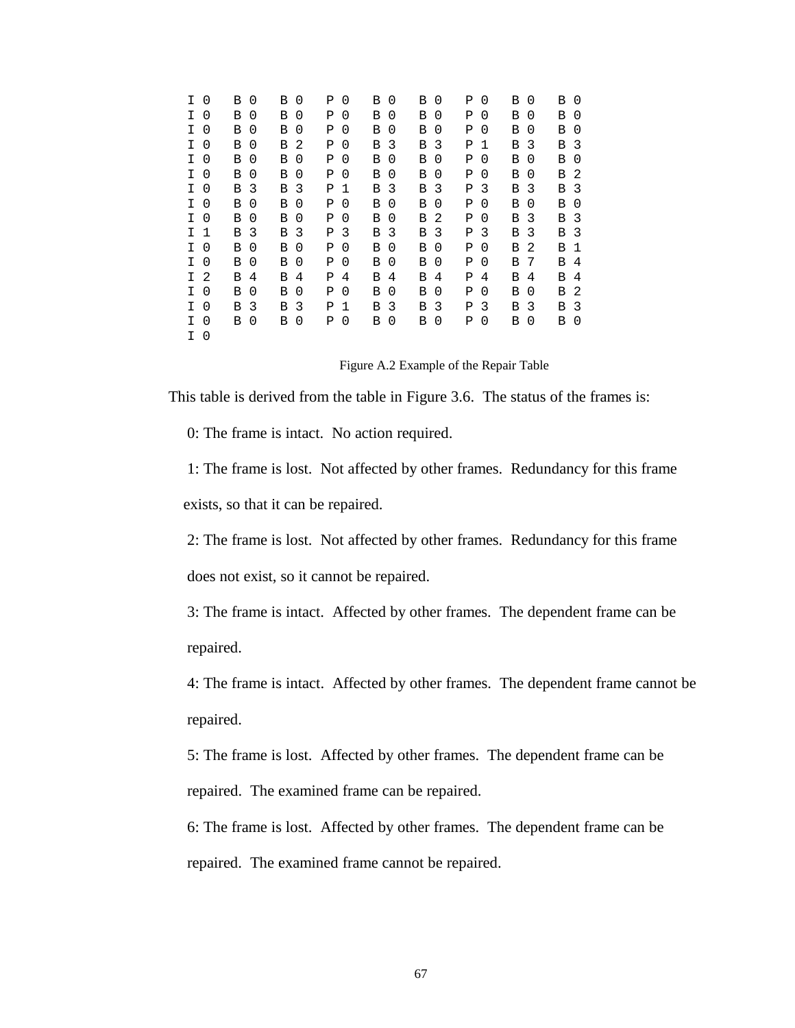```
I 0   B 0   B 0   P 0   B 0   B 0   P 0   B 0   B 0
I 0   B 0   B 0   P 0   B 0   B 0   P 0   B 0   B 0
I 0   B 0   B 0   P 0   B 0   B 0   P 0   B 0   B 0
I 0   B 0   B 2   P 0   B 3   B 3   P 1   B 3   B 3
I 0   B 0   B 0   P 0   B 0   B 0   P 0   B 0   B 0
I 0   B 0   B 0   P 0   B 0   B 0   P 0   B 0   B 2
I 0   B 3   B 3   P 1   B 3   B 3   P 3   B 3   B 3
I 0   B 0   B 0   P 0   B 0   B 0   P 0   B 0   B 0
I 0   B 0   B 0   P 0   B 0   B 2   P 0   B 3   B 3
I 1   B 3   B 3   P 3   B 3   B 3   P 3   B 3   B 3
I 0   B 0   B 0   P 0   B 0   B 0   P 0   B 2   B 1
I 0   B 0   B 0   P 0   B 0   B 0   P 0   B 7   B 4
I 2   B 4   B 4   P 4   B 4   B 4   P 4   B 4   B 4
I 0   B 0   B 0   P 0   B 0   B 0   P 0   B 0   B 2
I 0   B 3   B 3   P 1   B 3   B 3   P 3   B 3   B 3
I 0   B 0   B 0   P 0   B 0   B 0   P 0   B 0   B 0
I 0
```

Figure A.2 Example of the Repair Table

This table is derived from the table in Figure 3.6. The status of the frames is:

0: The frame is intact. No action required.

1: The frame is lost. Not affected by other frames. Redundancy for this frame exists, so that it can be repaired.

2: The frame is lost. Not affected by other frames. Redundancy for this frame does not exist, so it cannot be repaired.

3: The frame is intact. Affected by other frames. The dependent frame can be repaired.

4: The frame is intact. Affected by other frames. The dependent frame cannot be repaired.

5: The frame is lost. Affected by other frames. The dependent frame can be repaired. The examined frame can be repaired.

6: The frame is lost. Affected by other frames. The dependent frame can be repaired. The examined frame cannot be repaired.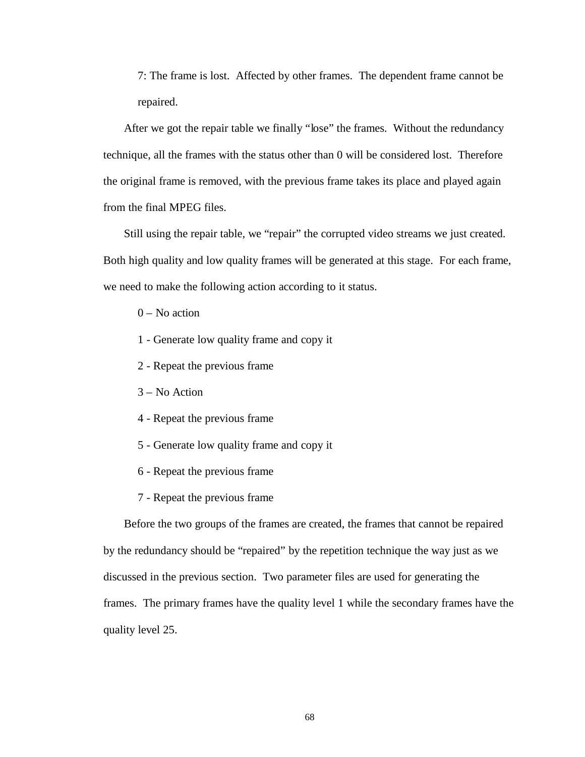7: The frame is lost. Affected by other frames. The dependent frame cannot be repaired.

After we got the repair table we finally "lose" the frames. Without the redundancy technique, all the frames with the status other than 0 will be considered lost. Therefore the original frame is removed, with the previous frame takes its place and played again from the final MPEG files.

Still using the repair table, we "repair" the corrupted video streams we just created. Both high quality and low quality frames will be generated at this stage. For each frame, we need to make the following action according to it status.

0 – No action

1 - Generate low quality frame and copy it

2 - Repeat the previous frame

3 – No Action

4 - Repeat the previous frame

5 - Generate low quality frame and copy it

6 - Repeat the previous frame

7 - Repeat the previous frame

Before the two groups of the frames are created, the frames that cannot be repaired by the redundancy should be "repaired" by the repetition technique the way just as we discussed in the previous section. Two parameter files are used for generating the frames. The primary frames have the quality level 1 while the secondary frames have the quality level 25.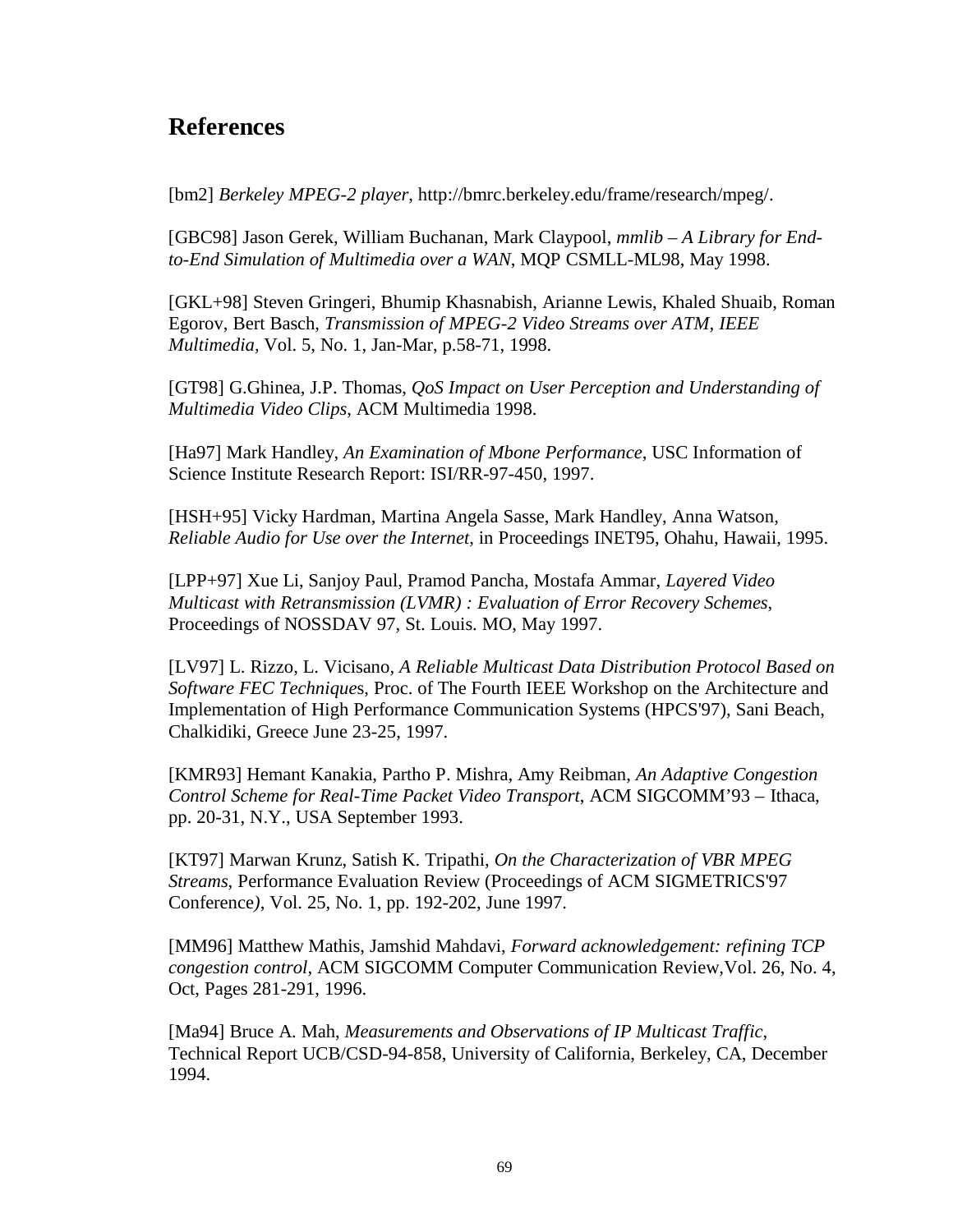# References

[bm2] *Berkeley MPEG-2 player*, http://bmrc.berkeley.edu/frame/research/mpeg/.

[GBC98] Jason Gerek, William Buchanan, Mark Claypool, *mmlib – A Library for End-to-End Simulation of Multimedia over a WAN*, MQP CSMLL-ML98, May 1998.

[GKL+98] Steven Gringeri, Bhumip Khasnabish, Arianne Lewis, Khaled Shuaib, Roman Egorov, Bert Basch, *Transmission of MPEG-2 Video Streams over ATM, IEEE Multimedia*, Vol. 5, No. 1, Jan-Mar, p.58-71, 1998.

[GT98] G.Ghinea, J.P. Thomas, *QoS Impact on User Perception and Understanding of Multimedia Video Clips*, ACM Multimedia 1998.

[Ha97] Mark Handley, *An Examination of Mbone Performance*, USC Information of Science Institute Research Report: ISI/RR-97-450, 1997.

[HSH+95] Vicky Hardman, Martina Angela Sasse, Mark Handley, Anna Watson, *Reliable Audio for Use over the Internet*, in Proceedings INET95, Ohahu, Hawaii, 1995.

[LPP+97] Xue Li, Sanjoy Paul, Pramod Pancha, Mostafa Ammar, *Layered Video Multicast with Retransmission (LVMR) : Evaluation of Error Recovery Schemes*, Proceedings of NOSSDAV 97, St. Louis. MO, May 1997.

[LV97] L. Rizzo, L. Vicisano, *A Reliable Multicast Data Distribution Protocol Based on Software FEC Technique*s, Proc. of The Fourth IEEE Workshop on the Architecture and Implementation of High Performance Communication Systems (HPCS'97), Sani Beach, Chalkidiki, Greece June 23-25, 1997.

[KMR93] Hemant Kanakia, Partho P. Mishra, Amy Reibman, *An Adaptive Congestion Control Scheme for Real-Time Packet Video Transport*, ACM SIGCOMM'93 – Ithaca, pp. 20-31, N.Y., USA September 1993.

[KT97] Marwan Krunz, Satish K. Tripathi, *On the Characterization of VBR MPEG Streams*, Performance Evaluation Review (Proceedings of ACM SIGMETRICS'97 Conference*)*, Vol. 25, No. 1, pp. 192-202, June 1997.

[MM96] Matthew Mathis, Jamshid Mahdavi, *Forward acknowledgement: refining TCP congestion control*, ACM SIGCOMM Computer Communication Review,Vol. 26, No. 4, Oct, Pages 281-291, 1996.

[Ma94] Bruce A. Mah, *Measurements and Observations of IP Multicast Traffic*, Technical Report UCB/CSD-94-858, University of California, Berkeley, CA, December 1994.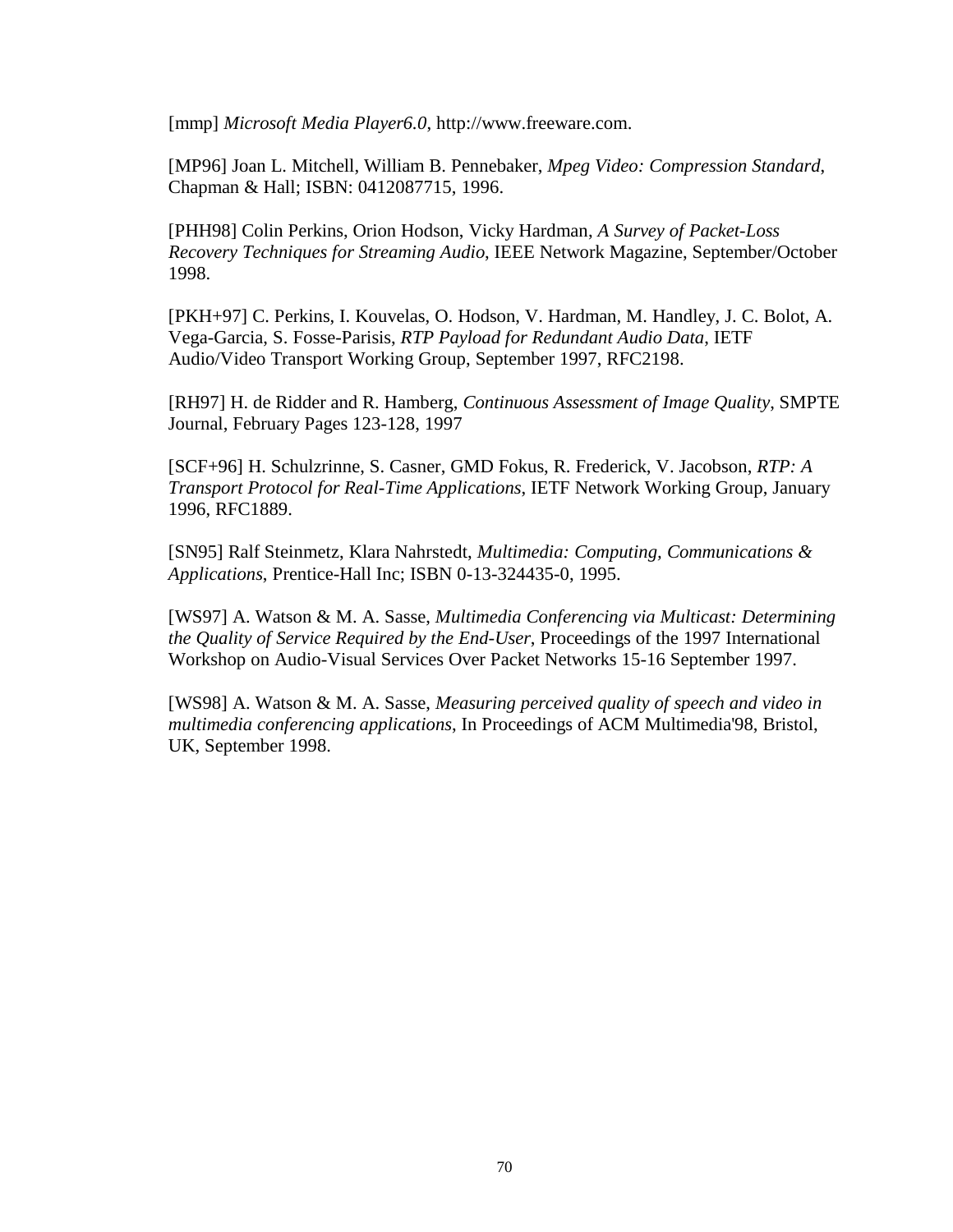[mmp] *Microsoft Media Player6.0*, http://www.freeware.com.

[MP96] Joan L. Mitchell, William B. Pennebaker, *Mpeg Video: Compression Standard*, Chapman & Hall; ISBN: 0412087715, 1996.

[PHH98] Colin Perkins, Orion Hodson, Vicky Hardman, *A Survey of Packet-Loss Recovery Techniques for Streaming Audio*, IEEE Network Magazine, September/October 1998.

[PKH+97] C. Perkins, I. Kouvelas, O. Hodson, V. Hardman, M. Handley, J. C. Bolot, A. Vega-Garcia, S. Fosse-Parisis, *RTP Payload for Redundant Audio Data*, IETF Audio/Video Transport Working Group, September 1997, RFC2198.

[RH97] H. de Ridder and R. Hamberg, *Continuous Assessment of Image Quality*, SMPTE Journal, February Pages 123-128, 1997

[SCF+96] H. Schulzrinne, S. Casner, GMD Fokus, R. Frederick, V. Jacobson, *RTP: A Transport Protocol for Real-Time Applications*, IETF Network Working Group, January 1996, RFC1889.

[SN95] Ralf Steinmetz, Klara Nahrstedt, *Multimedia: Computing, Communications & Applications*, Prentice-Hall Inc; ISBN 0-13-324435-0, 1995.

[WS97] A. Watson & M. A. Sasse, *Multimedia Conferencing via Multicast: Determining the Quality of Service Required by the End-User*, Proceedings of the 1997 International Workshop on Audio-Visual Services Over Packet Networks 15-16 September 1997.

[WS98] A. Watson & M. A. Sasse, *Measuring perceived quality of speech and video in multimedia conferencing applications*, In Proceedings of ACM Multimedia'98, Bristol, UK, September 1998.